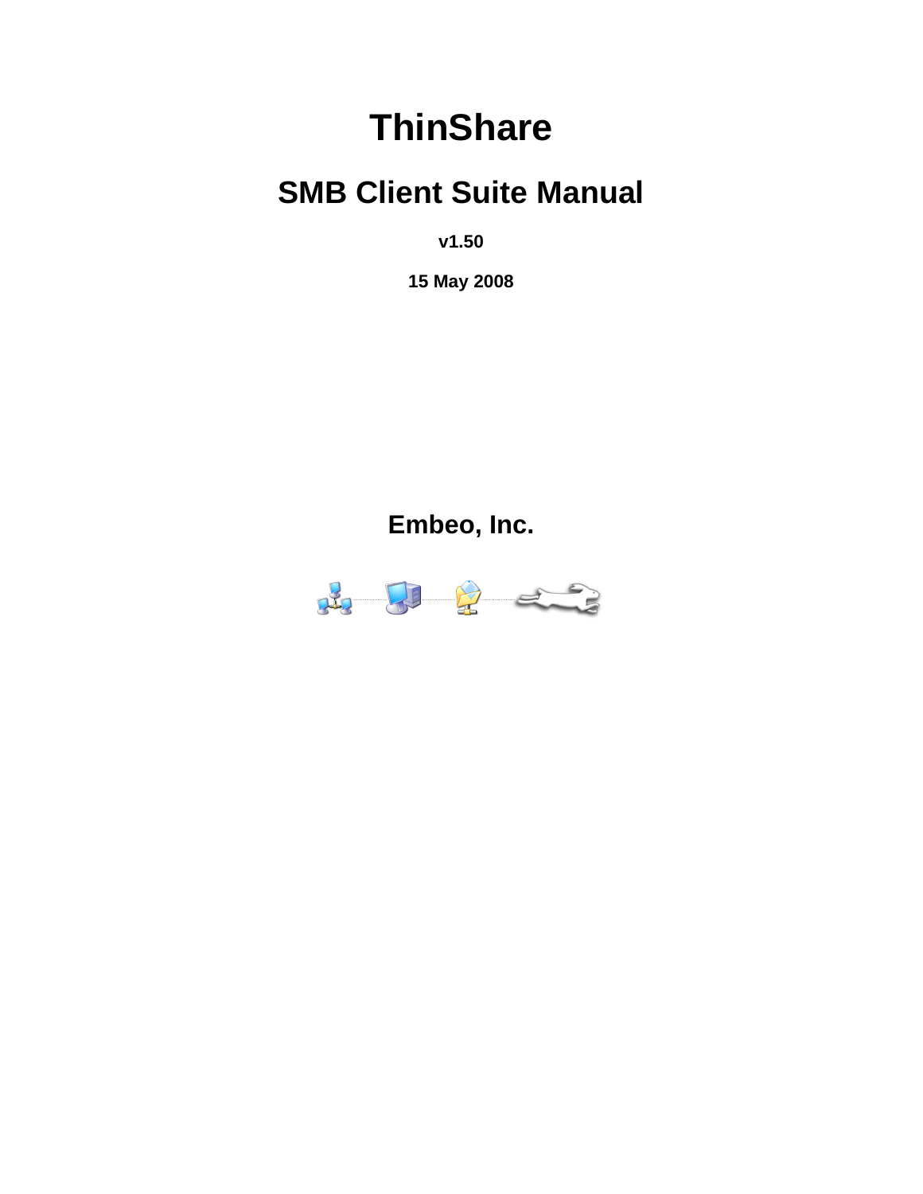# ThinShare

## SMB Client Suite Manual

**v1.50**

**15 May 2008**

**Embeo, Inc.**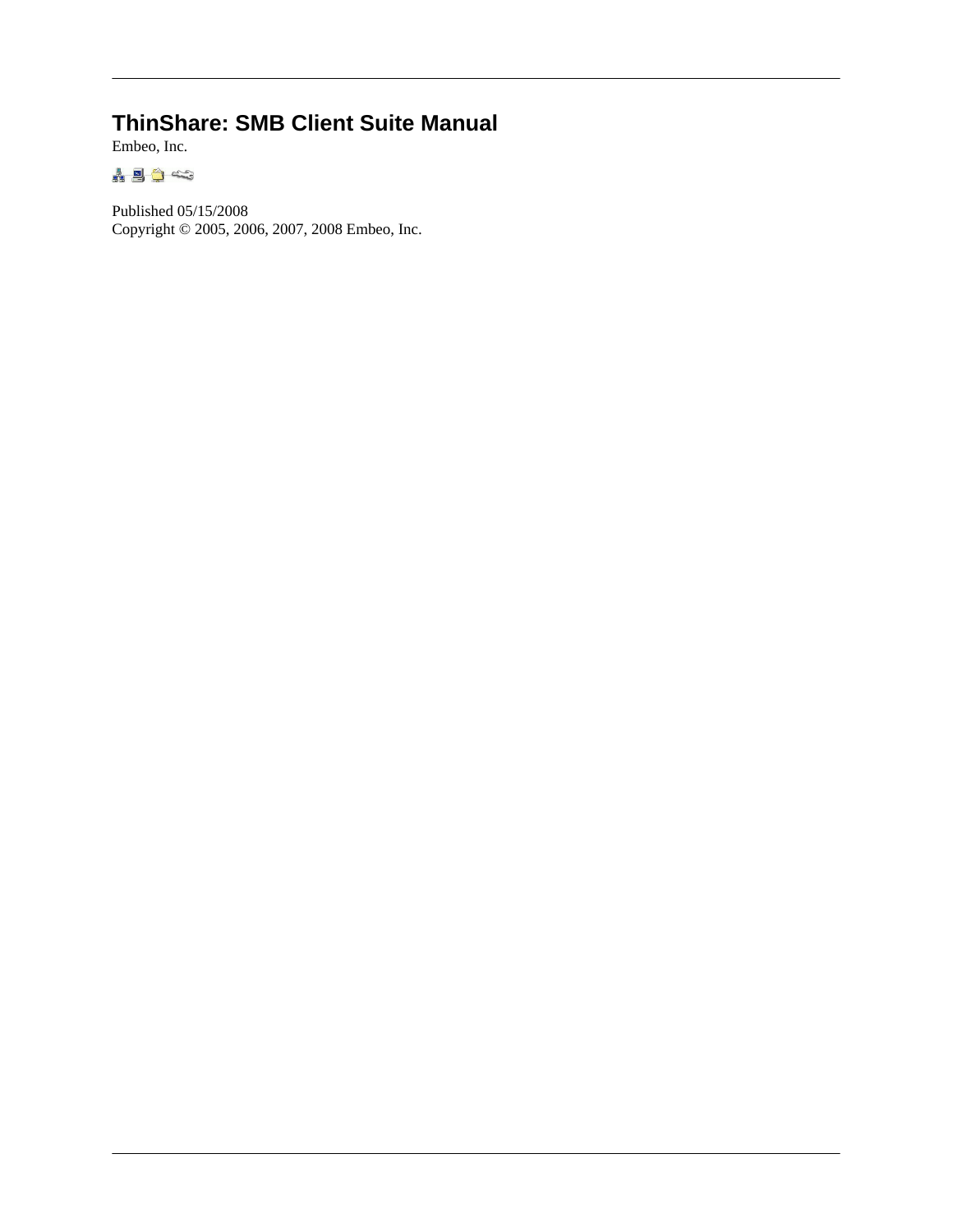# ThinShare: SMB Client Suite Manual

Embeo, Inc.

Published 05/15/2008

Copyright © 2005, 2006, 2007, 2008 Embeo, Inc.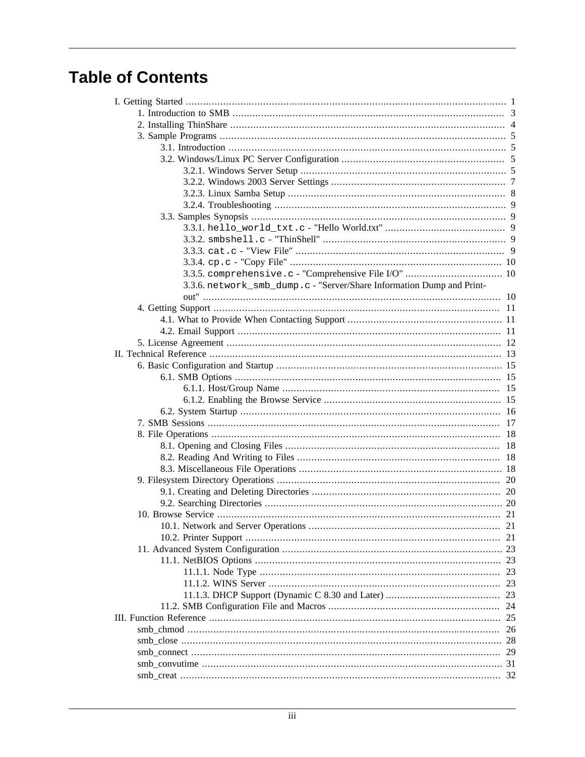# Table of Contents

- I. Getting Started ..................................................................................................... 1
  - 1. Introduction to SMB ..................................................................................... 3
  - 2. Installing ThinShare ..................................................................................... 4
  - 3. Sample Programs ......................................................................................... 5
    - 3.1. Introduction ......................................................................................... 5
    - 3.2. Windows/Linux PC Server Configuration ............................................... 5
      - 3.2.1. Windows Server Setup ................................................................ 5
      - 3.2.2. Windows 2003 Server Settings ..................................................... 7
      - 3.2.3. Linux Samba Setup ..................................................................... 8
      - 3.2.4. Troubleshooting ......................................................................... 9
    - 3.3. Samples Synopsis .................................................................................. 9
      - 3.3.1. `hello_world_txt.c` - "Hello World.txt" ........................................ 9
      - 3.3.2. `smbshell.c` - "ThinShell" ........................................................... 9
      - 3.3.3. `cat.c` - "View File" ..................................................................... 9
      - 3.3.4. `cp.c` - "Copy File" ..................................................................... 10
      - 3.3.5. `comprehensive.c` - "Comprehensive File I/O" ............................. 10
      - 3.3.6. `network_smb_dump.c` - "Server/Share Information Dump and Print-out" ........................................................................................... 10
  - 4. Getting Support ........................................................................................... 11
    - 4.1. What to Provide When Contacting Support ............................................. 11
    - 4.2. Email Support ....................................................................................... 11
  - 5. License Agreement ....................................................................................... 12
- II. Technical Reference ............................................................................................ 13
  - 6. Basic Configuration and Startup .................................................................... 15
    - 6.1. SMB Options ........................................................................................ 15
      - 6.1.1. Host/Group Name ...................................................................... 15
      - 6.1.2. Enabling the Browse Service ....................................................... 15
    - 6.2. System Startup ...................................................................................... 16
  - 7. SMB Sessions .............................................................................................. 17
  - 8. File Operations ............................................................................................ 18
    - 8.1. Opening and Closing Files ..................................................................... 18
    - 8.2. Reading And Writing to Files ................................................................. 18
    - 8.3. Miscellaneous File Operations ................................................................ 18
  - 9. Filesystem Directory Operations .................................................................... 20
    - 9.1. Creating and Deleting Directories ........................................................... 20
    - 9.2. Searching Directories ............................................................................ 20
  - 10. Browse Service ........................................................................................... 21
    - 10.1. Network and Server Operations ............................................................ 21
    - 10.2. Printer Support .................................................................................... 21
  - 11. Advanced System Configuration ................................................................... 23
    - 11.1. NetBIOS Options .................................................................................. 23
      - 11.1.1. Node Type ................................................................................ 23
      - 11.1.2. WINS Server ............................................................................. 23
      - 11.1.3. DHCP Support (Dynamic C 8.30 and Later) .................................. 23
    - 11.2. SMB Configuration File and Macros ...................................................... 24
- III. Function Reference ............................................................................................ 25
  - smb_chmod ....................................................................................................... 26
  - smb_close ......................................................................................................... 28
  - smb_connect ..................................................................................................... 29
  - smb_convutime .................................................................................................. 31
  - smb_creat ......................................................................................................... 32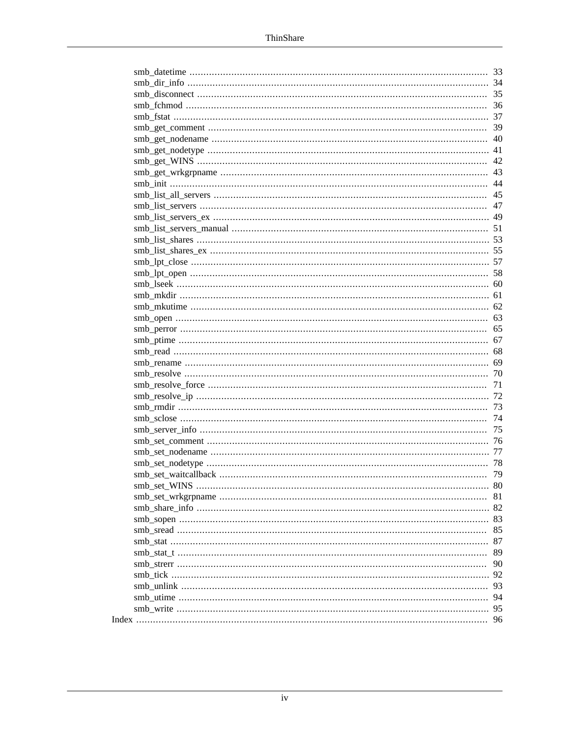- smb_datetime ........................................................................ 33
- smb_dir_info ........................................................................ 34
- smb_disconnect ........................................................................ 35
- smb_fchmod ........................................................................ 36
- smb_fstat ........................................................................ 37
- smb_get_comment ........................................................................ 39
- smb_get_nodename ........................................................................ 40
- smb_get_nodetype ........................................................................ 41
- smb_get_WINS ........................................................................ 42
- smb_get_wrkgrpname ........................................................................ 43
- smb_init ........................................................................ 44
- smb_list_all_servers ........................................................................ 45
- smb_list_servers ........................................................................ 47
- smb_list_servers_ex ........................................................................ 49
- smb_list_servers_manual ........................................................................ 51
- smb_list_shares ........................................................................ 53
- smb_list_shares_ex ........................................................................ 55
- smb_lpt_close ........................................................................ 57
- smb_lpt_open ........................................................................ 58
- smb_lseek ........................................................................ 60
- smb_mkdir ........................................................................ 61
- smb_mkutime ........................................................................ 62
- smb_open ........................................................................ 63
- smb_perror ........................................................................ 65
- smb_ptime ........................................................................ 67
- smb_read ........................................................................ 68
- smb_rename ........................................................................ 69
- smb_resolve ........................................................................ 70
- smb_resolve_force ........................................................................ 71
- smb_resolve_ip ........................................................................ 72
- smb_rmdir ........................................................................ 73
- smb_sclose ........................................................................ 74
- smb_server_info ........................................................................ 75
- smb_set_comment ........................................................................ 76
- smb_set_nodename ........................................................................ 77
- smb_set_nodetype ........................................................................ 78
- smb_set_waitcallback ........................................................................ 79
- smb_set_WINS ........................................................................ 80
- smb_set_wrkgrpname ........................................................................ 81
- smb_share_info ........................................................................ 82
- smb_sopen ........................................................................ 83
- smb_sread ........................................................................ 85
- smb_stat ........................................................................ 87
- smb_stat_t ........................................................................ 89
- smb_strerr ........................................................................ 90
- smb_tick ........................................................................ 92
- smb_unlink ........................................................................ 93
- smb_utime ........................................................................ 94
- smb_write ........................................................................ 95

Index ........................................................................ 96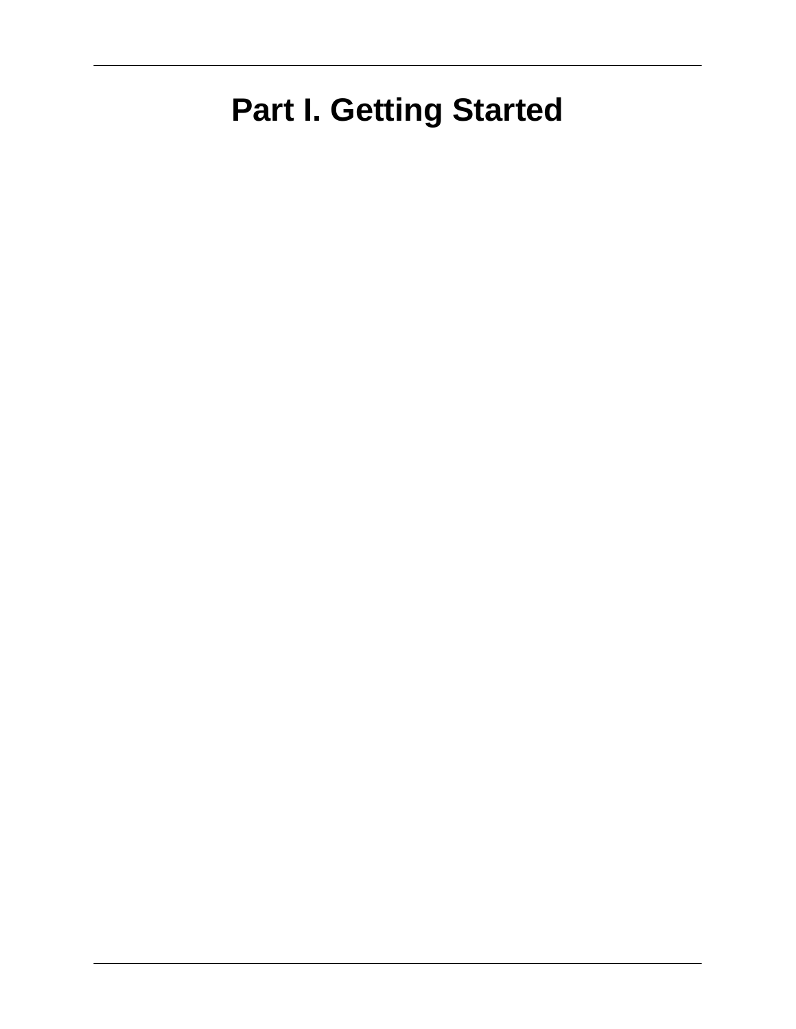# Part I. Getting Started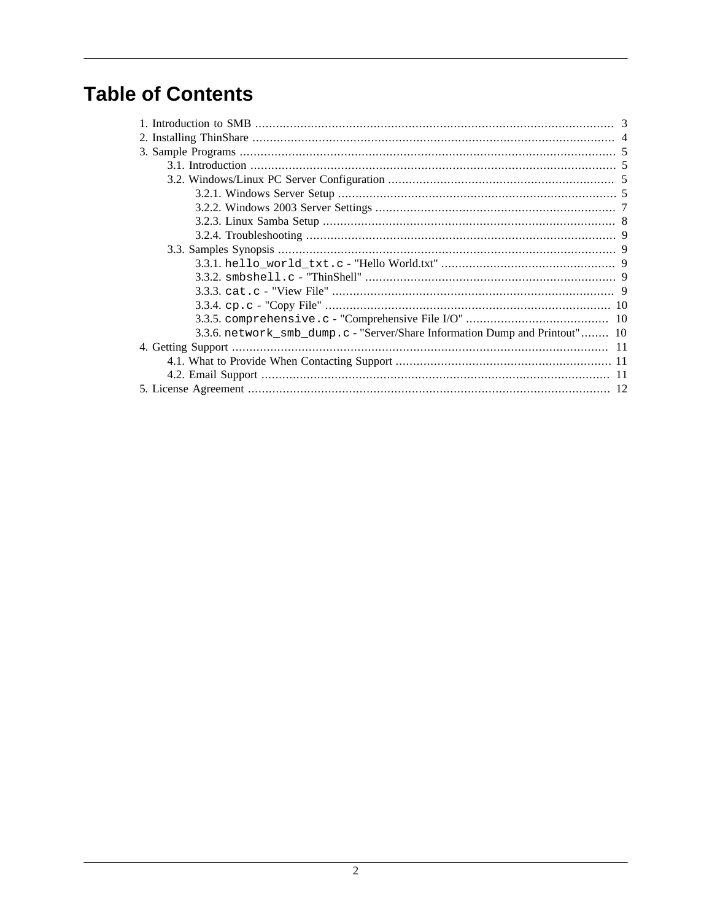# Table of Contents

- 1. Introduction to SMB ........ 3
- 2. Installing ThinShare ........ 4
- 3. Sample Programs ........ 5
  - 3.1. Introduction ........ 5
  - 3.2. Windows/Linux PC Server Configuration ........ 5
    - 3.2.1. Windows Server Setup ........ 5
    - 3.2.2. Windows 2003 Server Settings ........ 7
    - 3.2.3. Linux Samba Setup ........ 8
    - 3.2.4. Troubleshooting ........ 9
  - 3.3. Samples Synopsis ........ 9
    - 3.3.1. `hello_world_txt.c` - "Hello World.txt" ........ 9
    - 3.3.2. `smbshell.c` - "ThinShell" ........ 9
    - 3.3.3. `cat.c` - "View File" ........ 9
    - 3.3.4. `cp.c` - "Copy File" ........ 10
    - 3.3.5. `comprehensive.c` - "Comprehensive File I/O" ........ 10
    - 3.3.6. `network_smb_dump.c` - "Server/Share Information Dump and Printout" ........ 10
- 4. Getting Support ........ 11
  - 4.1. What to Provide When Contacting Support ........ 11
  - 4.2. Email Support ........ 11
- 5. License Agreement ........ 12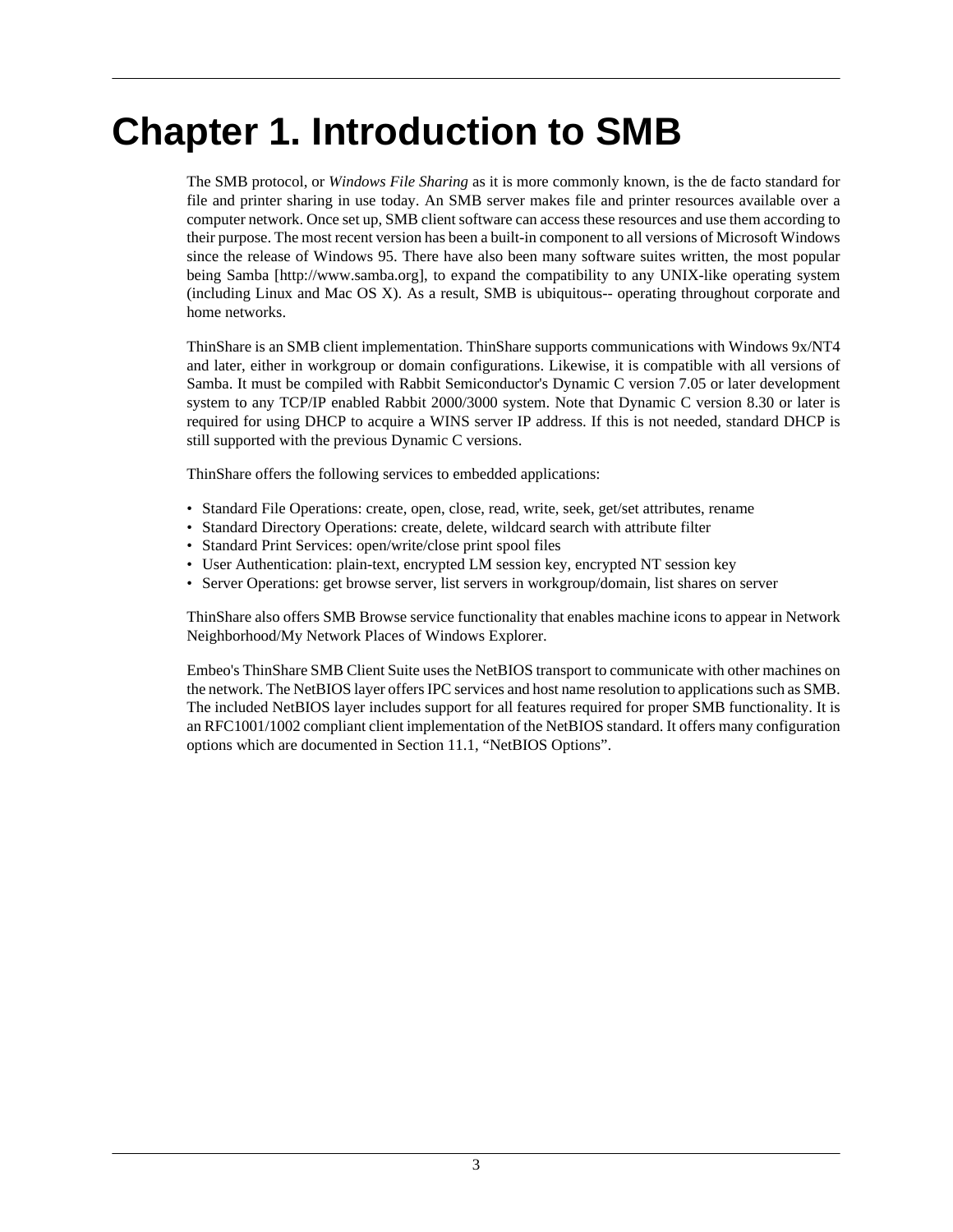# Chapter 1. Introduction to SMB

The SMB protocol, or *Windows File Sharing* as it is more commonly known, is the de facto standard for file and printer sharing in use today. An SMB server makes file and printer resources available over a computer network. Once set up, SMB client software can access these resources and use them according to their purpose. The most recent version has been a built-in component to all versions of Microsoft Windows since the release of Windows 95. There have also been many software suites written, the most popular being Samba [http://www.samba.org], to expand the compatibility to any UNIX-like operating system (including Linux and Mac OS X). As a result, SMB is ubiquitous-- operating throughout corporate and home networks.

ThinShare is an SMB client implementation. ThinShare supports communications with Windows 9x/NT4 and later, either in workgroup or domain configurations. Likewise, it is compatible with all versions of Samba. It must be compiled with Rabbit Semiconductor's Dynamic C version 7.05 or later development system to any TCP/IP enabled Rabbit 2000/3000 system. Note that Dynamic C version 8.30 or later is required for using DHCP to acquire a WINS server IP address. If this is not needed, standard DHCP is still supported with the previous Dynamic C versions.

ThinShare offers the following services to embedded applications:

- Standard File Operations: create, open, close, read, write, seek, get/set attributes, rename
- Standard Directory Operations: create, delete, wildcard search with attribute filter
- Standard Print Services: open/write/close print spool files
- User Authentication: plain-text, encrypted LM session key, encrypted NT session key
- Server Operations: get browse server, list servers in workgroup/domain, list shares on server

ThinShare also offers SMB Browse service functionality that enables machine icons to appear in Network Neighborhood/My Network Places of Windows Explorer.

Embeo's ThinShare SMB Client Suite uses the NetBIOS transport to communicate with other machines on the network. The NetBIOS layer offers IPC services and host name resolution to applications such as SMB. The included NetBIOS layer includes support for all features required for proper SMB functionality. It is an RFC1001/1002 compliant client implementation of the NetBIOS standard. It offers many configuration options which are documented in Section 11.1, “NetBIOS Options”.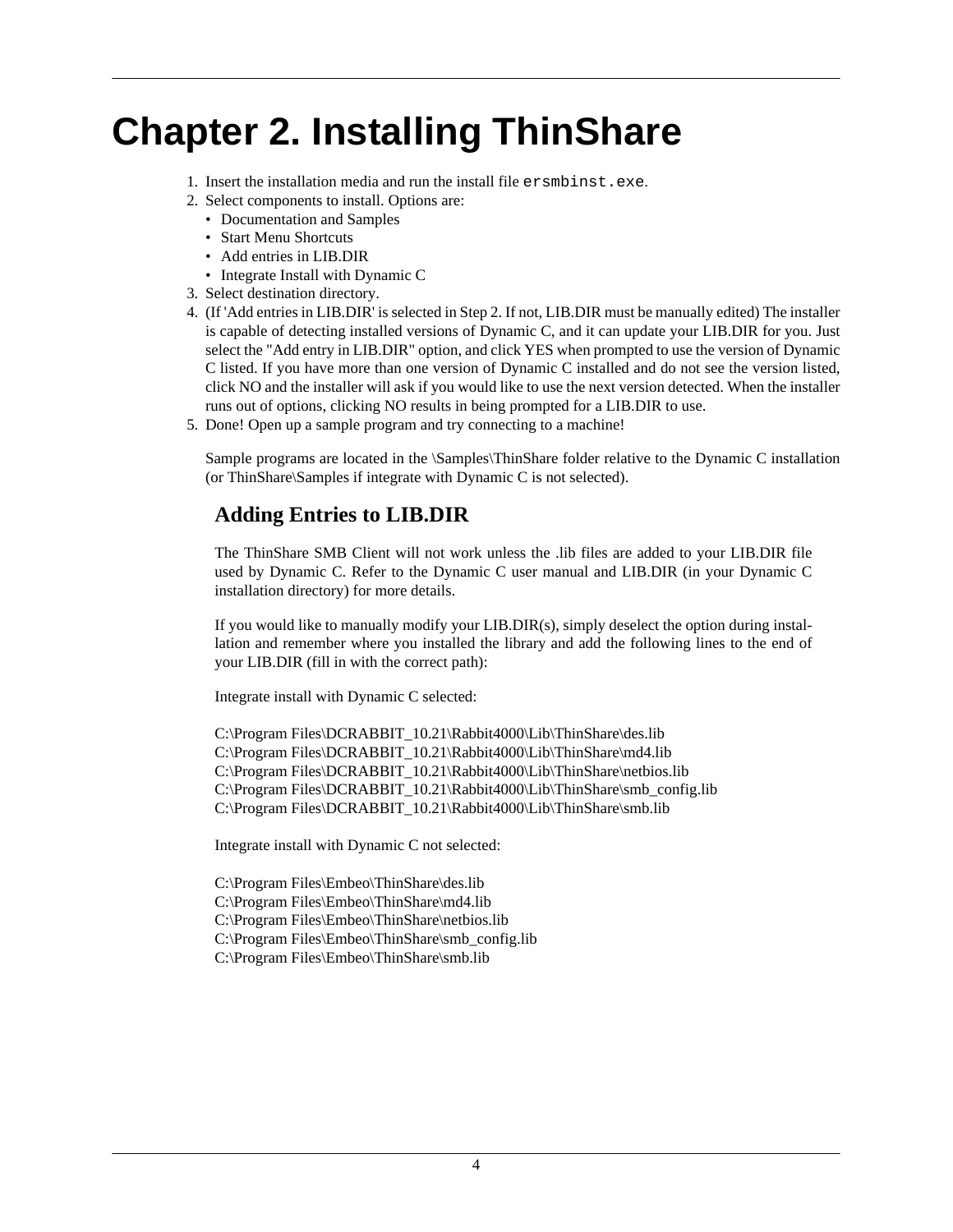# Chapter 2. Installing ThinShare

1. Insert the installation media and run the install file `ersmbinst.exe`.
2. Select components to install. Options are:
   - Documentation and Samples
   - Start Menu Shortcuts
   - Add entries in LIB.DIR
   - Integrate Install with Dynamic C
3. Select destination directory.
4. (If 'Add entries in LIB.DIR' is selected in Step 2. If not, LIB.DIR must be manually edited) The installer is capable of detecting installed versions of Dynamic C, and it can update your LIB.DIR for you. Just select the "Add entry in LIB.DIR" option, and click YES when prompted to use the version of Dynamic C listed. If you have more than one version of Dynamic C installed and do not see the version listed, click NO and the installer will ask if you would like to use the next version detected. When the installer runs out of options, clicking NO results in being prompted for a LIB.DIR to use.
5. Done! Open up a sample program and try connecting to a machine!

   Sample programs are located in the \Samples\ThinShare folder relative to the Dynamic C installation (or ThinShare\Samples if integrate with Dynamic C is not selected).

## Adding Entries to LIB.DIR

The ThinShare SMB Client will not work unless the .lib files are added to your LIB.DIR file used by Dynamic C. Refer to the Dynamic C user manual and LIB.DIR (in your Dynamic C installation directory) for more details.

If you would like to manually modify your LIB.DIR(s), simply deselect the option during installation and remember where you installed the library and add the following lines to the end of your LIB.DIR (fill in with the correct path):

Integrate install with Dynamic C selected:

C:\Program Files\DCRABBIT_10.21\Rabbit4000\Lib\ThinShare\des.lib
C:\Program Files\DCRABBIT_10.21\Rabbit4000\Lib\ThinShare\md4.lib
C:\Program Files\DCRABBIT_10.21\Rabbit4000\Lib\ThinShare\netbios.lib
C:\Program Files\DCRABBIT_10.21\Rabbit4000\Lib\ThinShare\smb_config.lib
C:\Program Files\DCRABBIT_10.21\Rabbit4000\Lib\ThinShare\smb.lib

Integrate install with Dynamic C not selected:

C:\Program Files\Embeo\ThinShare\des.lib
C:\Program Files\Embeo\ThinShare\md4.lib
C:\Program Files\Embeo\ThinShare\netbios.lib
C:\Program Files\Embeo\ThinShare\smb_config.lib
C:\Program Files\Embeo\ThinShare\smb.lib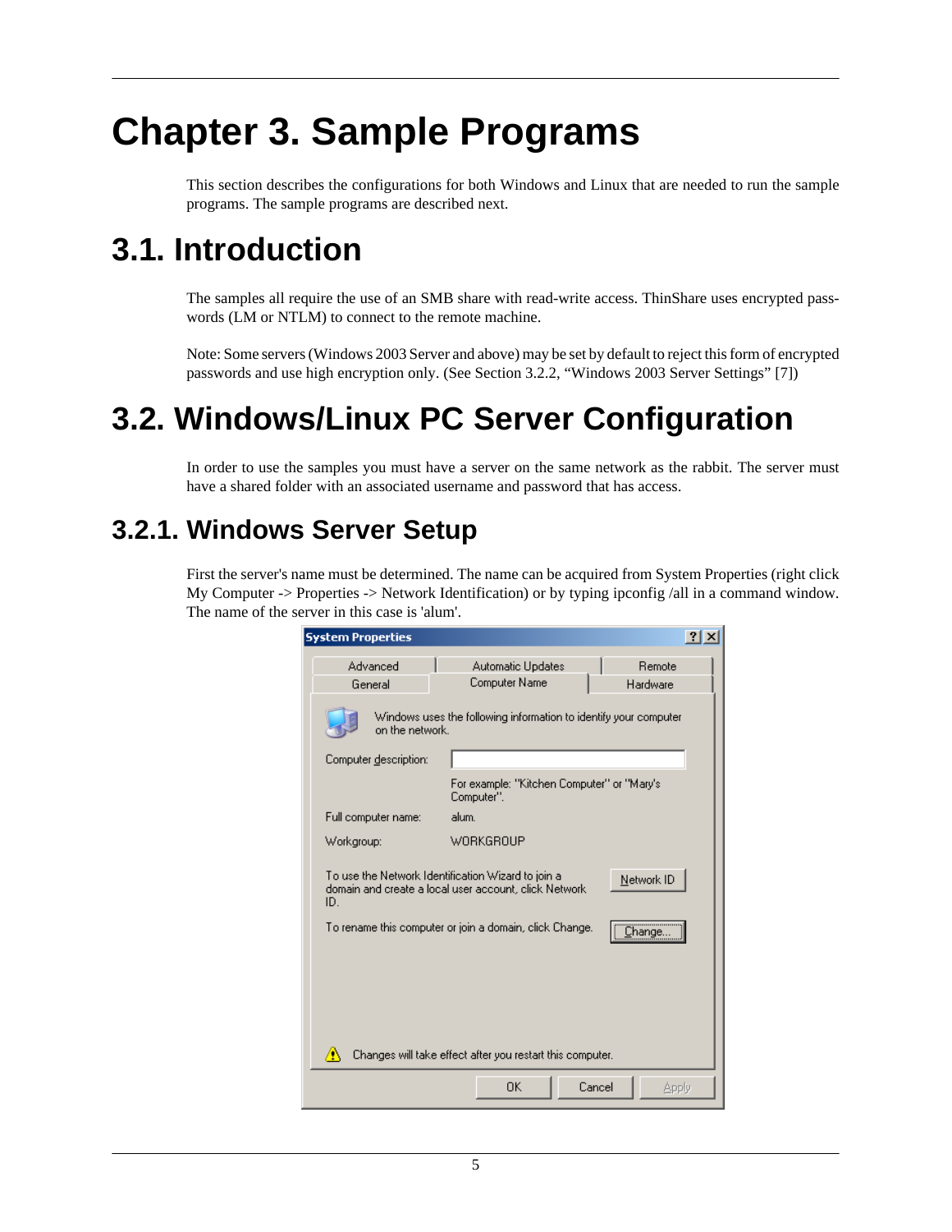# Chapter 3. Sample Programs

This section describes the configurations for both Windows and Linux that are needed to run the sample programs. The sample programs are described next.

## 3.1. Introduction

The samples all require the use of an SMB share with read-write access. ThinShare uses encrypted passwords (LM or NTLM) to connect to the remote machine.

Note: Some servers (Windows 2003 Server and above) may be set by default to reject this form of encrypted passwords and use high encryption only. (See Section 3.2.2, “Windows 2003 Server Settings” [7])

## 3.2. Windows/Linux PC Server Configuration

In order to use the samples you must have a server on the same network as the rabbit. The server must have a shared folder with an associated username and password that has access.

### 3.2.1. Windows Server Setup

First the server's name must be determined. The name can be acquired from System Properties (right click My Computer -> Properties -> Network Identification) or by typing ipconfig /all in a command window. The name of the server in this case is 'alum'.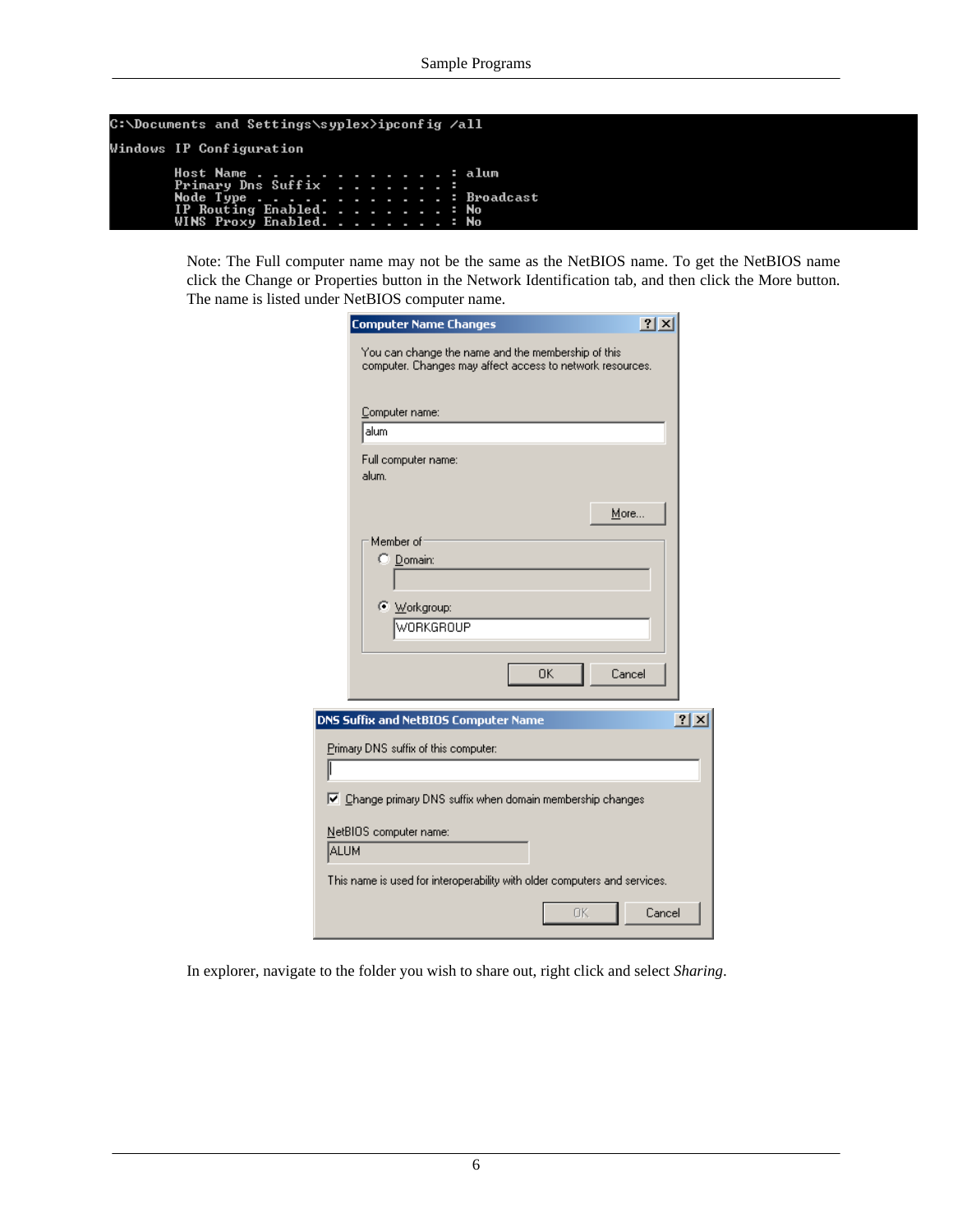```
C:\Documents and Settings\syplex>ipconfig /all

Windows IP Configuration

        Host Name . . . . . . . . . . . . : alum
        Primary Dns Suffix  . . . . . . . :
        Node Type . . . . . . . . . . . . : Broadcast
        IP Routing Enabled. . . . . . . . : No
        WINS Proxy Enabled. . . . . . . . : No
```

Note: The Full computer name may not be the same as the NetBIOS name. To get the NetBIOS name click the Change or Properties button in the Network Identification tab, and then click the More button. The name is listed under NetBIOS computer name.

In explorer, navigate to the folder you wish to share out, right click and select *Sharing*.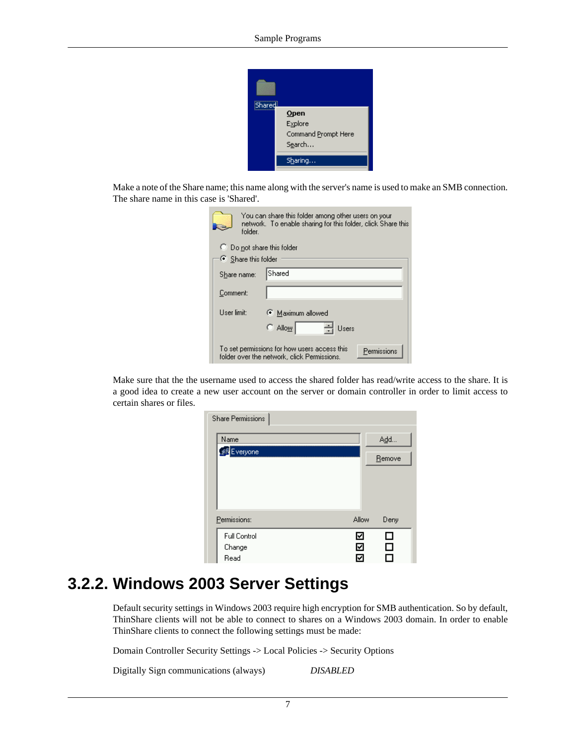Make a note of the Share name; this name along with the server's name is used to make an SMB connection. The share name in this case is 'Shared'.

Make sure that the the username used to access the shared folder has read/write access to the share. It is a good idea to create a new user account on the server or domain controller in order to limit access to certain shares or files.

## 3.2.2. Windows 2003 Server Settings

Default security settings in Windows 2003 require high encryption for SMB authentication. So by default, ThinShare clients will not be able to connect to shares on a Windows 2003 domain. In order to enable ThinShare clients to connect the following settings must be made:

Domain Controller Security Settings -> Local Policies -> Security Options

Digitally Sign communications (always)          *DISABLED*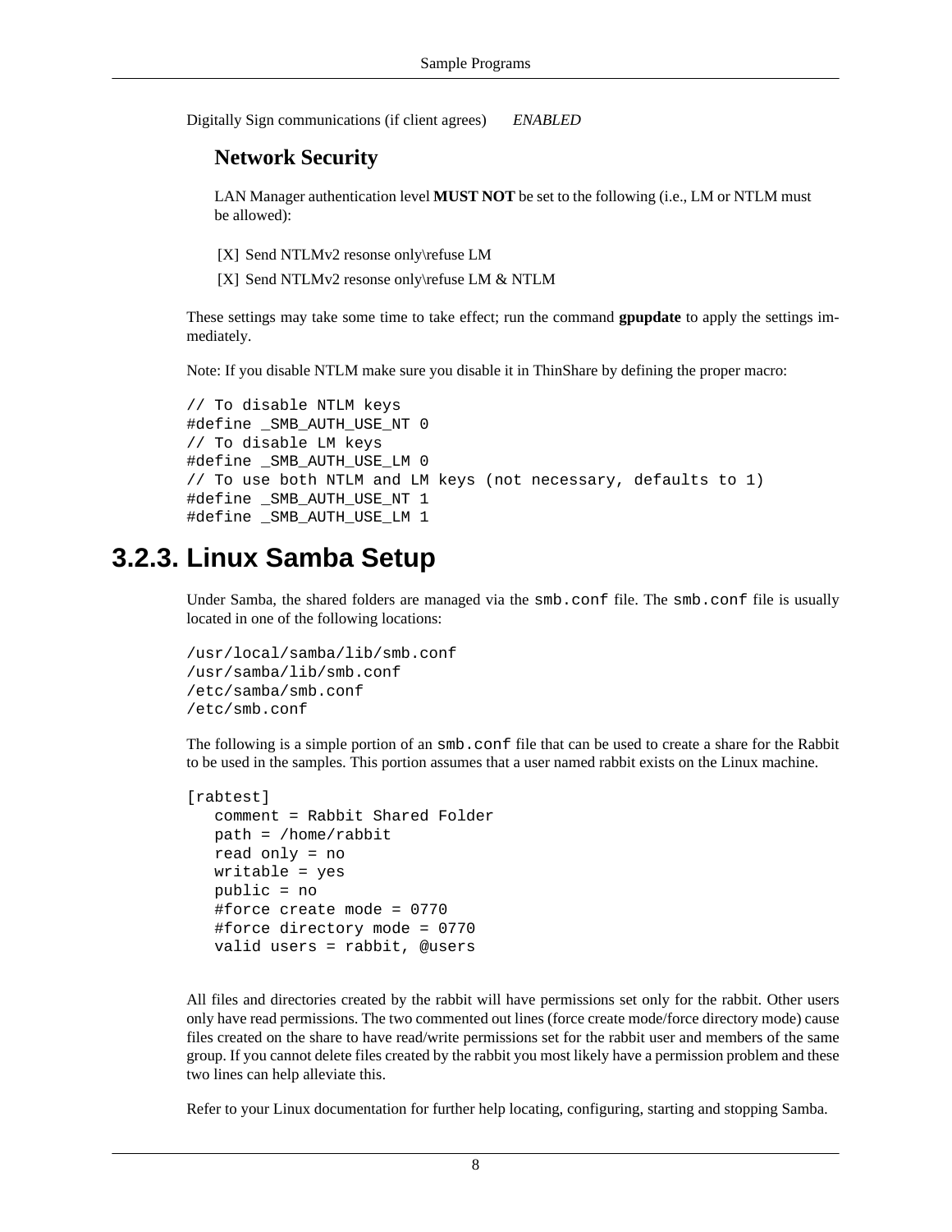Digitally Sign communications (if client agrees)    *ENABLED*

### Network Security

LAN Manager authentication level **MUST NOT** be set to the following (i.e., LM or NTLM must be allowed):

[X] Send NTLMv2 resonse only\refuse LM

[X] Send NTLMv2 resonse only\refuse LM & NTLM

These settings may take some time to take effect; run the command **gpupdate** to apply the settings immediately.

Note: If you disable NTLM make sure you disable it in ThinShare by defining the proper macro:

```
// To disable NTLM keys
#define _SMB_AUTH_USE_NT 0
// To disable LM keys
#define _SMB_AUTH_USE_LM 0
// To use both NTLM and LM keys (not necessary, defaults to 1)
#define _SMB_AUTH_USE_NT 1
#define _SMB_AUTH_USE_LM 1
```

## 3.2.3. Linux Samba Setup

Under Samba, the shared folders are managed via the `smb.conf` file. The `smb.conf` file is usually located in one of the following locations:

```
/usr/local/samba/lib/smb.conf
/usr/samba/lib/smb.conf
/etc/samba/smb.conf
/etc/smb.conf
```

The following is a simple portion of an `smb.conf` file that can be used to create a share for the Rabbit to be used in the samples. This portion assumes that a user named rabbit exists on the Linux machine.

```
[rabtest]
   comment = Rabbit Shared Folder
   path = /home/rabbit
   read only = no
   writable = yes
   public = no
   #force create mode = 0770
   #force directory mode = 0770
   valid users = rabbit, @users
```

All files and directories created by the rabbit will have permissions set only for the rabbit. Other users only have read permissions. The two commented out lines (force create mode/force directory mode) cause files created on the share to have read/write permissions set for the rabbit user and members of the same group. If you cannot delete files created by the rabbit you most likely have a permission problem and these two lines can help alleviate this.

Refer to your Linux documentation for further help locating, configuring, starting and stopping Samba.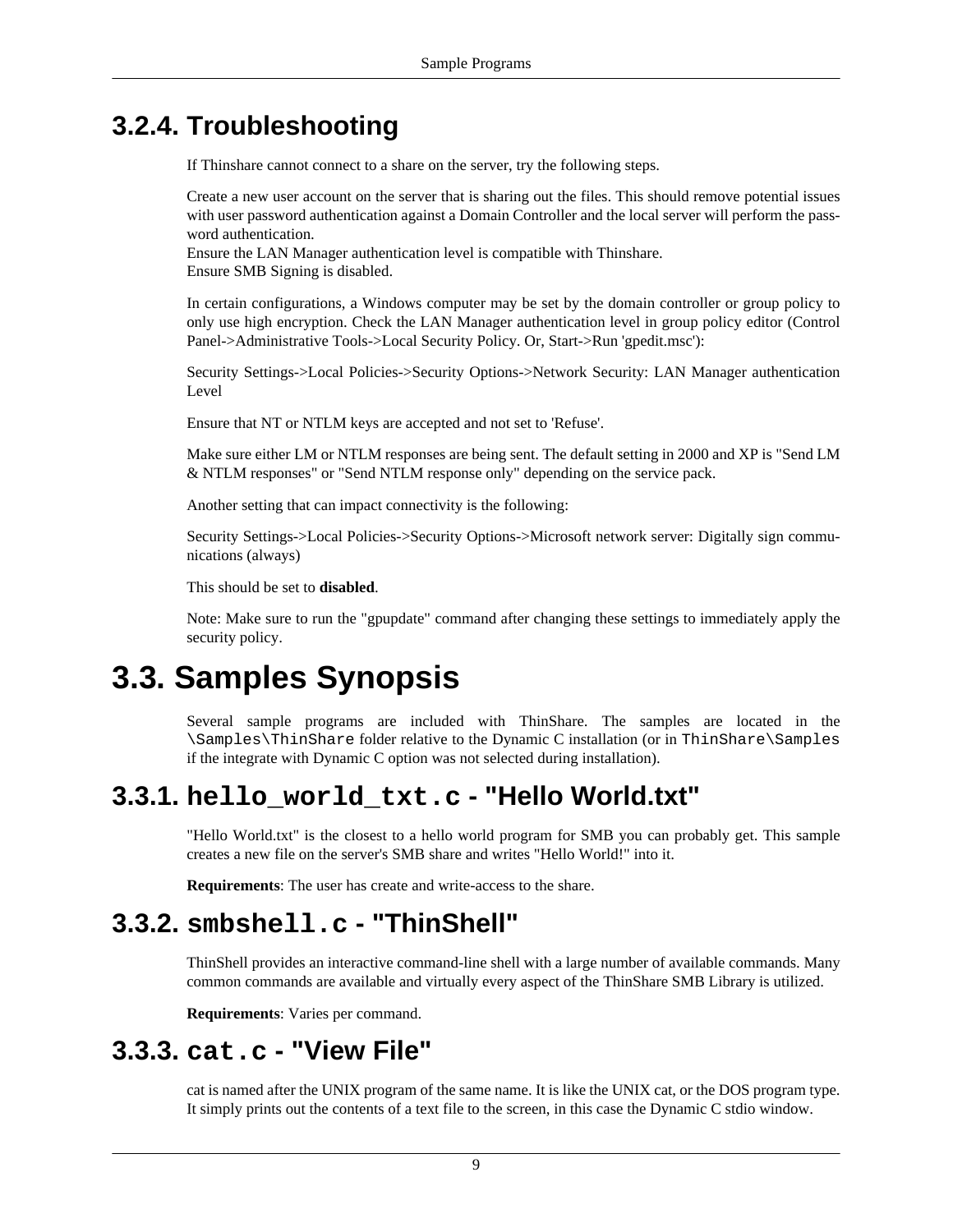### 3.2.4. Troubleshooting

If Thinshare cannot connect to a share on the server, try the following steps.

Create a new user account on the server that is sharing out the files. This should remove potential issues with user password authentication against a Domain Controller and the local server will perform the password authentication.
Ensure the LAN Manager authentication level is compatible with Thinshare.
Ensure SMB Signing is disabled.

In certain configurations, a Windows computer may be set by the domain controller or group policy to only use high encryption. Check the LAN Manager authentication level in group policy editor (Control Panel->Administrative Tools->Local Security Policy. Or, Start->Run 'gpedit.msc'):

Security Settings->Local Policies->Security Options->Network Security: LAN Manager authentication Level

Ensure that NT or NTLM keys are accepted and not set to 'Refuse'.

Make sure either LM or NTLM responses are being sent. The default setting in 2000 and XP is "Send LM & NTLM responses" or "Send NTLM response only" depending on the service pack.

Another setting that can impact connectivity is the following:

Security Settings->Local Policies->Security Options->Microsoft network server: Digitally sign communications (always)

This should be set to **disabled**.

Note: Make sure to run the "gpupdate" command after changing these settings to immediately apply the security policy.

## 3.3. Samples Synopsis

Several sample programs are included with ThinShare. The samples are located in the `\Samples\ThinShare` folder relative to the Dynamic C installation (or in `ThinShare\Samples` if the integrate with Dynamic C option was not selected during installation).

### 3.3.1. `hello_world_txt.c` - "Hello World.txt"

"Hello World.txt" is the closest to a hello world program for SMB you can probably get. This sample creates a new file on the server's SMB share and writes "Hello World!" into it.

**Requirements**: The user has create and write-access to the share.

### 3.3.2. `smbshell.c` - "ThinShell"

ThinShell provides an interactive command-line shell with a large number of available commands. Many common commands are available and virtually every aspect of the ThinShare SMB Library is utilized.

**Requirements**: Varies per command.

### 3.3.3. `cat.c` - "View File"

cat is named after the UNIX program of the same name. It is like the UNIX cat, or the DOS program type. It simply prints out the contents of a text file to the screen, in this case the Dynamic C stdio window.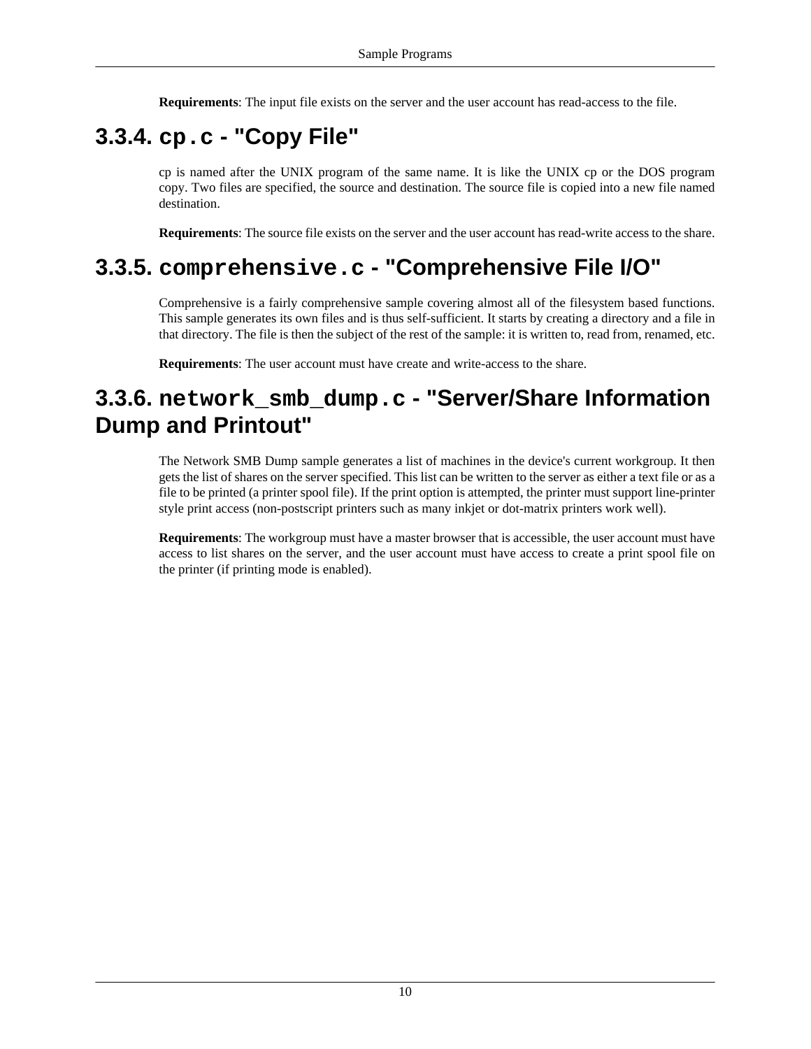**Requirements**: The input file exists on the server and the user account has read-access to the file.

## 3.3.4. `cp.c` - "Copy File"

cp is named after the UNIX program of the same name. It is like the UNIX cp or the DOS program copy. Two files are specified, the source and destination. The source file is copied into a new file named destination.

**Requirements**: The source file exists on the server and the user account has read-write access to the share.

## 3.3.5. `comprehensive.c` - "Comprehensive File I/O"

Comprehensive is a fairly comprehensive sample covering almost all of the filesystem based functions. This sample generates its own files and is thus self-sufficient. It starts by creating a directory and a file in that directory. The file is then the subject of the rest of the sample: it is written to, read from, renamed, etc.

**Requirements**: The user account must have create and write-access to the share.

## 3.3.6. `network_smb_dump.c` - "Server/Share Information Dump and Printout"

The Network SMB Dump sample generates a list of machines in the device's current workgroup. It then gets the list of shares on the server specified. This list can be written to the server as either a text file or as a file to be printed (a printer spool file). If the print option is attempted, the printer must support line-printer style print access (non-postscript printers such as many inkjet or dot-matrix printers work well).

**Requirements**: The workgroup must have a master browser that is accessible, the user account must have access to list shares on the server, and the user account must have access to create a print spool file on the printer (if printing mode is enabled).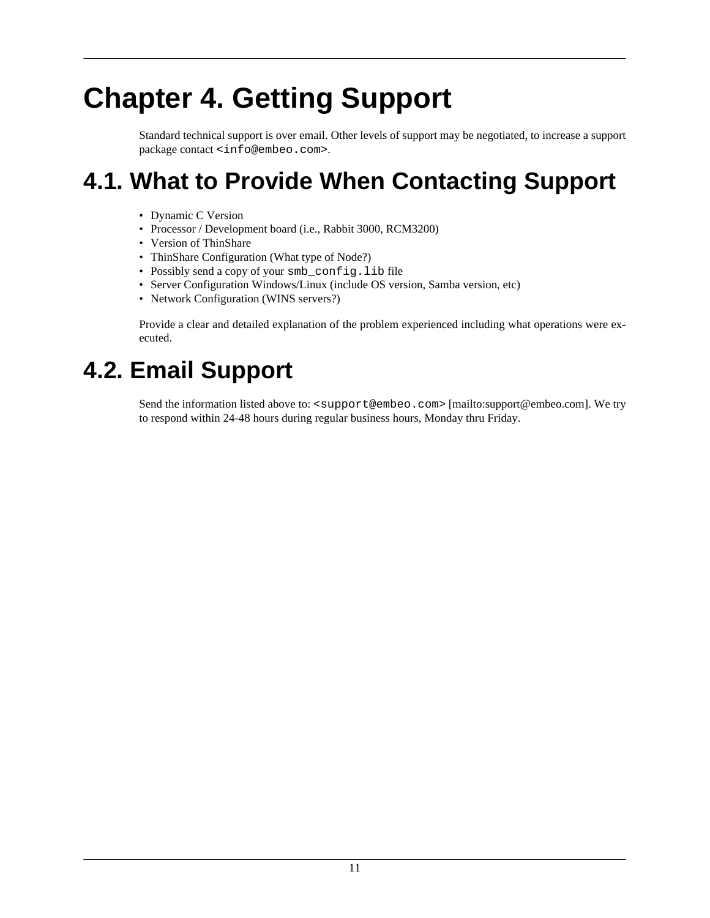# Chapter 4. Getting Support

Standard technical support is over email. Other levels of support may be negotiated, to increase a support package contact `<info@embeo.com>`.

## 4.1. What to Provide When Contacting Support

- Dynamic C Version
- Processor / Development board (i.e., Rabbit 3000, RCM3200)
- Version of ThinShare
- ThinShare Configuration (What type of Node?)
- Possibly send a copy of your `smb_config.lib` file
- Server Configuration Windows/Linux (include OS version, Samba version, etc)
- Network Configuration (WINS servers?)

Provide a clear and detailed explanation of the problem experienced including what operations were executed.

## 4.2. Email Support

Send the information listed above to: `<support@embeo.com>` [mailto:support@embeo.com]. We try to respond within 24-48 hours during regular business hours, Monday thru Friday.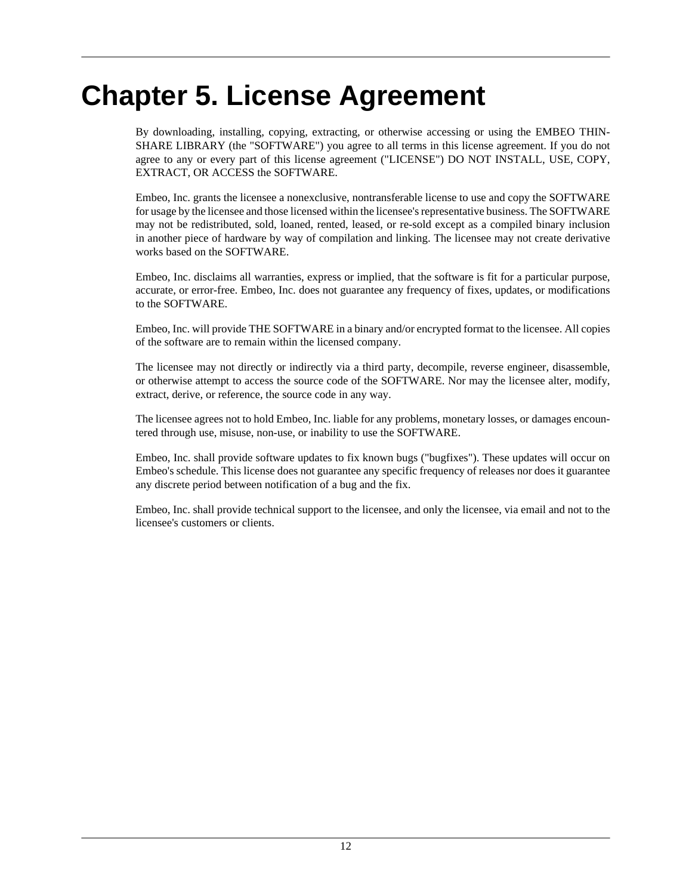# Chapter 5. License Agreement

By downloading, installing, copying, extracting, or otherwise accessing or using the EMBEO THIN-SHARE LIBRARY (the "SOFTWARE") you agree to all terms in this license agreement. If you do not agree to any or every part of this license agreement ("LICENSE") DO NOT INSTALL, USE, COPY, EXTRACT, OR ACCESS the SOFTWARE.

Embeo, Inc. grants the licensee a nonexclusive, nontransferable license to use and copy the SOFTWARE for usage by the licensee and those licensed within the licensee's representative business. The SOFTWARE may not be redistributed, sold, loaned, rented, leased, or re-sold except as a compiled binary inclusion in another piece of hardware by way of compilation and linking. The licensee may not create derivative works based on the SOFTWARE.

Embeo, Inc. disclaims all warranties, express or implied, that the software is fit for a particular purpose, accurate, or error-free. Embeo, Inc. does not guarantee any frequency of fixes, updates, or modifications to the SOFTWARE.

Embeo, Inc. will provide THE SOFTWARE in a binary and/or encrypted format to the licensee. All copies of the software are to remain within the licensed company.

The licensee may not directly or indirectly via a third party, decompile, reverse engineer, disassemble, or otherwise attempt to access the source code of the SOFTWARE. Nor may the licensee alter, modify, extract, derive, or reference, the source code in any way.

The licensee agrees not to hold Embeo, Inc. liable for any problems, monetary losses, or damages encountered through use, misuse, non-use, or inability to use the SOFTWARE.

Embeo, Inc. shall provide software updates to fix known bugs ("bugfixes"). These updates will occur on Embeo's schedule. This license does not guarantee any specific frequency of releases nor does it guarantee any discrete period between notification of a bug and the fix.

Embeo, Inc. shall provide technical support to the licensee, and only the licensee, via email and not to the licensee's customers or clients.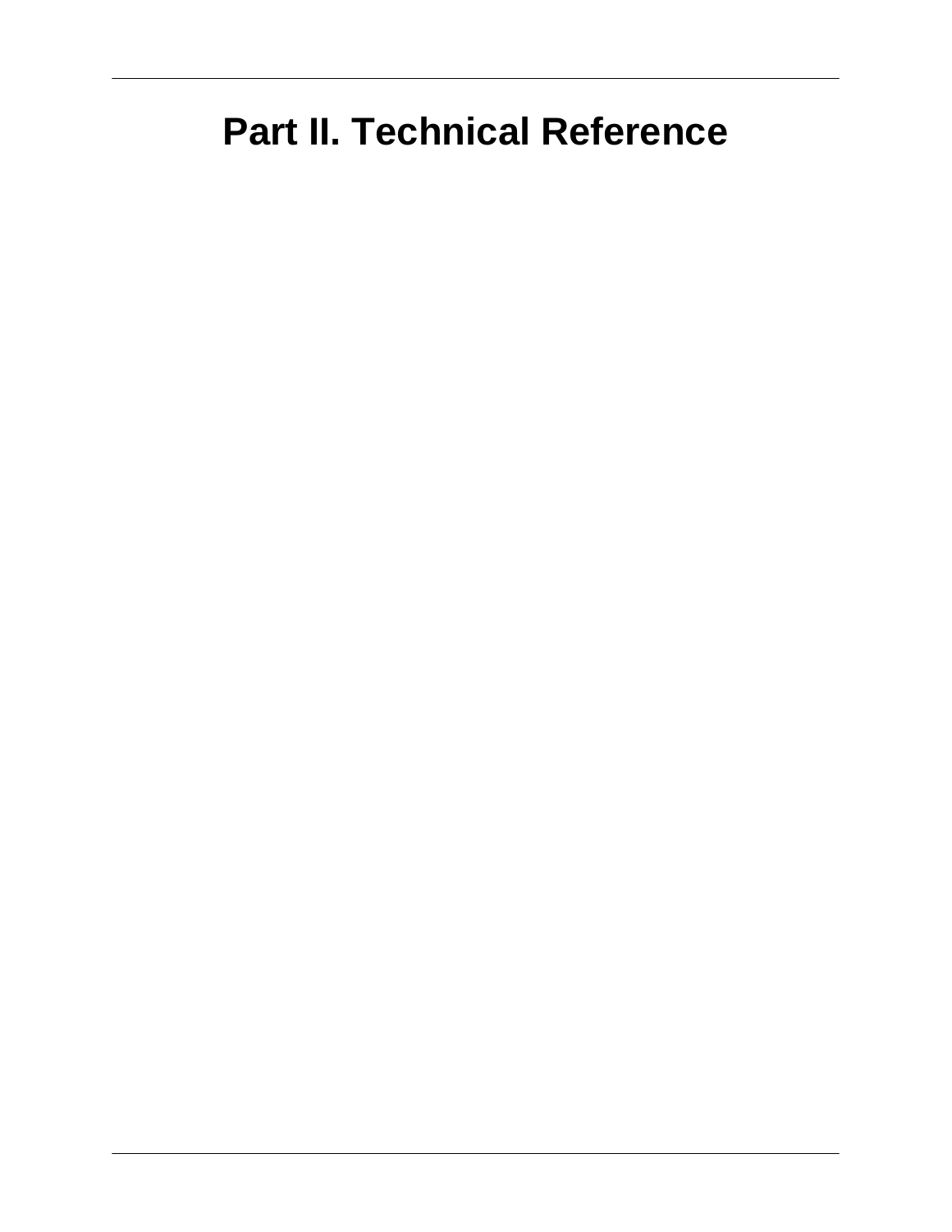# Part II. Technical Reference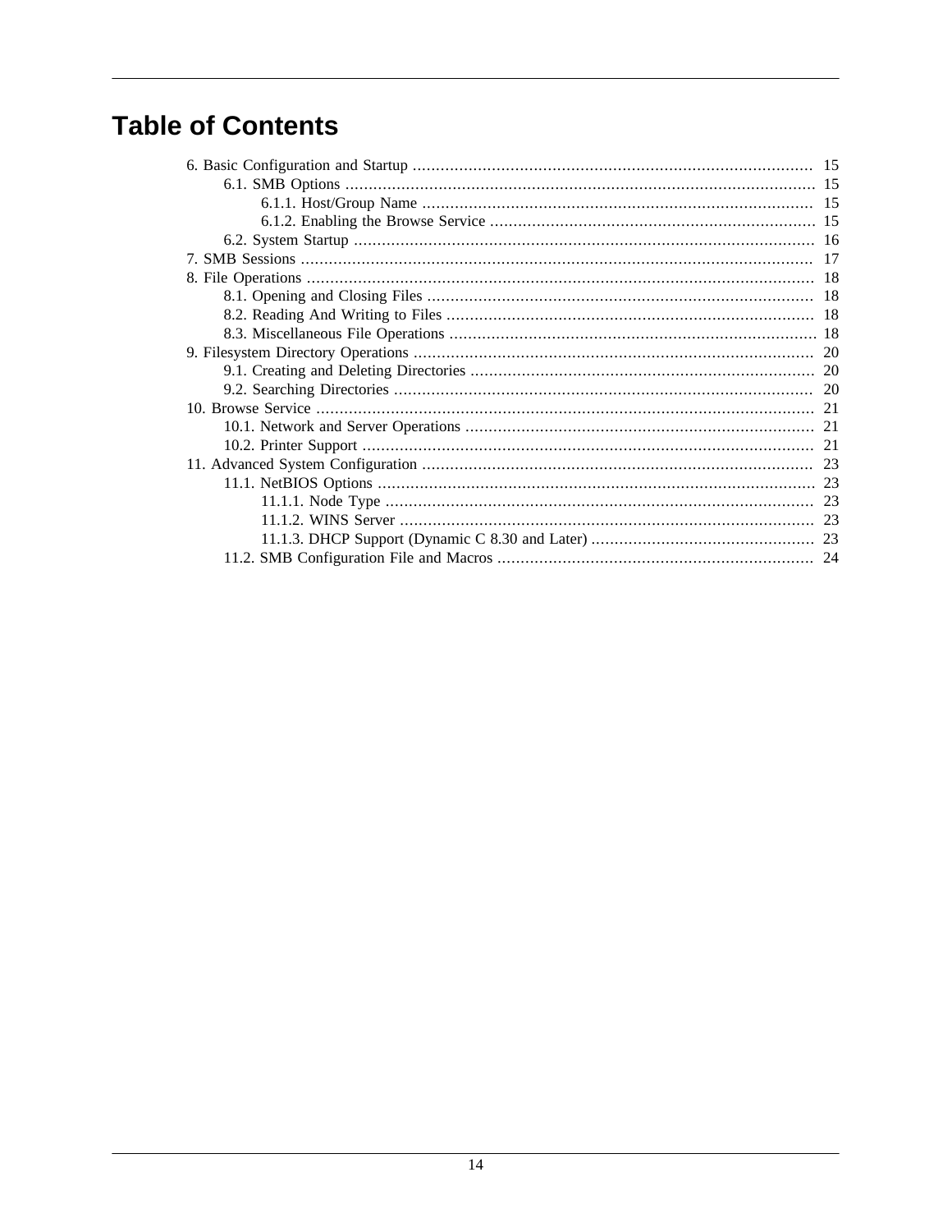# Table of Contents

- 6. Basic Configuration and Startup ..... 15
  - 6.1. SMB Options ..... 15
    - 6.1.1. Host/Group Name ..... 15
    - 6.1.2. Enabling the Browse Service ..... 15
  - 6.2. System Startup ..... 16
- 7. SMB Sessions ..... 17
- 8. File Operations ..... 18
  - 8.1. Opening and Closing Files ..... 18
  - 8.2. Reading And Writing to Files ..... 18
  - 8.3. Miscellaneous File Operations ..... 18
- 9. Filesystem Directory Operations ..... 20
  - 9.1. Creating and Deleting Directories ..... 20
  - 9.2. Searching Directories ..... 20
- 10. Browse Service ..... 21
  - 10.1. Network and Server Operations ..... 21
  - 10.2. Printer Support ..... 21
- 11. Advanced System Configuration ..... 23
  - 11.1. NetBIOS Options ..... 23
    - 11.1.1. Node Type ..... 23
    - 11.1.2. WINS Server ..... 23
    - 11.1.3. DHCP Support (Dynamic C 8.30 and Later) ..... 23
  - 11.2. SMB Configuration File and Macros ..... 24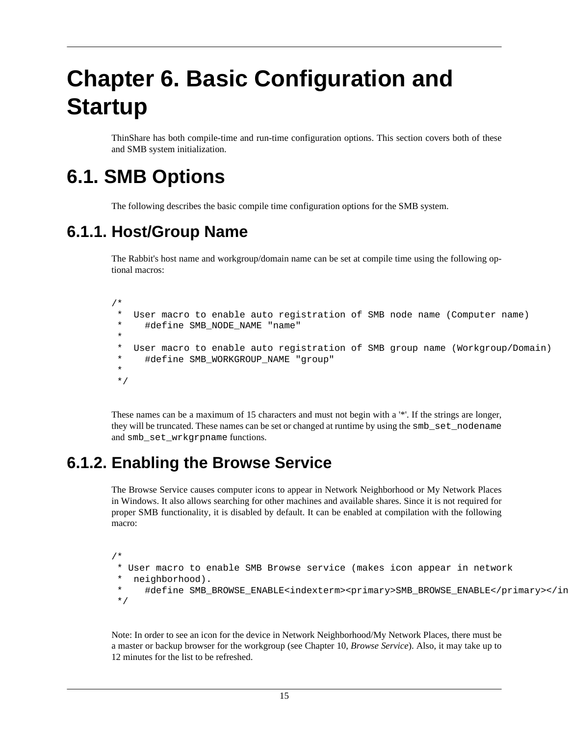# Chapter 6. Basic Configuration and Startup

ThinShare has both compile-time and run-time configuration options. This section covers both of these and SMB system initialization.

## 6.1. SMB Options

The following describes the basic compile time configuration options for the SMB system.

### 6.1.1. Host/Group Name

The Rabbit's host name and workgroup/domain name can be set at compile time using the following optional macros:

```
/*
 *  User macro to enable auto registration of SMB node name (Computer name)
 *    #define SMB_NODE_NAME "name"
 *
 *  User macro to enable auto registration of SMB group name (Workgroup/Domain)
 *    #define SMB_WORKGROUP_NAME "group"
 *
 */
```

These names can be a maximum of 15 characters and must not begin with a '*'. If the strings are longer, they will be truncated. These names can be set or changed at runtime by using the `smb_set_nodename` and `smb_set_wrkgrpname` functions.

### 6.1.2. Enabling the Browse Service

The Browse Service causes computer icons to appear in Network Neighborhood or My Network Places in Windows. It also allows searching for other machines and available shares. Since it is not required for proper SMB functionality, it is disabled by default. It can be enabled at compilation with the following macro:

```
/*
 * User macro to enable SMB Browse service (makes icon appear in network
 *  neighborhood).
 *    #define SMB_BROWSE_ENABLE<indexterm><primary>SMB_BROWSE_ENABLE</primary></in
 */
```

Note: In order to see an icon for the device in Network Neighborhood/My Network Places, there must be a master or backup browser for the workgroup (see Chapter 10, *Browse Service*). Also, it may take up to 12 minutes for the list to be refreshed.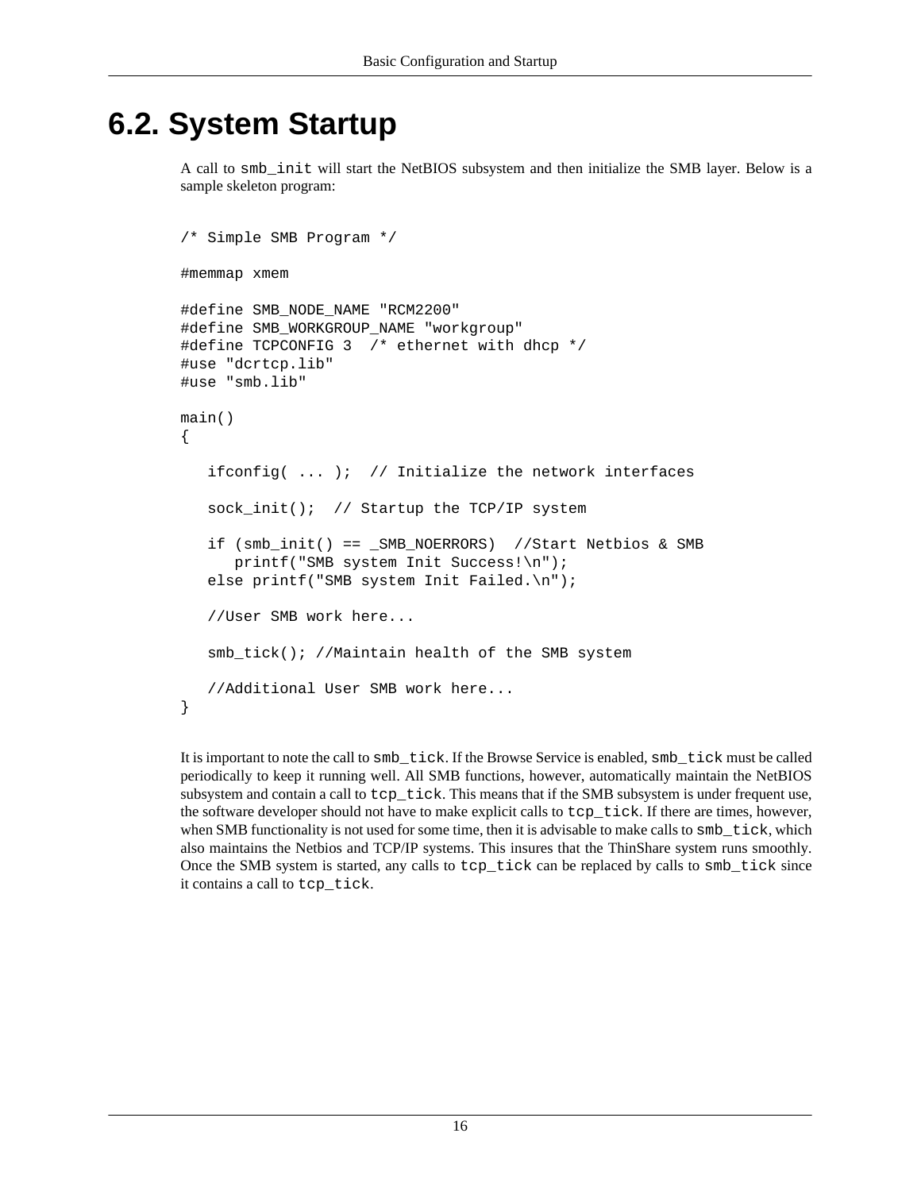# 6.2. System Startup

A call to `smb_init` will start the NetBIOS subsystem and then initialize the SMB layer. Below is a sample skeleton program:

```
/* Simple SMB Program */

#memmap xmem

#define SMB_NODE_NAME "RCM2200"
#define SMB_WORKGROUP_NAME "workgroup"
#define TCPCONFIG 3  /* ethernet with dhcp */
#use "dcrtcp.lib"
#use "smb.lib"

main()
{

   ifconfig( ... );  // Initialize the network interfaces

   sock_init();  // Startup the TCP/IP system

   if (smb_init() == _SMB_NOERRORS)  //Start Netbios & SMB
      printf("SMB system Init Success!\n");
   else printf("SMB system Init Failed.\n");

   //User SMB work here...

   smb_tick(); //Maintain health of the SMB system

   //Additional User SMB work here...
}
```

It is important to note the call to `smb_tick`. If the Browse Service is enabled, `smb_tick` must be called periodically to keep it running well. All SMB functions, however, automatically maintain the NetBIOS subsystem and contain a call to `tcp_tick`. This means that if the SMB subsystem is under frequent use, the software developer should not have to make explicit calls to `tcp_tick`. If there are times, however, when SMB functionality is not used for some time, then it is advisable to make calls to `smb_tick`, which also maintains the Netbios and TCP/IP systems. This insures that the ThinShare system runs smoothly. Once the SMB system is started, any calls to `tcp_tick` can be replaced by calls to `smb_tick` since it contains a call to `tcp_tick`.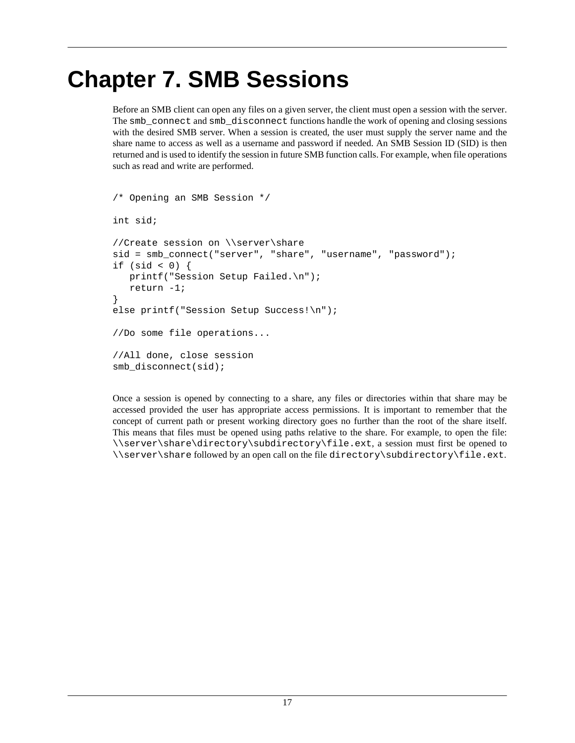# Chapter 7. SMB Sessions

Before an SMB client can open any files on a given server, the client must open a session with the server. The `smb_connect` and `smb_disconnect` functions handle the work of opening and closing sessions with the desired SMB server. When a session is created, the user must supply the server name and the share name to access as well as a username and password if needed. An SMB Session ID (SID) is then returned and is used to identify the session in future SMB function calls. For example, when file operations such as read and write are performed.

```
/* Opening an SMB Session */

int sid;

//Create session on \\server\share
sid = smb_connect("server", "share", "username", "password");
if (sid < 0) {
   printf("Session Setup Failed.\n");
   return -1;
}
else printf("Session Setup Success!\n");

//Do some file operations...

//All done, close session
smb_disconnect(sid);
```

Once a session is opened by connecting to a share, any files or directories within that share may be accessed provided the user has appropriate access permissions. It is important to remember that the concept of current path or present working directory goes no further than the root of the share itself. This means that files must be opened using paths relative to the share. For example, to open the file: `\\server\share\directory\subdirectory\file.ext`, a session must first be opened to `\\server\share` followed by an open call on the file `directory\subdirectory\file.ext`.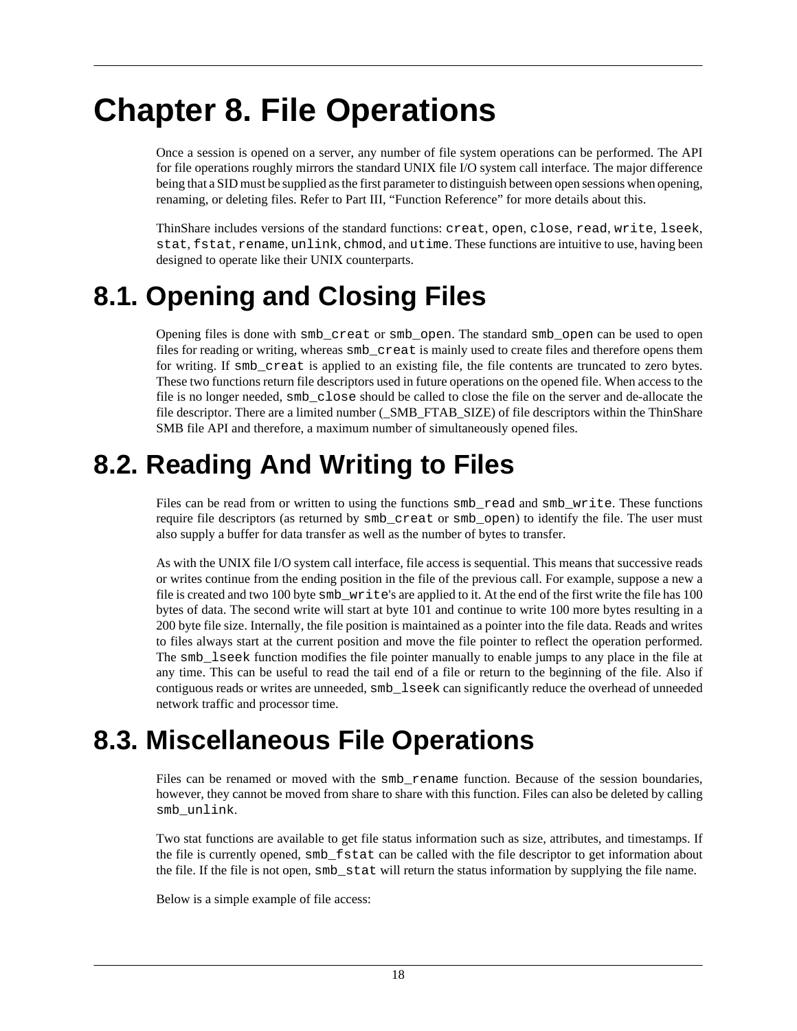# Chapter 8. File Operations

Once a session is opened on a server, any number of file system operations can be performed. The API for file operations roughly mirrors the standard UNIX file I/O system call interface. The major difference being that a SID must be supplied as the first parameter to distinguish between open sessions when opening, renaming, or deleting files. Refer to Part III, "Function Reference" for more details about this.

ThinShare includes versions of the standard functions: `creat`, `open`, `close`, `read`, `write`, `lseek`, `stat`, `fstat`, `rename`, `unlink`, `chmod`, and `utime`. These functions are intuitive to use, having been designed to operate like their UNIX counterparts.

# 8.1. Opening and Closing Files

Opening files is done with `smb_creat` or `smb_open`. The standard `smb_open` can be used to open files for reading or writing, whereas `smb_creat` is mainly used to create files and therefore opens them for writing. If `smb_creat` is applied to an existing file, the file contents are truncated to zero bytes. These two functions return file descriptors used in future operations on the opened file. When access to the file is no longer needed, `smb_close` should be called to close the file on the server and de-allocate the file descriptor. There are a limited number (_SMB_FTAB_SIZE) of file descriptors within the ThinShare SMB file API and therefore, a maximum number of simultaneously opened files.

# 8.2. Reading And Writing to Files

Files can be read from or written to using the functions `smb_read` and `smb_write`. These functions require file descriptors (as returned by `smb_creat` or `smb_open`) to identify the file. The user must also supply a buffer for data transfer as well as the number of bytes to transfer.

As with the UNIX file I/O system call interface, file access is sequential. This means that successive reads or writes continue from the ending position in the file of the previous call. For example, suppose a new a file is created and two 100 byte `smb_write`'s are applied to it. At the end of the first write the file has 100 bytes of data. The second write will start at byte 101 and continue to write 100 more bytes resulting in a 200 byte file size. Internally, the file position is maintained as a pointer into the file data. Reads and writes to files always start at the current position and move the file pointer to reflect the operation performed. The `smb_lseek` function modifies the file pointer manually to enable jumps to any place in the file at any time. This can be useful to read the tail end of a file or return to the beginning of the file. Also if contiguous reads or writes are unneeded, `smb_lseek` can significantly reduce the overhead of unneeded network traffic and processor time.

# 8.3. Miscellaneous File Operations

Files can be renamed or moved with the `smb_rename` function. Because of the session boundaries, however, they cannot be moved from share to share with this function. Files can also be deleted by calling `smb_unlink`.

Two stat functions are available to get file status information such as size, attributes, and timestamps. If the file is currently opened, `smb_fstat` can be called with the file descriptor to get information about the file. If the file is not open, `smb_stat` will return the status information by supplying the file name.

Below is a simple example of file access: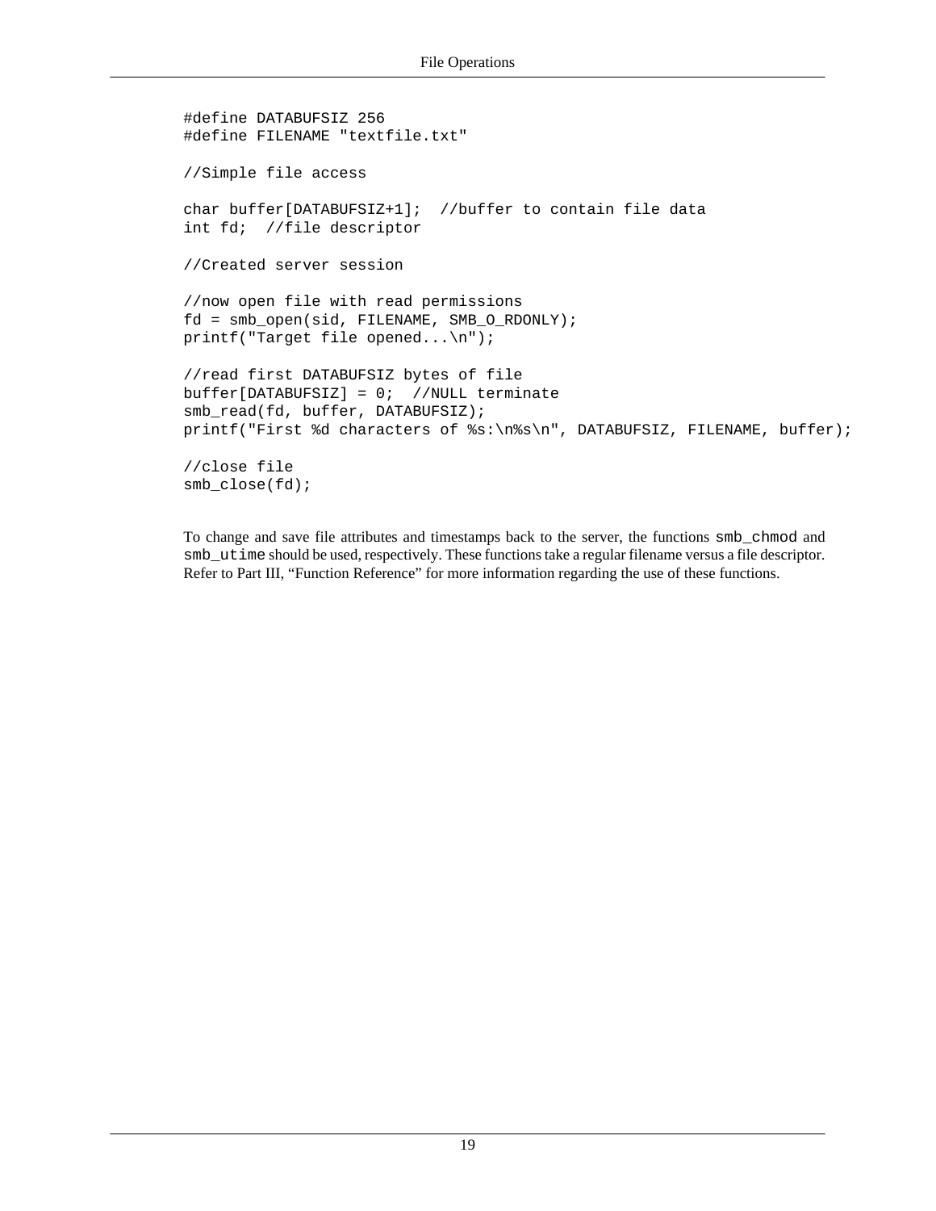```
#define DATABUFSIZ 256
#define FILENAME "textfile.txt"

//Simple file access

char buffer[DATABUFSIZ+1];  //buffer to contain file data
int fd;  //file descriptor

//Created server session

//now open file with read permissions
fd = smb_open(sid, FILENAME, SMB_O_RDONLY);
printf("Target file opened...\n");

//read first DATABUFSIZ bytes of file
buffer[DATABUFSIZ] = 0;  //NULL terminate
smb_read(fd, buffer, DATABUFSIZ);
printf("First %d characters of %s:\n%s\n", DATABUFSIZ, FILENAME, buffer);

//close file
smb_close(fd);
```

To change and save file attributes and timestamps back to the server, the functions `smb_chmod` and `smb_utime` should be used, respectively. These functions take a regular filename versus a file descriptor. Refer to Part III, "Function Reference" for more information regarding the use of these functions.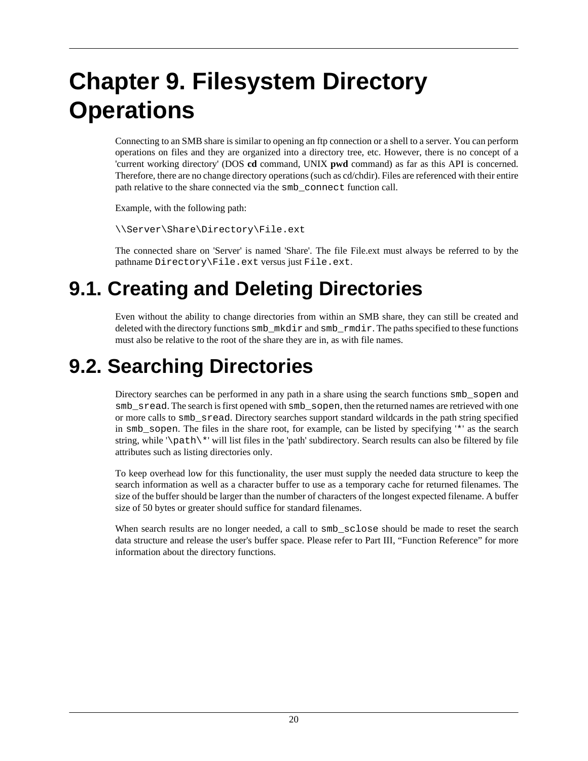# Chapter 9. Filesystem Directory Operations

Connecting to an SMB share is similar to opening an ftp connection or a shell to a server. You can perform operations on files and they are organized into a directory tree, etc. However, there is no concept of a 'current working directory' (DOS **cd** command, UNIX **pwd** command) as far as this API is concerned. Therefore, there are no change directory operations (such as cd/chdir). Files are referenced with their entire path relative to the share connected via the `smb_connect` function call.

Example, with the following path:

```
\\Server\Share\Directory\File.ext
```

The connected share on 'Server' is named 'Share'. The file File.ext must always be referred to by the pathname `Directory\File.ext` versus just `File.ext`.

## 9.1. Creating and Deleting Directories

Even without the ability to change directories from within an SMB share, they can still be created and deleted with the directory functions `smb_mkdir` and `smb_rmdir`. The paths specified to these functions must also be relative to the root of the share they are in, as with file names.

## 9.2. Searching Directories

Directory searches can be performed in any path in a share using the search functions `smb_sopen` and `smb_sread`. The search is first opened with `smb_sopen`, then the returned names are retrieved with one or more calls to `smb_sread`. Directory searches support standard wildcards in the path string specified in `smb_sopen`. The files in the share root, for example, can be listed by specifying '`*`' as the search string, while '`\path\*`' will list files in the 'path' subdirectory. Search results can also be filtered by file attributes such as listing directories only.

To keep overhead low for this functionality, the user must supply the needed data structure to keep the search information as well as a character buffer to use as a temporary cache for returned filenames. The size of the buffer should be larger than the number of characters of the longest expected filename. A buffer size of 50 bytes or greater should suffice for standard filenames.

When search results are no longer needed, a call to `smb_sclose` should be made to reset the search data structure and release the user's buffer space. Please refer to Part III, "Function Reference" for more information about the directory functions.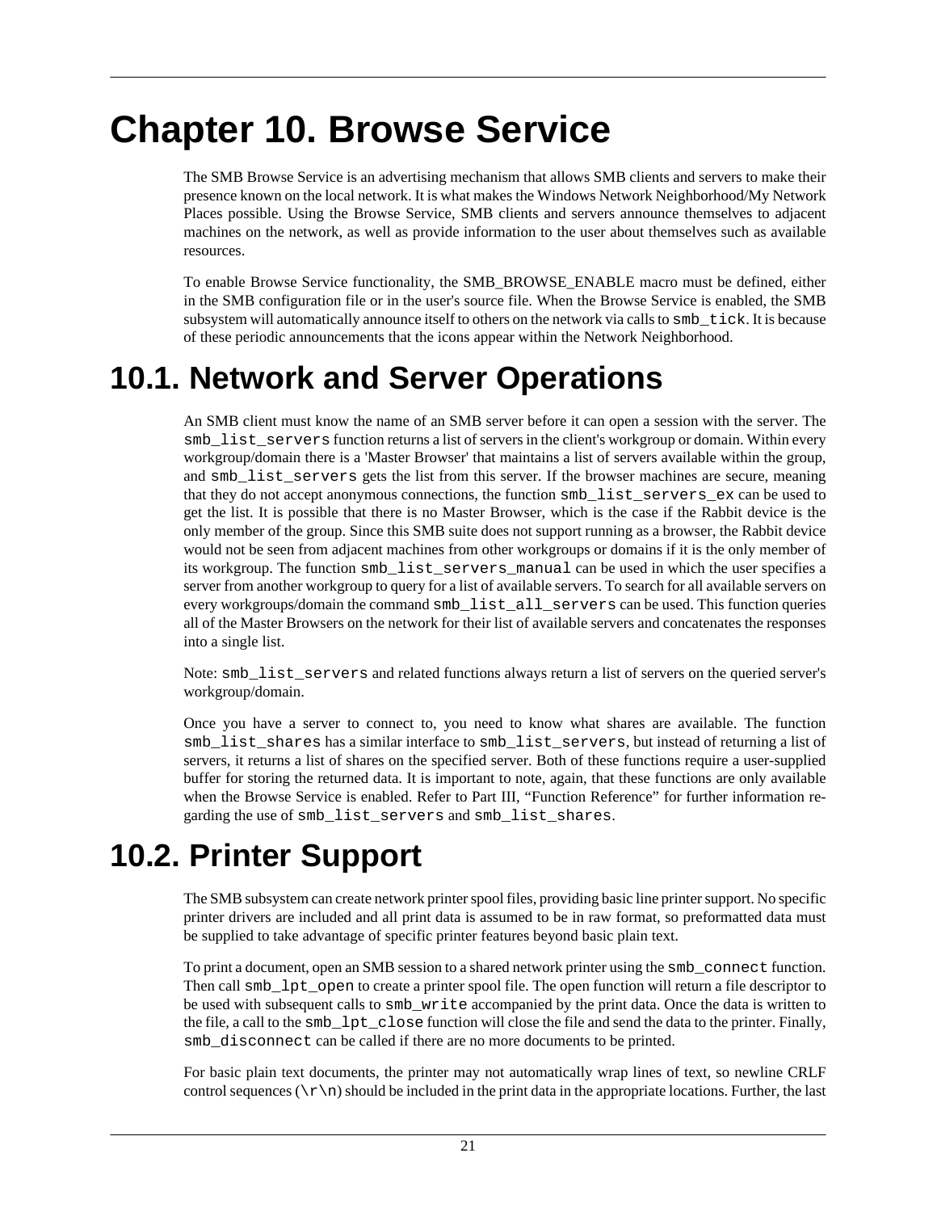# Chapter 10. Browse Service

The SMB Browse Service is an advertising mechanism that allows SMB clients and servers to make their presence known on the local network. It is what makes the Windows Network Neighborhood/My Network Places possible. Using the Browse Service, SMB clients and servers announce themselves to adjacent machines on the network, as well as provide information to the user about themselves such as available resources.

To enable Browse Service functionality, the SMB_BROWSE_ENABLE macro must be defined, either in the SMB configuration file or in the user's source file. When the Browse Service is enabled, the SMB subsystem will automatically announce itself to others on the network via calls to `smb_tick`. It is because of these periodic announcements that the icons appear within the Network Neighborhood.

## 10.1. Network and Server Operations

An SMB client must know the name of an SMB server before it can open a session with the server. The `smb_list_servers` function returns a list of servers in the client's workgroup or domain. Within every workgroup/domain there is a 'Master Browser' that maintains a list of servers available within the group, and `smb_list_servers` gets the list from this server. If the browser machines are secure, meaning that they do not accept anonymous connections, the function `smb_list_servers_ex` can be used to get the list. It is possible that there is no Master Browser, which is the case if the Rabbit device is the only member of the group. Since this SMB suite does not support running as a browser, the Rabbit device would not be seen from adjacent machines from other workgroups or domains if it is the only member of its workgroup. The function `smb_list_servers_manual` can be used in which the user specifies a server from another workgroup to query for a list of available servers. To search for all available servers on every workgroups/domain the command `smb_list_all_servers` can be used. This function queries all of the Master Browsers on the network for their list of available servers and concatenates the responses into a single list.

Note: `smb_list_servers` and related functions always return a list of servers on the queried server's workgroup/domain.

Once you have a server to connect to, you need to know what shares are available. The function `smb_list_shares` has a similar interface to `smb_list_servers`, but instead of returning a list of servers, it returns a list of shares on the specified server. Both of these functions require a user-supplied buffer for storing the returned data. It is important to note, again, that these functions are only available when the Browse Service is enabled. Refer to Part III, “Function Reference” for further information regarding the use of `smb_list_servers` and `smb_list_shares`.

## 10.2. Printer Support

The SMB subsystem can create network printer spool files, providing basic line printer support. No specific printer drivers are included and all print data is assumed to be in raw format, so preformatted data must be supplied to take advantage of specific printer features beyond basic plain text.

To print a document, open an SMB session to a shared network printer using the `smb_connect` function. Then call `smb_lpt_open` to create a printer spool file. The open function will return a file descriptor to be used with subsequent calls to `smb_write` accompanied by the print data. Once the data is written to the file, a call to the `smb_lpt_close` function will close the file and send the data to the printer. Finally, `smb_disconnect` can be called if there are no more documents to be printed.

For basic plain text documents, the printer may not automatically wrap lines of text, so newline CRLF control sequences (`\r\n`) should be included in the print data in the appropriate locations. Further, the last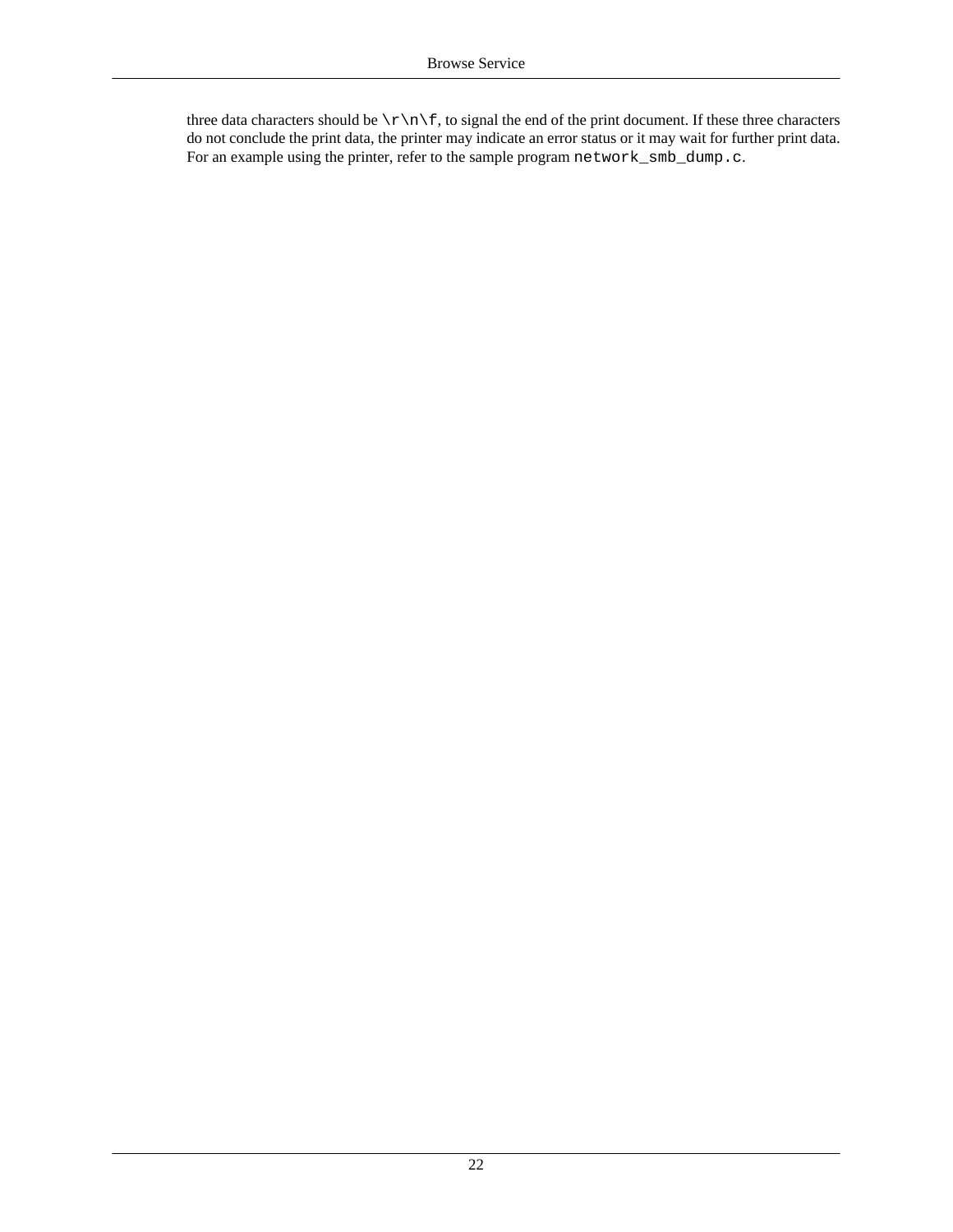three data characters should be `\r\n\f`, to signal the end of the print document. If these three characters do not conclude the print data, the printer may indicate an error status or it may wait for further print data. For an example using the printer, refer to the sample program `network_smb_dump.c`.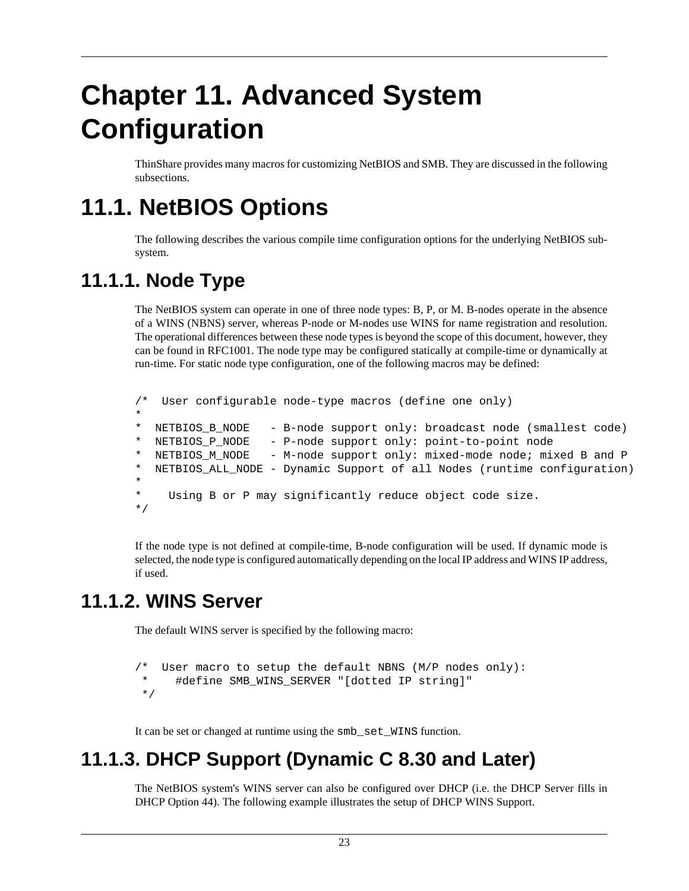# Chapter 11. Advanced System Configuration

ThinShare provides many macros for customizing NetBIOS and SMB. They are discussed in the following subsections.

# 11.1. NetBIOS Options

The following describes the various compile time configuration options for the underlying NetBIOS subsystem.

## 11.1.1. Node Type

The NetBIOS system can operate in one of three node types: B, P, or M. B-nodes operate in the absence of a WINS (NBNS) server, whereas P-node or M-nodes use WINS for name registration and resolution. The operational differences between these node types is beyond the scope of this document, however, they can be found in RFC1001. The node type may be configured statically at compile-time or dynamically at run-time. For static node type configuration, one of the following macros may be defined:

```
/*  User configurable node-type macros (define one only)
*
*  NETBIOS_B_NODE   - B-node support only: broadcast node (smallest code)
*  NETBIOS_P_NODE   - P-node support only: point-to-point node
*  NETBIOS_M_NODE   - M-node support only: mixed-mode node; mixed B and P
*  NETBIOS_ALL_NODE - Dynamic Support of all Nodes (runtime configuration)
*
*    Using B or P may significantly reduce object code size.
*/
```

If the node type is not defined at compile-time, B-node configuration will be used. If dynamic mode is selected, the node type is configured automatically depending on the local IP address and WINS IP address, if used.

## 11.1.2. WINS Server

The default WINS server is specified by the following macro:

```
/*  User macro to setup the default NBNS (M/P nodes only):
 *    #define SMB_WINS_SERVER "[dotted IP string]"
 */
```

It can be set or changed at runtime using the `smb_set_WINS` function.

## 11.1.3. DHCP Support (Dynamic C 8.30 and Later)

The NetBIOS system's WINS server can also be configured over DHCP (i.e. the DHCP Server fills in DHCP Option 44). The following example illustrates the setup of DHCP WINS Support.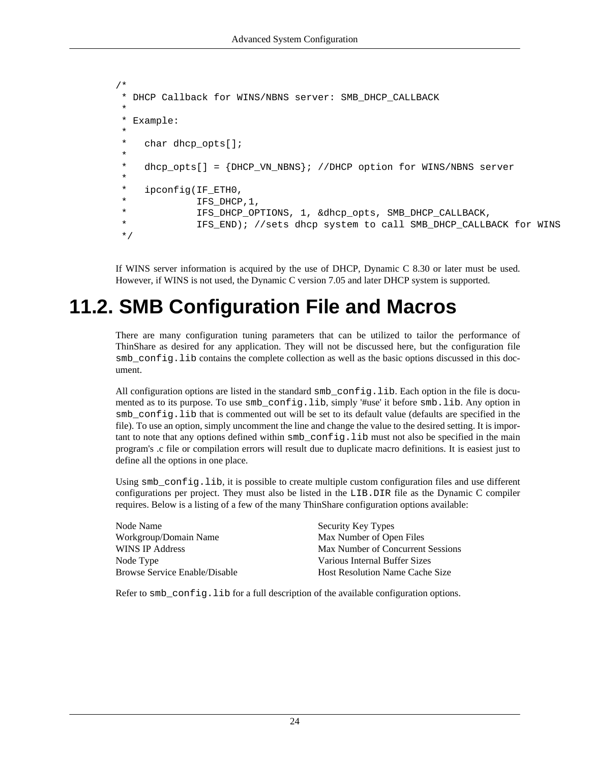```
/*
 * DHCP Callback for WINS/NBNS server: SMB_DHCP_CALLBACK
 *
 * Example:
 *
 *   char dhcp_opts[];
 *
 *   dhcp_opts[] = {DHCP_VN_NBNS}; //DHCP option for WINS/NBNS server
 *
 *   ipconfig(IF_ETH0,
 *            IFS_DHCP,1,
 *            IFS_DHCP_OPTIONS, 1, &dhcp_opts, SMB_DHCP_CALLBACK,
 *            IFS_END); //sets dhcp system to call SMB_DHCP_CALLBACK for WINS
 */
```

If WINS server information is acquired by the use of DHCP, Dynamic C 8.30 or later must be used. However, if WINS is not used, the Dynamic C version 7.05 and later DHCP system is supported.

# 11.2. SMB Configuration File and Macros

There are many configuration tuning parameters that can be utilized to tailor the performance of ThinShare as desired for any application. They will not be discussed here, but the configuration file `smb_config.lib` contains the complete collection as well as the basic options discussed in this document.

All configuration options are listed in the standard `smb_config.lib`. Each option in the file is documented as to its purpose. To use `smb_config.lib`, simply '#use' it before `smb.lib`. Any option in `smb_config.lib` that is commented out will be set to its default value (defaults are specified in the file). To use an option, simply uncomment the line and change the value to the desired setting. It is important to note that any options defined within `smb_config.lib` must not also be specified in the main program's .c file or compilation errors will result due to duplicate macro definitions. It is easiest just to define all the options in one place.

Using `smb_config.lib`, it is possible to create multiple custom configuration files and use different configurations per project. They must also be listed in the `LIB.DIR` file as the Dynamic C compiler requires. Below is a listing of a few of the many ThinShare configuration options available:

Node Name
Workgroup/Domain Name
WINS IP Address
Node Type
Browse Service Enable/Disable
Security Key Types
Max Number of Open Files
Max Number of Concurrent Sessions
Various Internal Buffer Sizes
Host Resolution Name Cache Size

Refer to `smb_config.lib` for a full description of the available configuration options.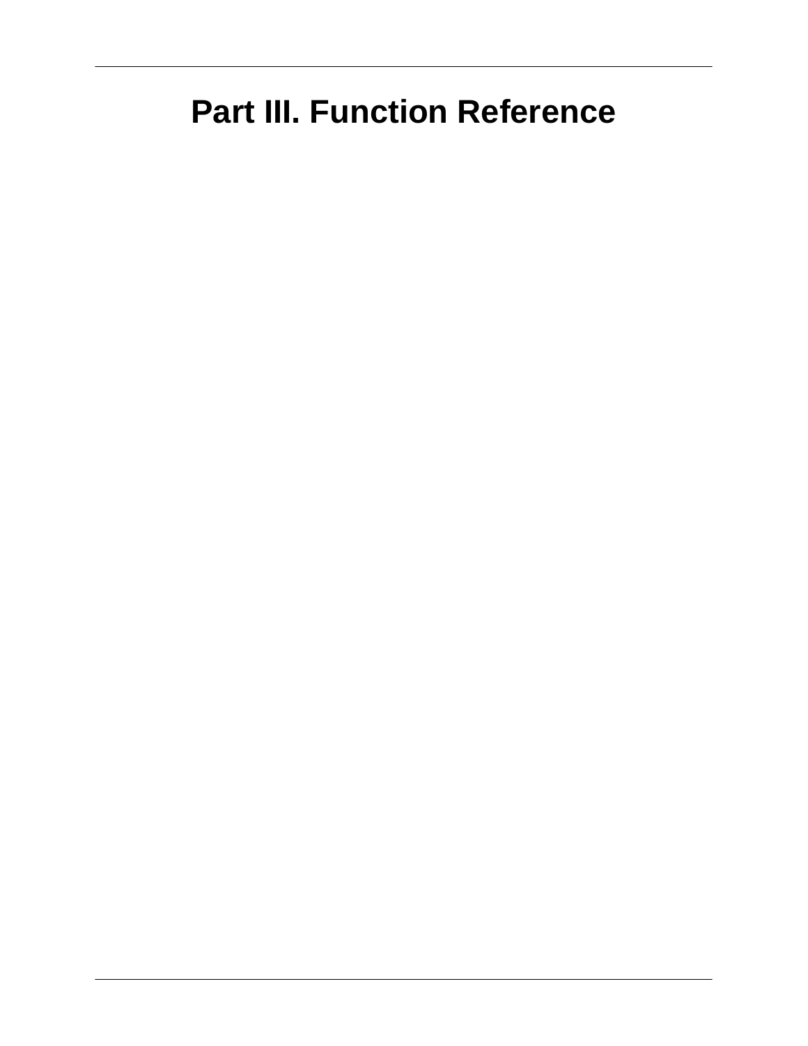# Part III. Function Reference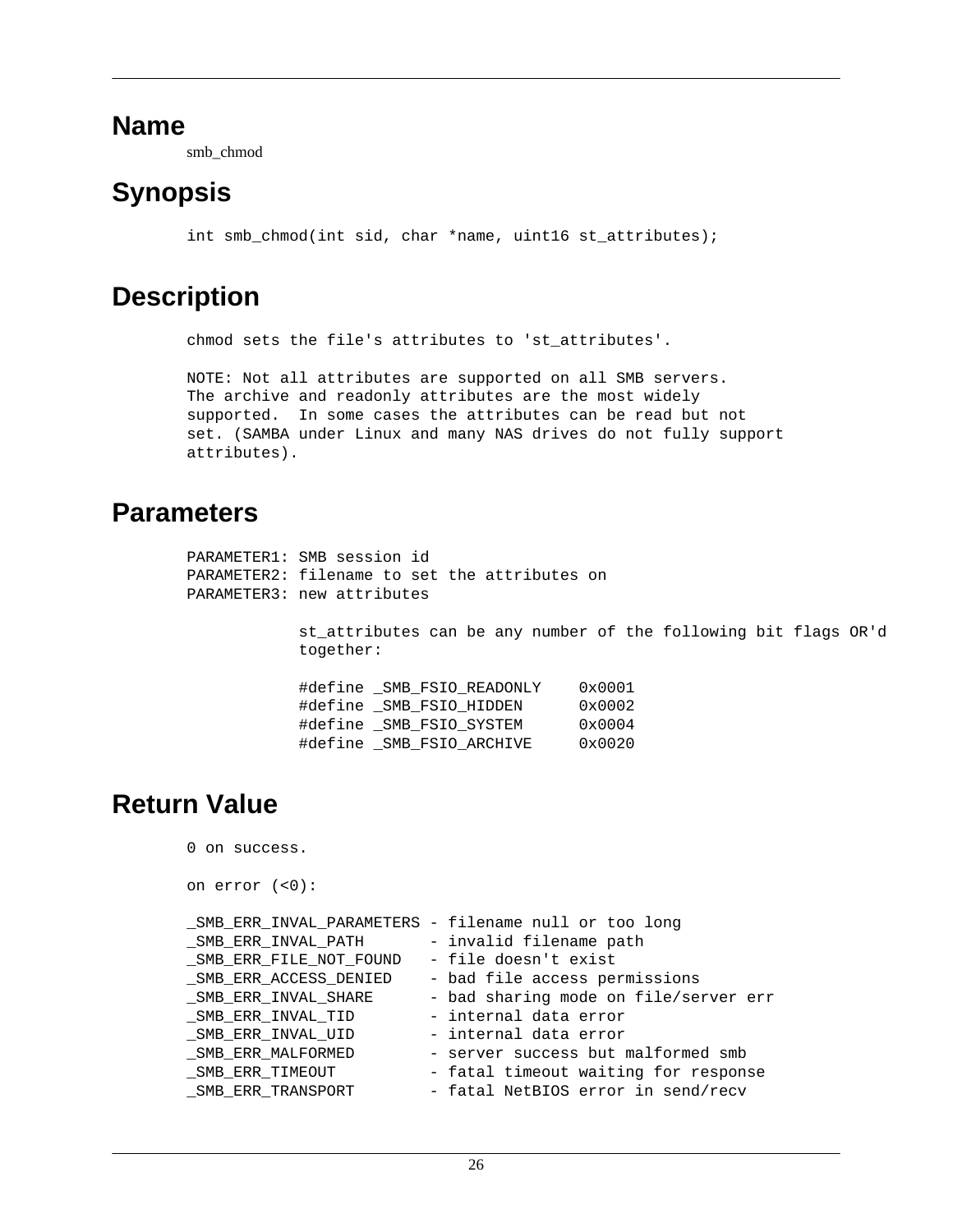## Name

smb_chmod

## Synopsis

```
int smb_chmod(int sid, char *name, uint16 st_attributes);
```

## Description

```
chmod sets the file's attributes to 'st_attributes'.

NOTE: Not all attributes are supported on all SMB servers.
The archive and readonly attributes are the most widely
supported.  In some cases the attributes can be read but not
set. (SAMBA under Linux and many NAS drives do not fully support
attributes).
```

## Parameters

```
PARAMETER1: SMB session id
PARAMETER2: filename to set the attributes on
PARAMETER3: new attributes

            st_attributes can be any number of the following bit flags OR'd
            together:

            #define _SMB_FSIO_READONLY    0x0001
            #define _SMB_FSIO_HIDDEN      0x0002
            #define _SMB_FSIO_SYSTEM      0x0004
            #define _SMB_FSIO_ARCHIVE     0x0020
```

## Return Value

```
0 on success.

on error (<0):

_SMB_ERR_INVAL_PARAMETERS - filename null or too long
_SMB_ERR_INVAL_PATH       - invalid filename path
_SMB_ERR_FILE_NOT_FOUND   - file doesn't exist
_SMB_ERR_ACCESS_DENIED    - bad file access permissions
_SMB_ERR_INVAL_SHARE      - bad sharing mode on file/server err
_SMB_ERR_INVAL_TID        - internal data error
_SMB_ERR_INVAL_UID        - internal data error
_SMB_ERR_MALFORMED        - server success but malformed smb
_SMB_ERR_TIMEOUT          - fatal timeout waiting for response
_SMB_ERR_TRANSPORT        - fatal NetBIOS error in send/recv
```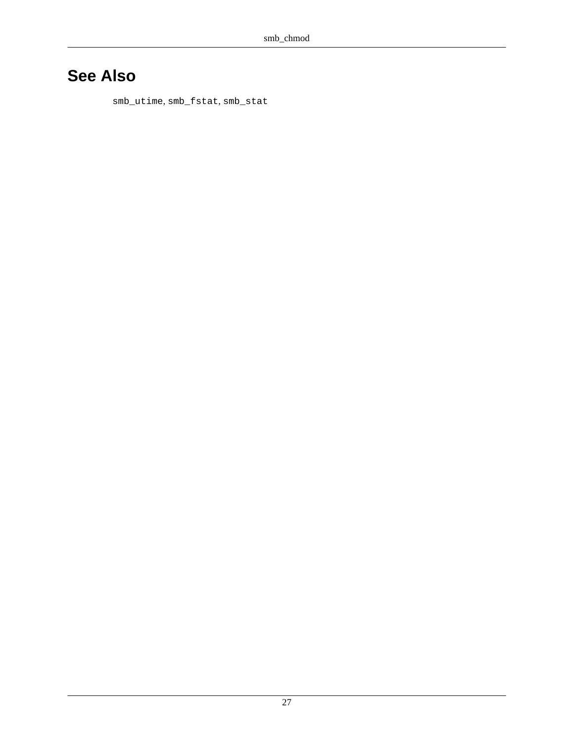## See Also

`smb_utime`, `smb_fstat`, `smb_stat`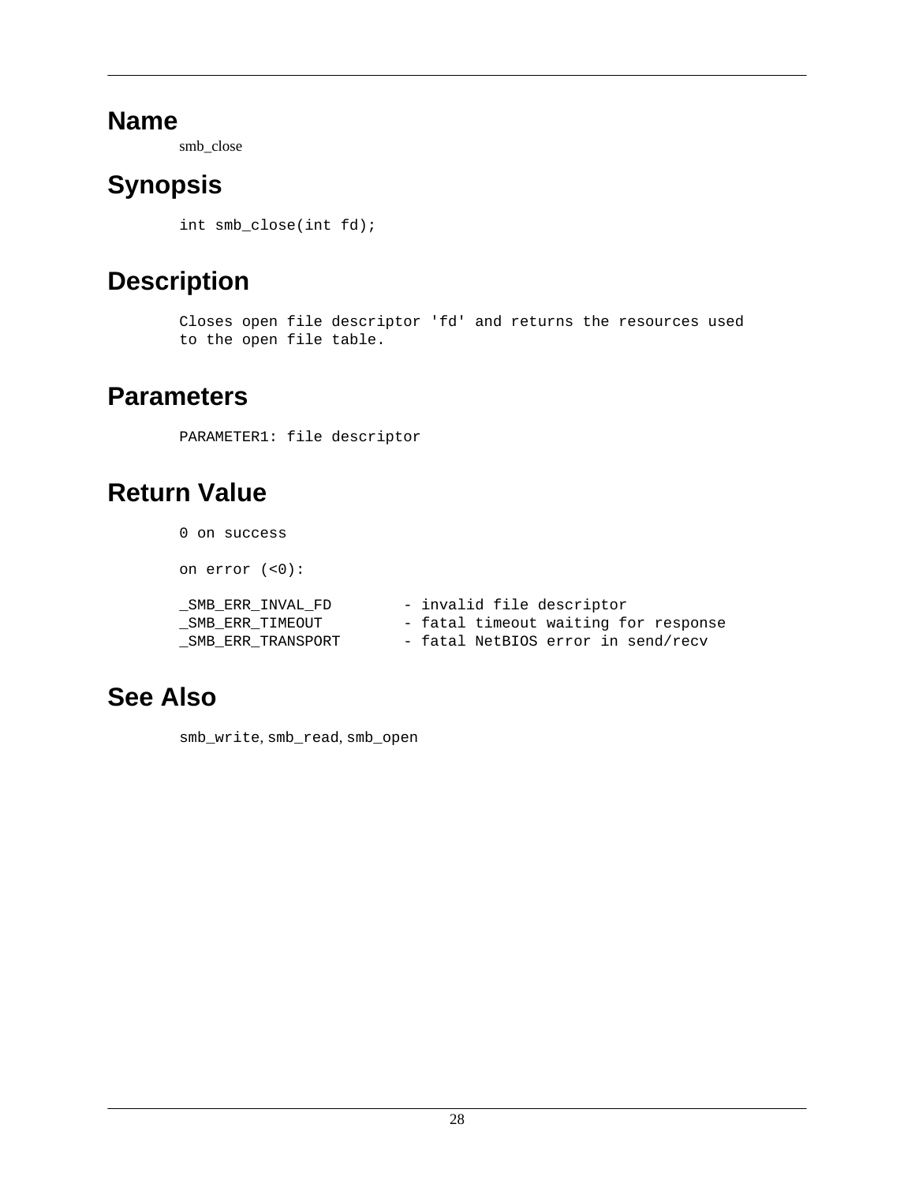# Name

smb_close

# Synopsis

```
int smb_close(int fd);
```

# Description

```
Closes open file descriptor 'fd' and returns the resources used
to the open file table.
```

# Parameters

```
PARAMETER1: file descriptor
```

# Return Value

```
0 on success

on error (<0):

_SMB_ERR_INVAL_FD        - invalid file descriptor
_SMB_ERR_TIMEOUT         - fatal timeout waiting for response
_SMB_ERR_TRANSPORT       - fatal NetBIOS error in send/recv
```

# See Also

smb_write, smb_read, smb_open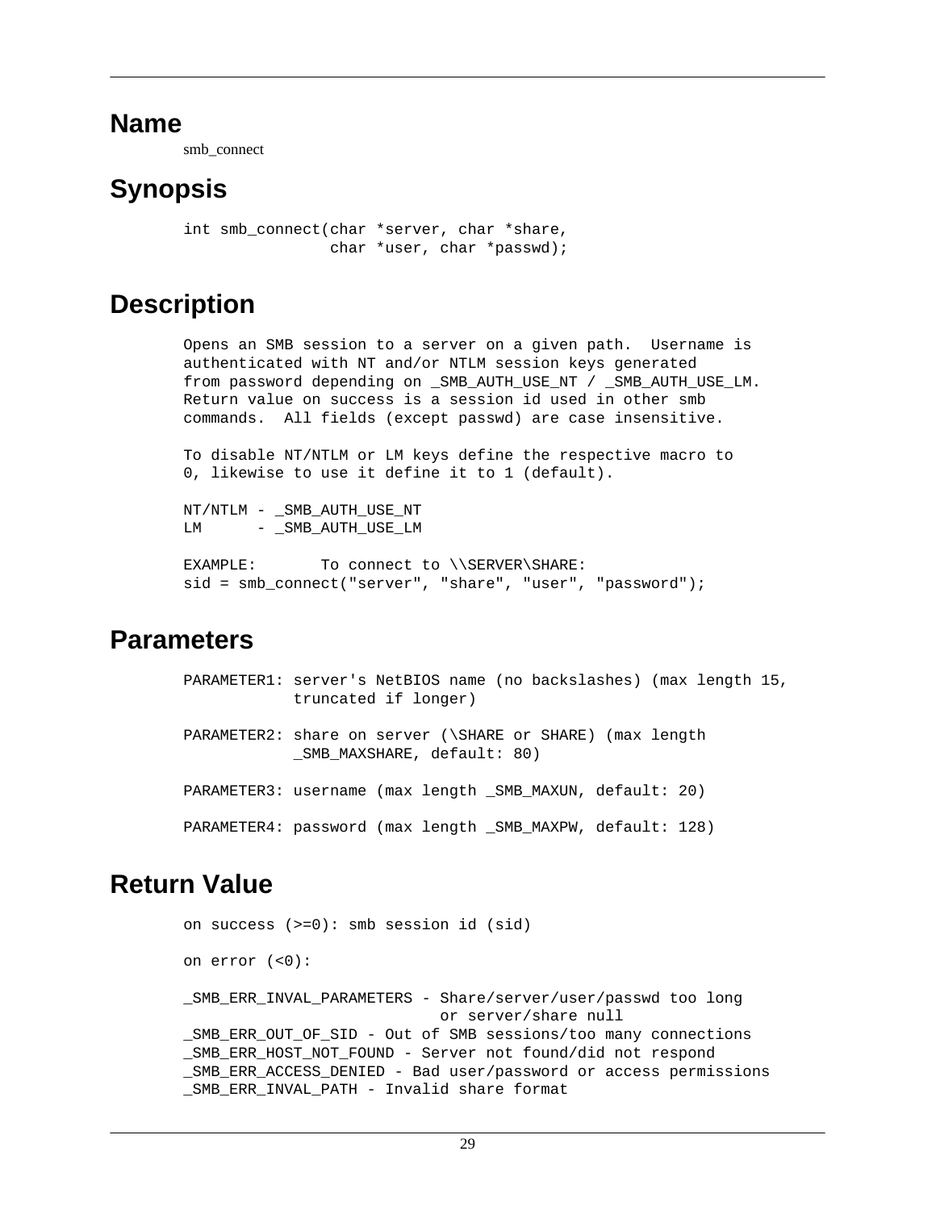## Name

smb_connect

## Synopsis

```
int smb_connect(char *server, char *share,
                char *user, char *passwd);
```

## Description

```
Opens an SMB session to a server on a given path.  Username is
authenticated with NT and/or NTLM session keys generated
from password depending on _SMB_AUTH_USE_NT / _SMB_AUTH_USE_LM.
Return value on success is a session id used in other smb
commands.  All fields (except passwd) are case insensitive.

To disable NT/NTLM or LM keys define the respective macro to
0, likewise to use it define it to 1 (default).

NT/NTLM - _SMB_AUTH_USE_NT
LM      - _SMB_AUTH_USE_LM

EXAMPLE:       To connect to \\SERVER\SHARE:
sid = smb_connect("server", "share", "user", "password");
```

## Parameters

```
PARAMETER1: server's NetBIOS name (no backslashes) (max length 15,
            truncated if longer)

PARAMETER2: share on server (\SHARE or SHARE) (max length
            _SMB_MAXSHARE, default: 80)

PARAMETER3: username (max length _SMB_MAXUN, default: 20)

PARAMETER4: password (max length _SMB_MAXPW, default: 128)
```

## Return Value

```
on success (>=0): smb session id (sid)

on error (<0):

_SMB_ERR_INVAL_PARAMETERS - Share/server/user/passwd too long
                            or server/share null
_SMB_ERR_OUT_OF_SID - Out of SMB sessions/too many connections
_SMB_ERR_HOST_NOT_FOUND - Server not found/did not respond
_SMB_ERR_ACCESS_DENIED - Bad user/password or access permissions
_SMB_ERR_INVAL_PATH - Invalid share format
```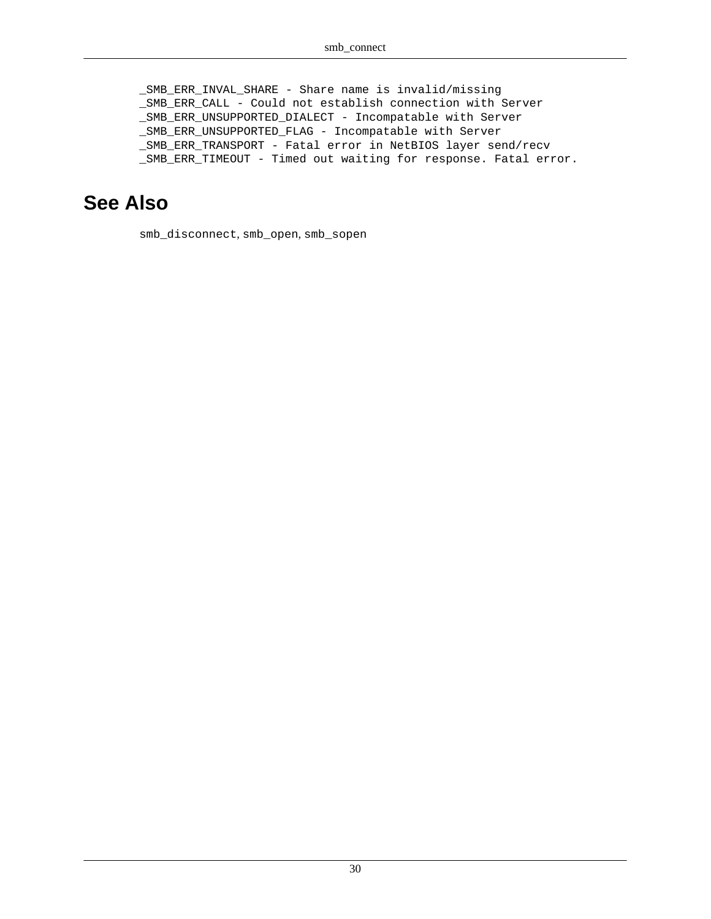```
_SMB_ERR_INVAL_SHARE - Share name is invalid/missing
_SMB_ERR_CALL - Could not establish connection with Server
_SMB_ERR_UNSUPPORTED_DIALECT - Incompatable with Server
_SMB_ERR_UNSUPPORTED_FLAG - Incompatable with Server
_SMB_ERR_TRANSPORT - Fatal error in NetBIOS layer send/recv
_SMB_ERR_TIMEOUT - Timed out waiting for response. Fatal error.
```

## See Also

`smb_disconnect`, `smb_open`, `smb_sopen`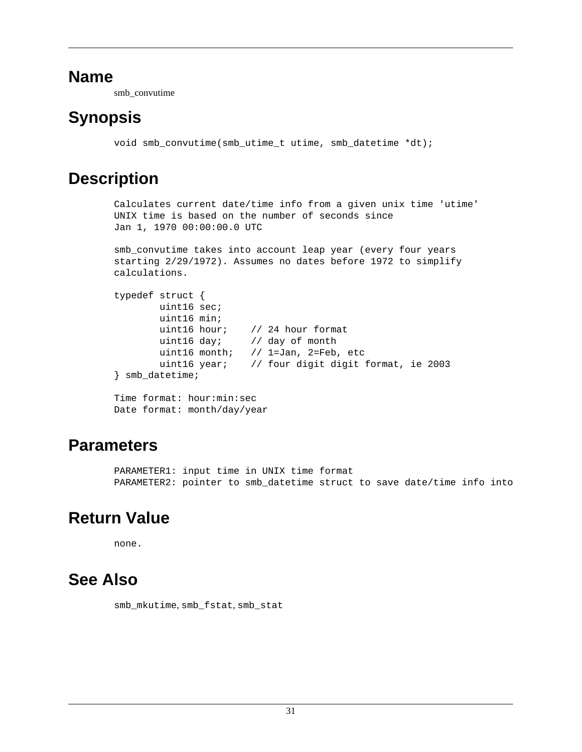# Name

smb_convutime

# Synopsis

```
void smb_convutime(smb_utime_t utime, smb_datetime *dt);
```

# Description

```
Calculates current date/time info from a given unix time 'utime'
UNIX time is based on the number of seconds since
Jan 1, 1970 00:00:00.0 UTC

smb_convutime takes into account leap year (every four years
starting 2/29/1972). Assumes no dates before 1972 to simplify
calculations.

typedef struct {
        uint16 sec;
        uint16 min;
        uint16 hour;    // 24 hour format
        uint16 day;     // day of month
        uint16 month;   // 1=Jan, 2=Feb, etc
        uint16 year;    // four digit digit format, ie 2003
} smb_datetime;

Time format: hour:min:sec
Date format: month/day/year
```

# Parameters

```
PARAMETER1: input time in UNIX time format
PARAMETER2: pointer to smb_datetime struct to save date/time info into
```

# Return Value

```
none.
```

# See Also

smb_mkutime, smb_fstat, smb_stat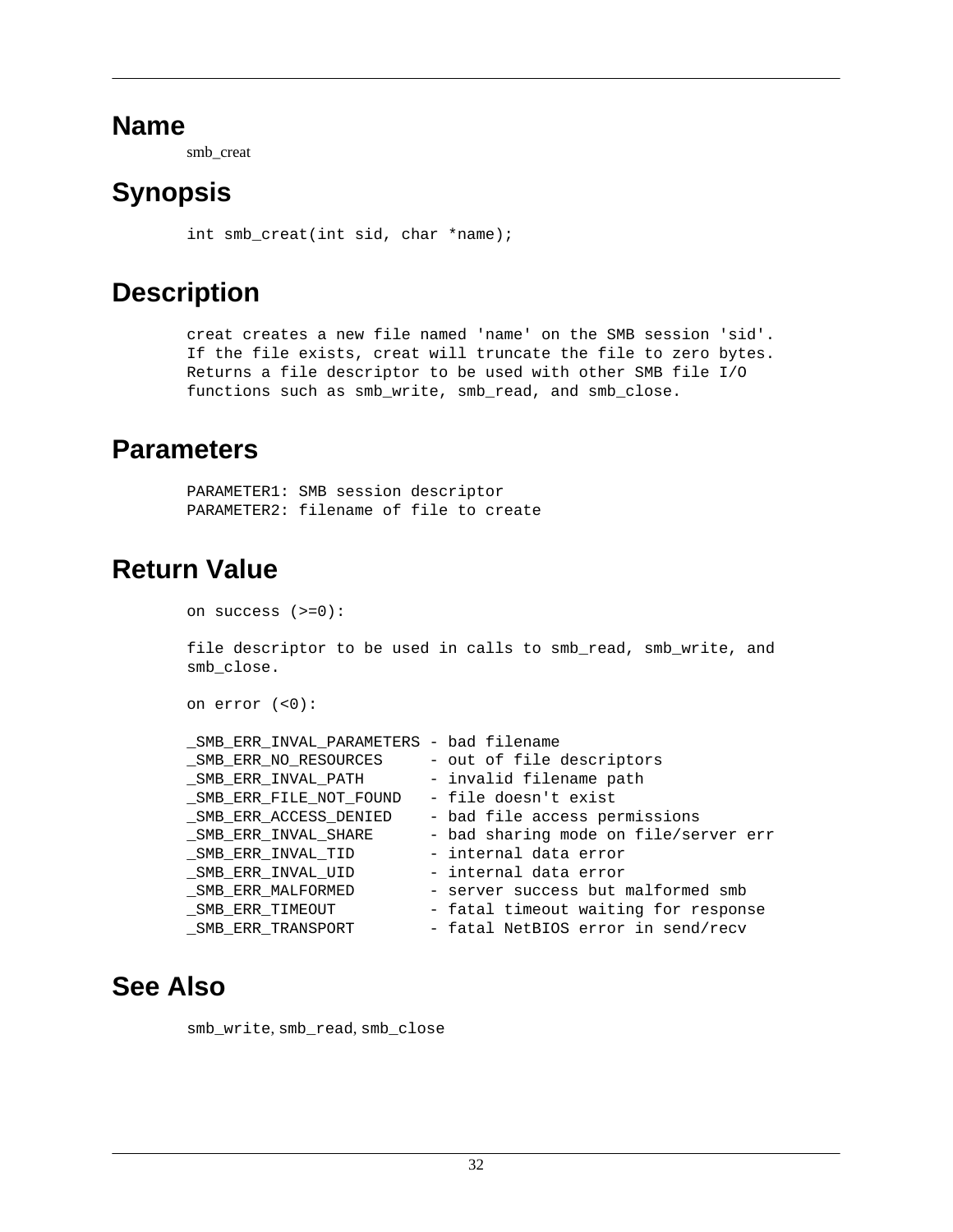## Name

smb_creat

## Synopsis

```
int smb_creat(int sid, char *name);
```

## Description

```
creat creates a new file named 'name' on the SMB session 'sid'.
If the file exists, creat will truncate the file to zero bytes.
Returns a file descriptor to be used with other SMB file I/O
functions such as smb_write, smb_read, and smb_close.
```

## Parameters

```
PARAMETER1: SMB session descriptor
PARAMETER2: filename of file to create
```

## Return Value

```
on success (>=0):

file descriptor to be used in calls to smb_read, smb_write, and
smb_close.

on error (<0):

_SMB_ERR_INVAL_PARAMETERS - bad filename
_SMB_ERR_NO_RESOURCES     - out of file descriptors
_SMB_ERR_INVAL_PATH       - invalid filename path
_SMB_ERR_FILE_NOT_FOUND   - file doesn't exist
_SMB_ERR_ACCESS_DENIED    - bad file access permissions
_SMB_ERR_INVAL_SHARE      - bad sharing mode on file/server err
_SMB_ERR_INVAL_TID        - internal data error
_SMB_ERR_INVAL_UID        - internal data error
_SMB_ERR_MALFORMED        - server success but malformed smb
_SMB_ERR_TIMEOUT          - fatal timeout waiting for response
_SMB_ERR_TRANSPORT        - fatal NetBIOS error in send/recv
```

## See Also

smb_write, smb_read, smb_close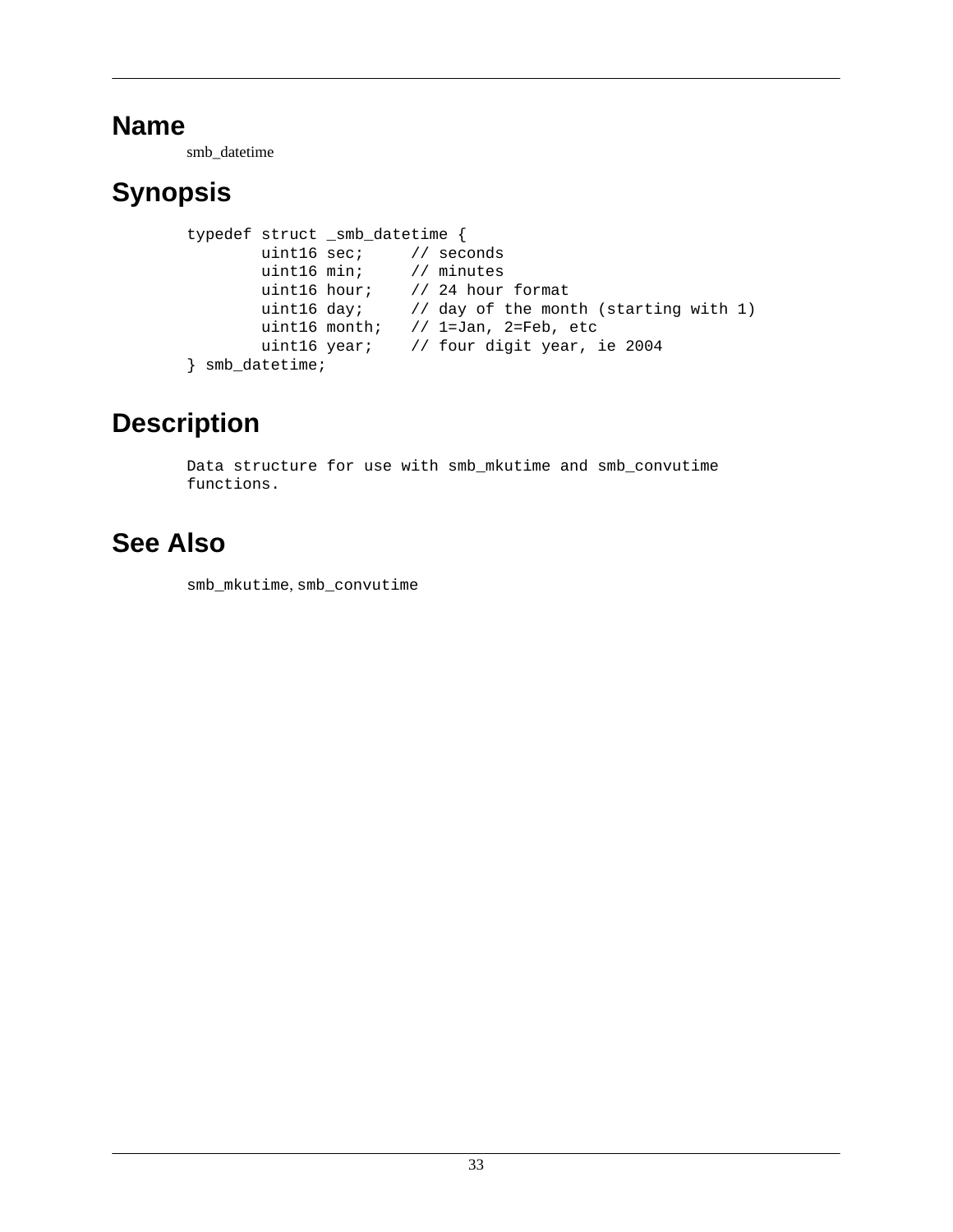# Name

smb_datetime

# Synopsis

```
typedef struct _smb_datetime {
        uint16 sec;     // seconds
        uint16 min;     // minutes
        uint16 hour;    // 24 hour format
        uint16 day;     // day of the month (starting with 1)
        uint16 month;   // 1=Jan, 2=Feb, etc
        uint16 year;    // four digit year, ie 2004
} smb_datetime;
```

# Description

Data structure for use with smb_mkutime and smb_convutime functions.

# See Also

smb_mkutime, smb_convutime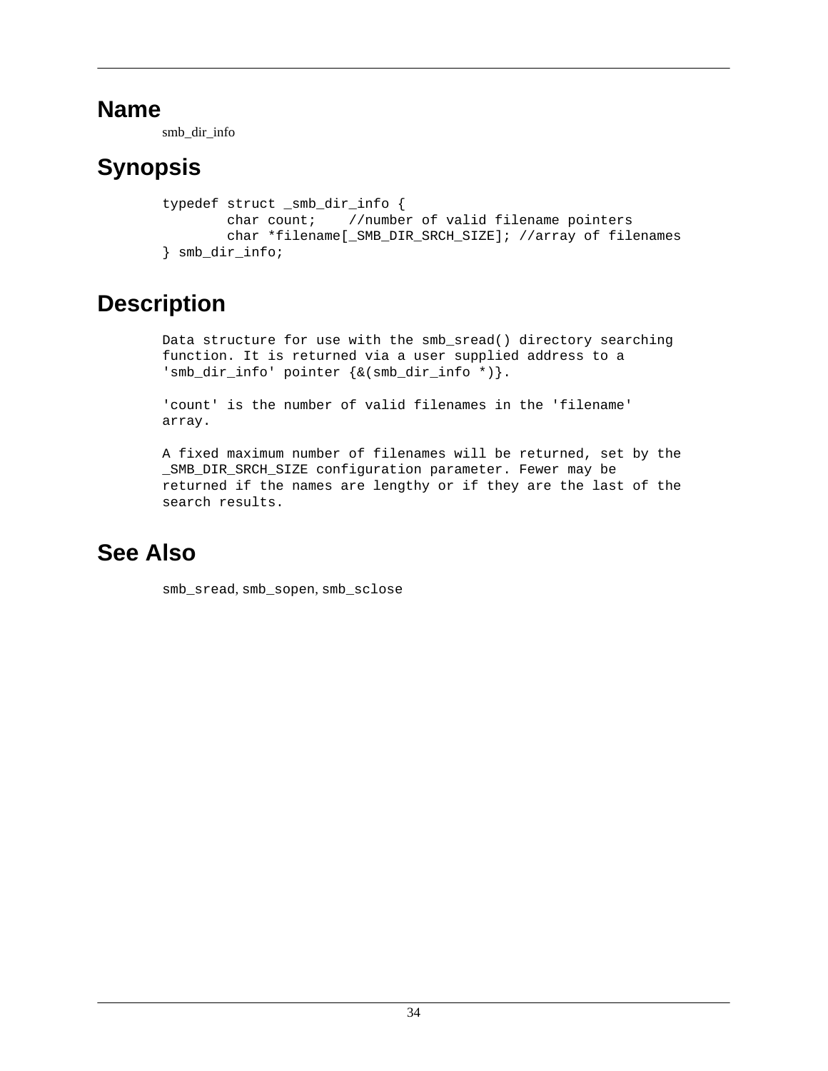## Name

smb_dir_info

## Synopsis

```
typedef struct _smb_dir_info {
        char count;    //number of valid filename pointers
        char *filename[_SMB_DIR_SRCH_SIZE]; //array of filenames
} smb_dir_info;
```

## Description

```
Data structure for use with the smb_sread() directory searching
function. It is returned via a user supplied address to a
'smb_dir_info' pointer {&(smb_dir_info *)}.

'count' is the number of valid filenames in the 'filename'
array.

A fixed maximum number of filenames will be returned, set by the
_SMB_DIR_SRCH_SIZE configuration parameter. Fewer may be
returned if the names are lengthy or if they are the last of the
search results.
```

## See Also

smb_sread, smb_sopen, smb_sclose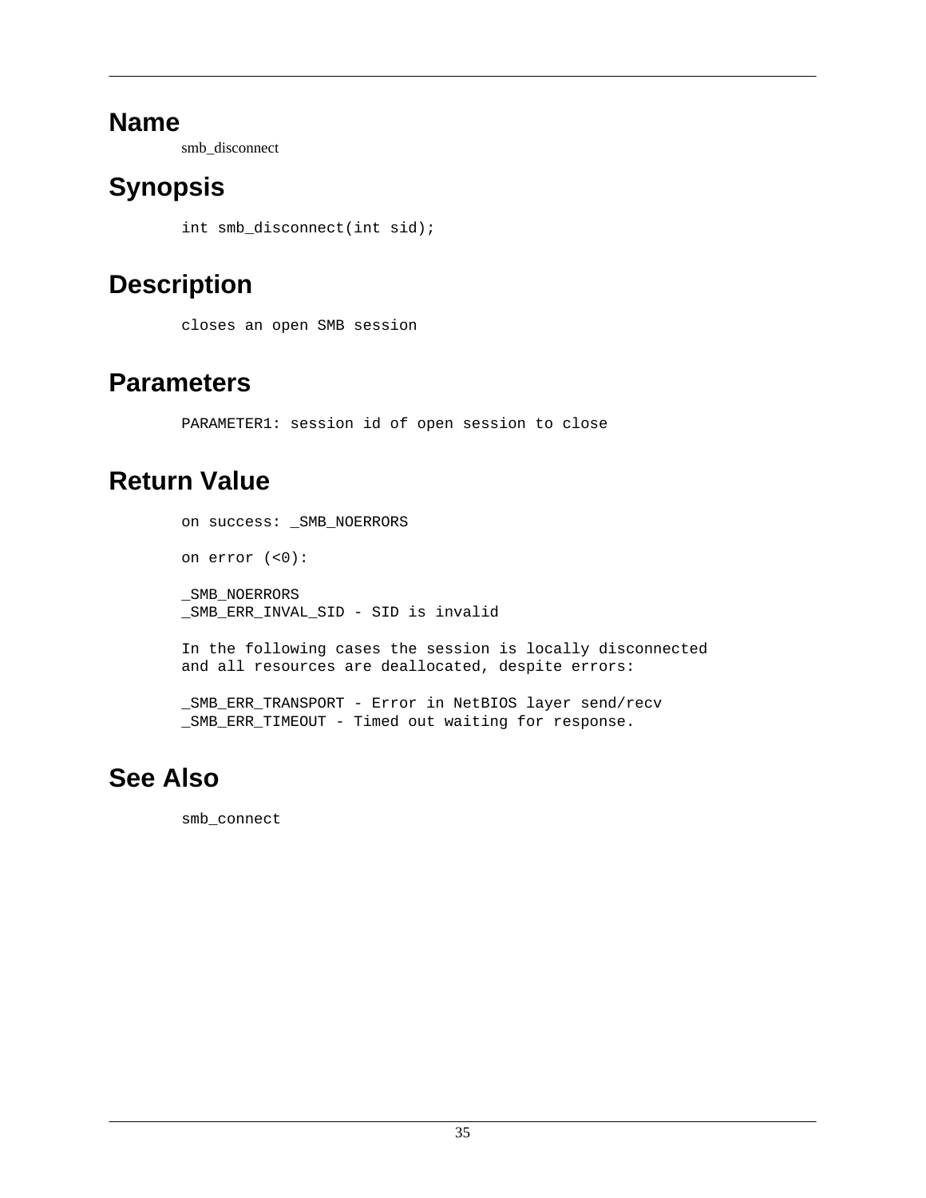## Name

smb_disconnect

## Synopsis

```
int smb_disconnect(int sid);
```

## Description

```
closes an open SMB session
```

## Parameters

```
PARAMETER1: session id of open session to close
```

## Return Value

```
on success: _SMB_NOERRORS

on error (<0):

_SMB_NOERRORS
_SMB_ERR_INVAL_SID - SID is invalid

In the following cases the session is locally disconnected
and all resources are deallocated, despite errors:

_SMB_ERR_TRANSPORT - Error in NetBIOS layer send/recv
_SMB_ERR_TIMEOUT - Timed out waiting for response.
```

## See Also

```
smb_connect
```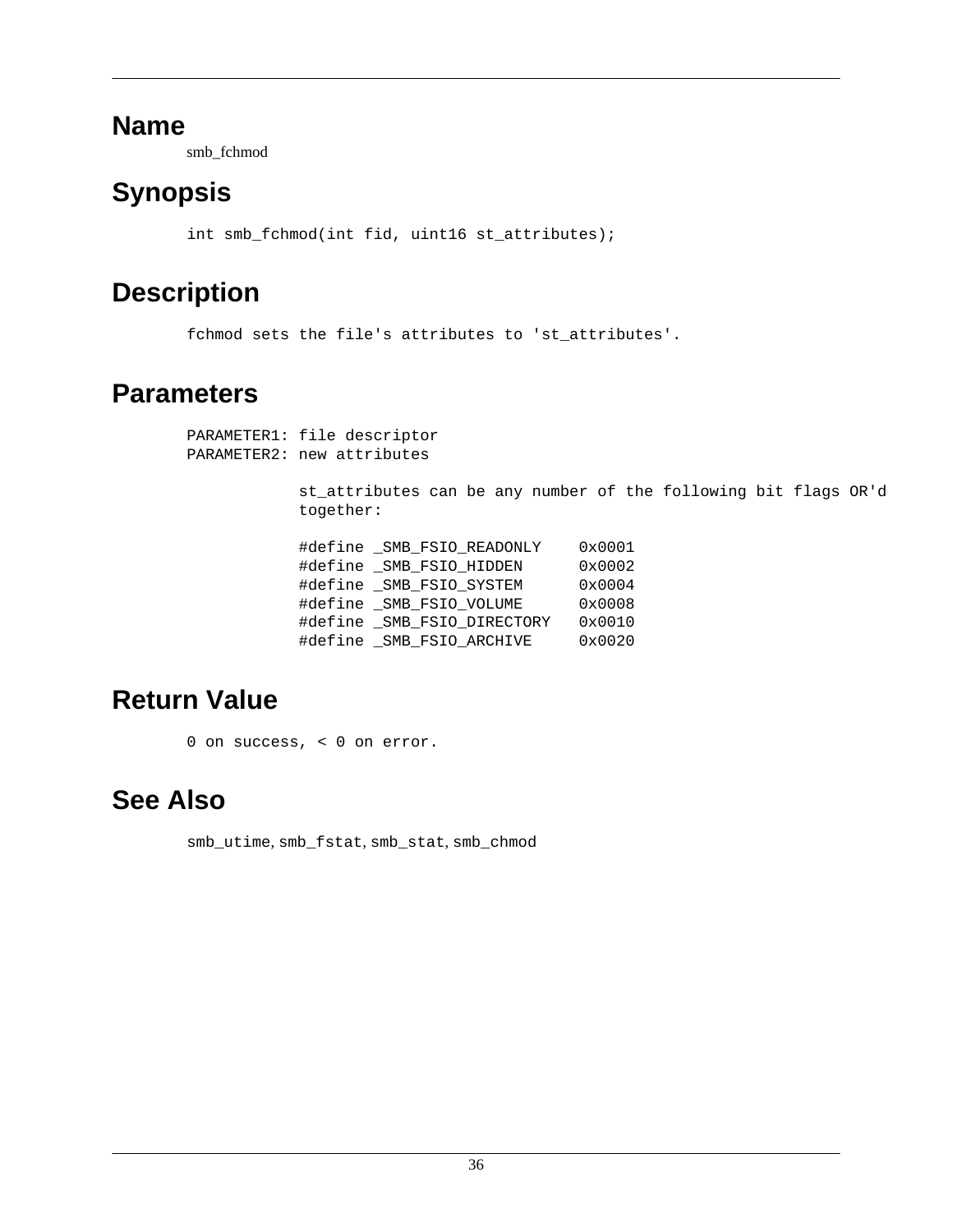## Name

smb_fchmod

## Synopsis

```
int smb_fchmod(int fid, uint16 st_attributes);
```

## Description

```
fchmod sets the file's attributes to 'st_attributes'.
```

## Parameters

```
PARAMETER1: file descriptor
PARAMETER2: new attributes

            st_attributes can be any number of the following bit flags OR'd
            together:

            #define _SMB_FSIO_READONLY    0x0001
            #define _SMB_FSIO_HIDDEN      0x0002
            #define _SMB_FSIO_SYSTEM      0x0004
            #define _SMB_FSIO_VOLUME      0x0008
            #define _SMB_FSIO_DIRECTORY   0x0010
            #define _SMB_FSIO_ARCHIVE     0x0020
```

## Return Value

```
0 on success, < 0 on error.
```

## See Also

smb_utime, smb_fstat, smb_stat, smb_chmod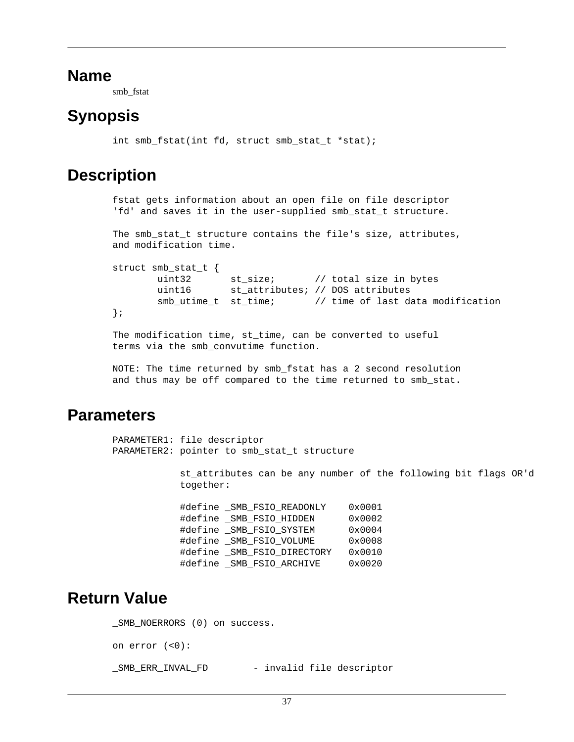## Name

smb_fstat

## Synopsis

```
int smb_fstat(int fd, struct smb_stat_t *stat);
```

## Description

```
fstat gets information about an open file on file descriptor
'fd' and saves it in the user-supplied smb_stat_t structure.

The smb_stat_t structure contains the file's size, attributes,
and modification time.

struct smb_stat_t {
        uint32       st_size;       // total size in bytes
        uint16       st_attributes; // DOS attributes
        smb_utime_t  st_time;       // time of last data modification
};

The modification time, st_time, can be converted to useful
terms via the smb_convutime function.

NOTE: The time returned by smb_fstat has a 2 second resolution
and thus may be off compared to the time returned to smb_stat.
```

## Parameters

```
PARAMETER1: file descriptor
PARAMETER2: pointer to smb_stat_t structure

            st_attributes can be any number of the following bit flags OR'd
            together:

            #define _SMB_FSIO_READONLY    0x0001
            #define _SMB_FSIO_HIDDEN      0x0002
            #define _SMB_FSIO_SYSTEM      0x0004
            #define _SMB_FSIO_VOLUME      0x0008
            #define _SMB_FSIO_DIRECTORY   0x0010
            #define _SMB_FSIO_ARCHIVE     0x0020
```

## Return Value

```
_SMB_NOERRORS (0) on success.

on error (<0):

_SMB_ERR_INVAL_FD        - invalid file descriptor
```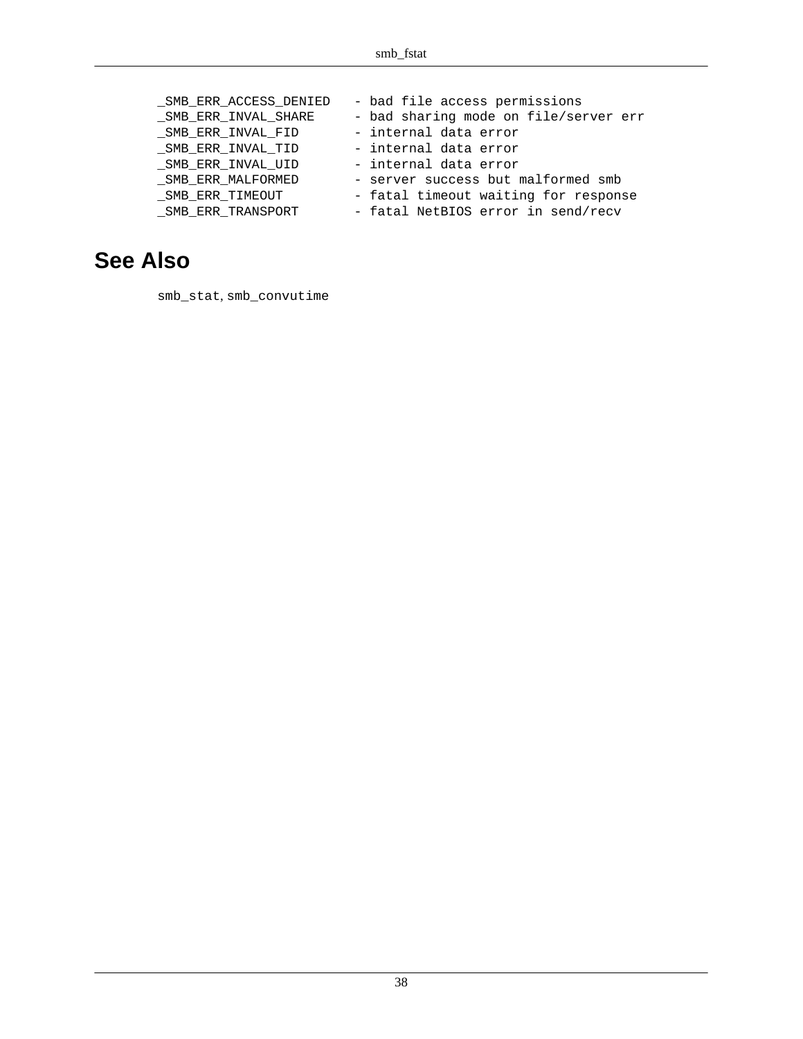```
_SMB_ERR_ACCESS_DENIED   - bad file access permissions
_SMB_ERR_INVAL_SHARE     - bad sharing mode on file/server err
_SMB_ERR_INVAL_FID       - internal data error
_SMB_ERR_INVAL_TID       - internal data error
_SMB_ERR_INVAL_UID       - internal data error
_SMB_ERR_MALFORMED       - server success but malformed smb
_SMB_ERR_TIMEOUT         - fatal timeout waiting for response
_SMB_ERR_TRANSPORT       - fatal NetBIOS error in send/recv
```

## See Also

`smb_stat`, `smb_convutime`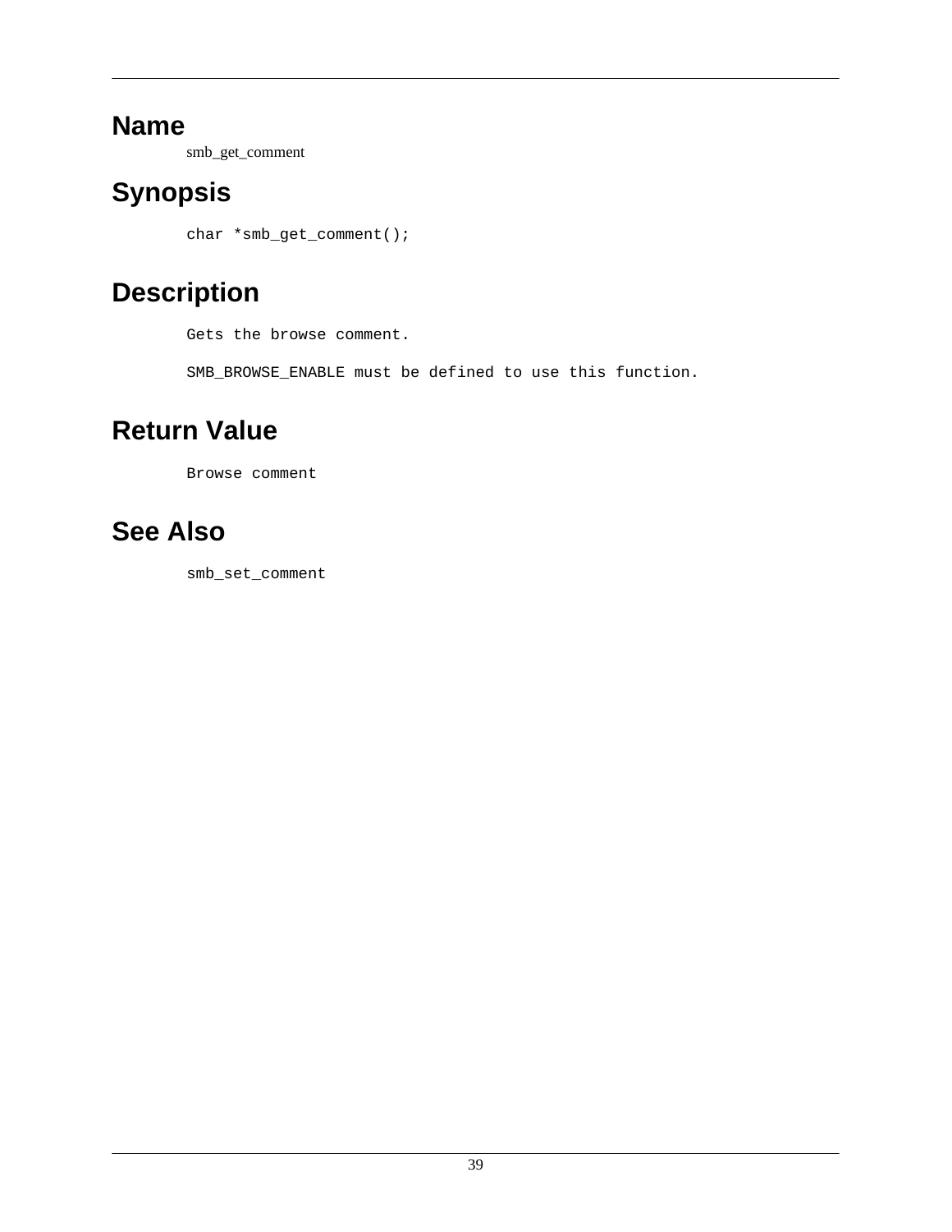## Name

smb_get_comment

## Synopsis

```
char *smb_get_comment();
```

## Description

Gets the browse comment.

SMB_BROWSE_ENABLE must be defined to use this function.

## Return Value

Browse comment

## See Also

smb_set_comment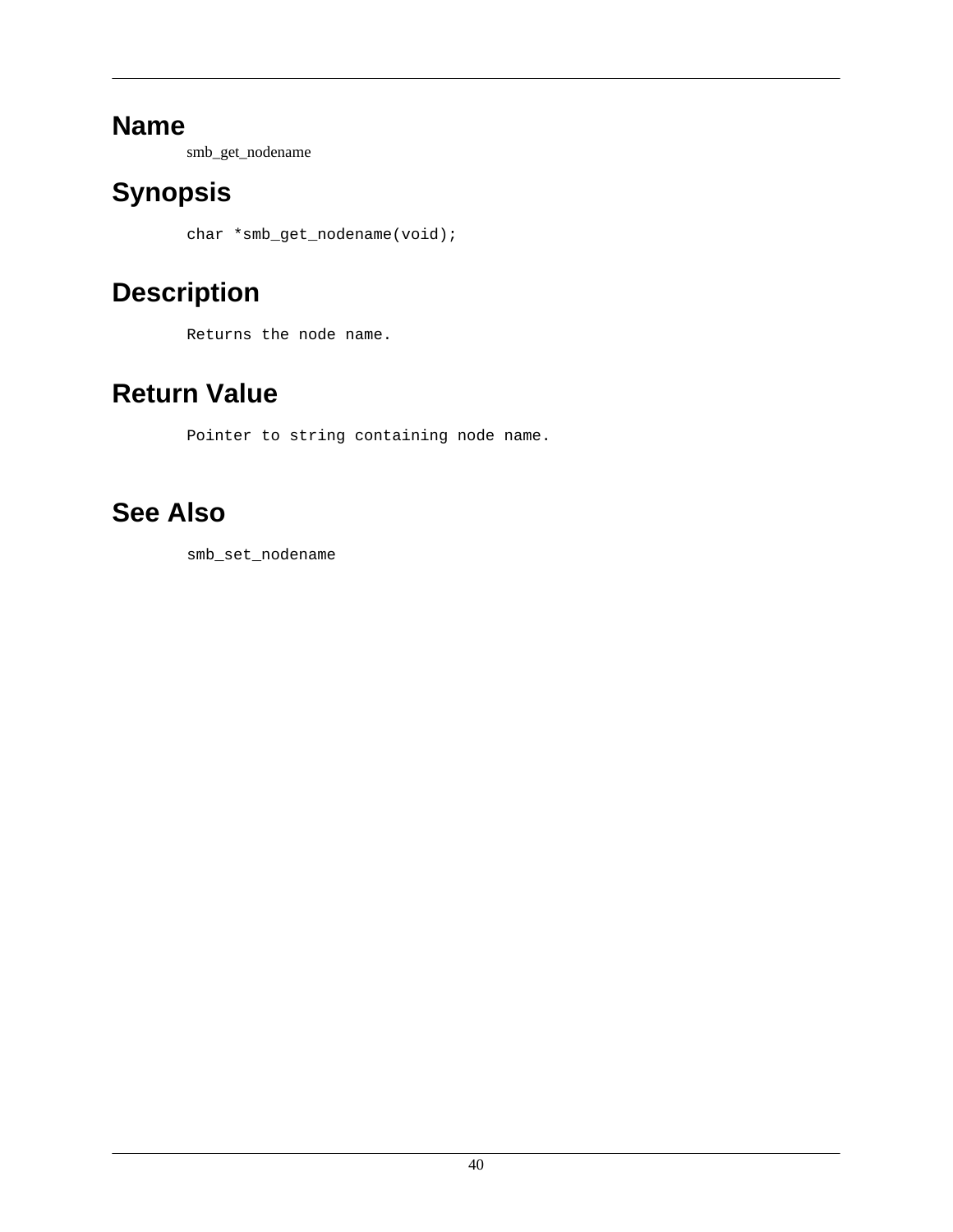## Name

smb_get_nodename

## Synopsis

```
char *smb_get_nodename(void);
```

## Description

Returns the node name.

## Return Value

Pointer to string containing node name.

## See Also

smb_set_nodename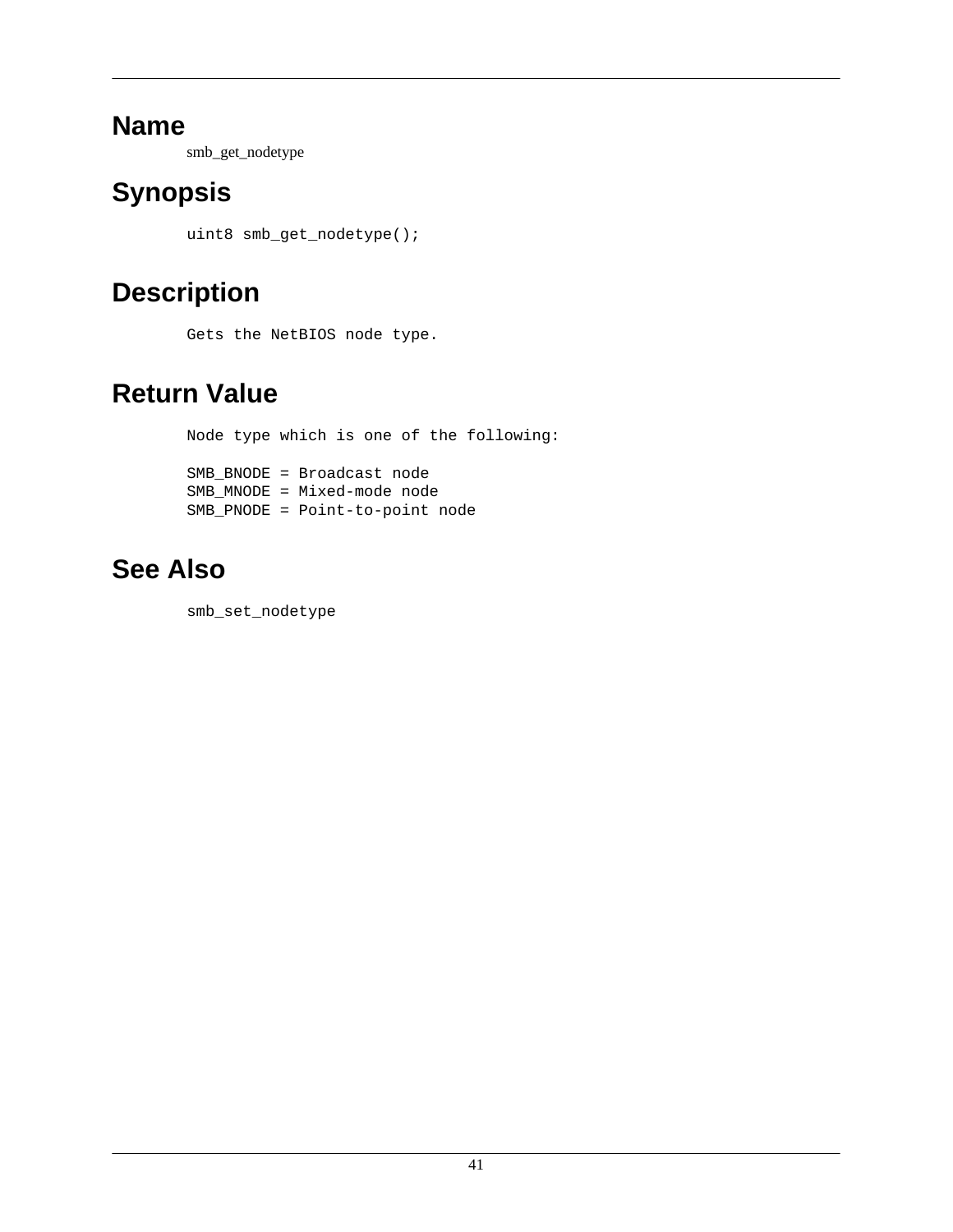# Name

smb_get_nodetype

# Synopsis

```
uint8 smb_get_nodetype();
```

# Description

Gets the NetBIOS node type.

# Return Value

Node type which is one of the following:

```
SMB_BNODE = Broadcast node
SMB_MNODE = Mixed-mode node
SMB_PNODE = Point-to-point node
```

# See Also

smb_set_nodetype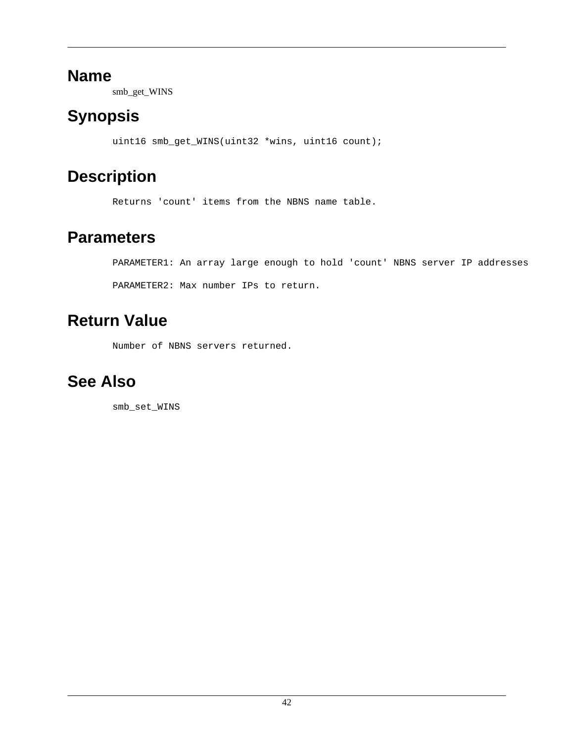## Name

smb_get_WINS

## Synopsis

```
uint16 smb_get_WINS(uint32 *wins, uint16 count);
```

## Description

```
Returns 'count' items from the NBNS name table.
```

## Parameters

```
PARAMETER1: An array large enough to hold 'count' NBNS server IP addresses

PARAMETER2: Max number IPs to return.
```

## Return Value

```
Number of NBNS servers returned.
```

## See Also

```
smb_set_WINS
```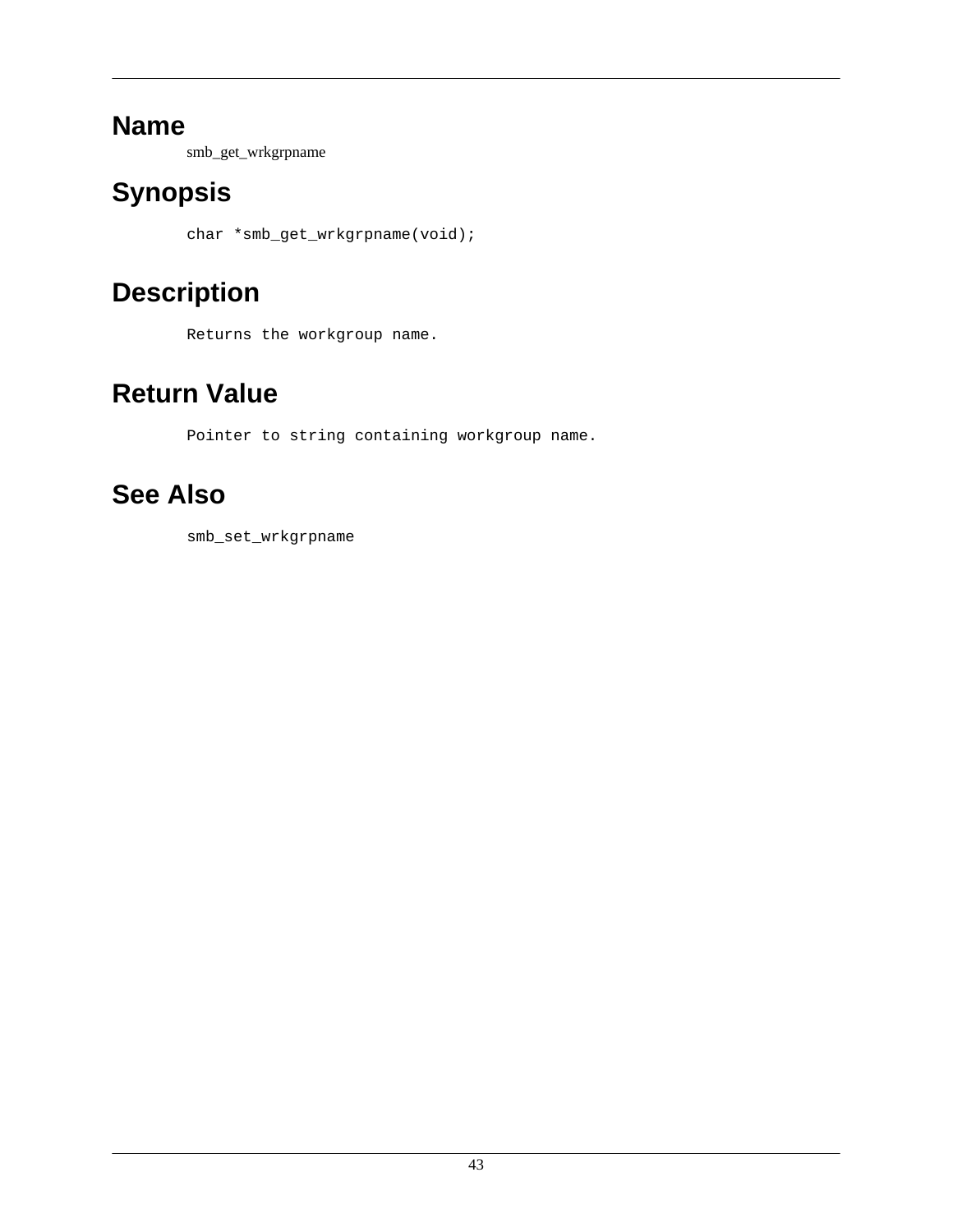## Name

smb_get_wrkgrpname

## Synopsis

```
char *smb_get_wrkgrpname(void);
```

## Description

Returns the workgroup name.

## Return Value

Pointer to string containing workgroup name.

## See Also

smb_set_wrkgrpname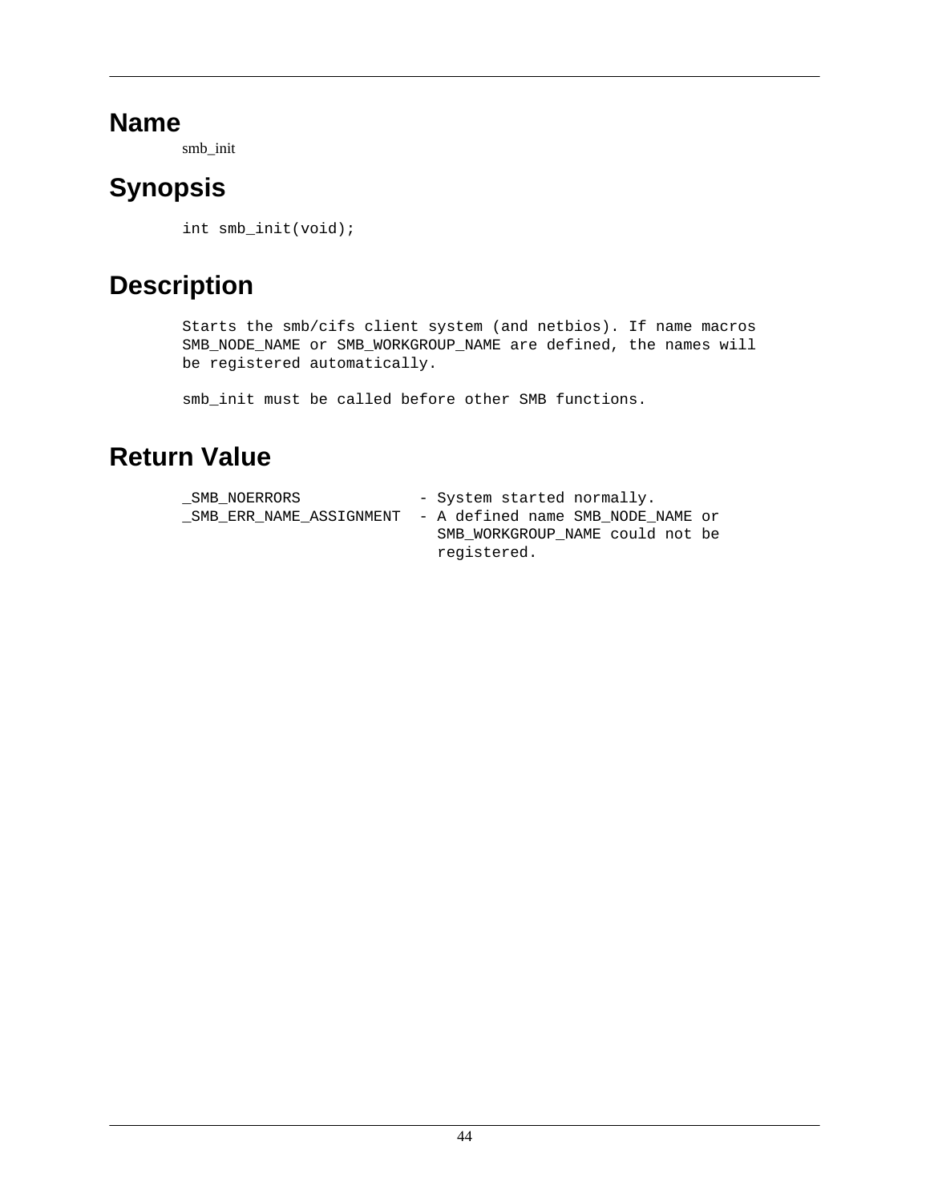## Name

smb_init

## Synopsis

```
int smb_init(void);
```

## Description

```
Starts the smb/cifs client system (and netbios). If name macros
SMB_NODE_NAME or SMB_WORKGROUP_NAME are defined, the names will
be registered automatically.

smb_init must be called before other SMB functions.
```

## Return Value

```
_SMB_NOERRORS            - System started normally.
_SMB_ERR_NAME_ASSIGNMENT - A defined name SMB_NODE_NAME or
                           SMB_WORKGROUP_NAME could not be
                           registered.
```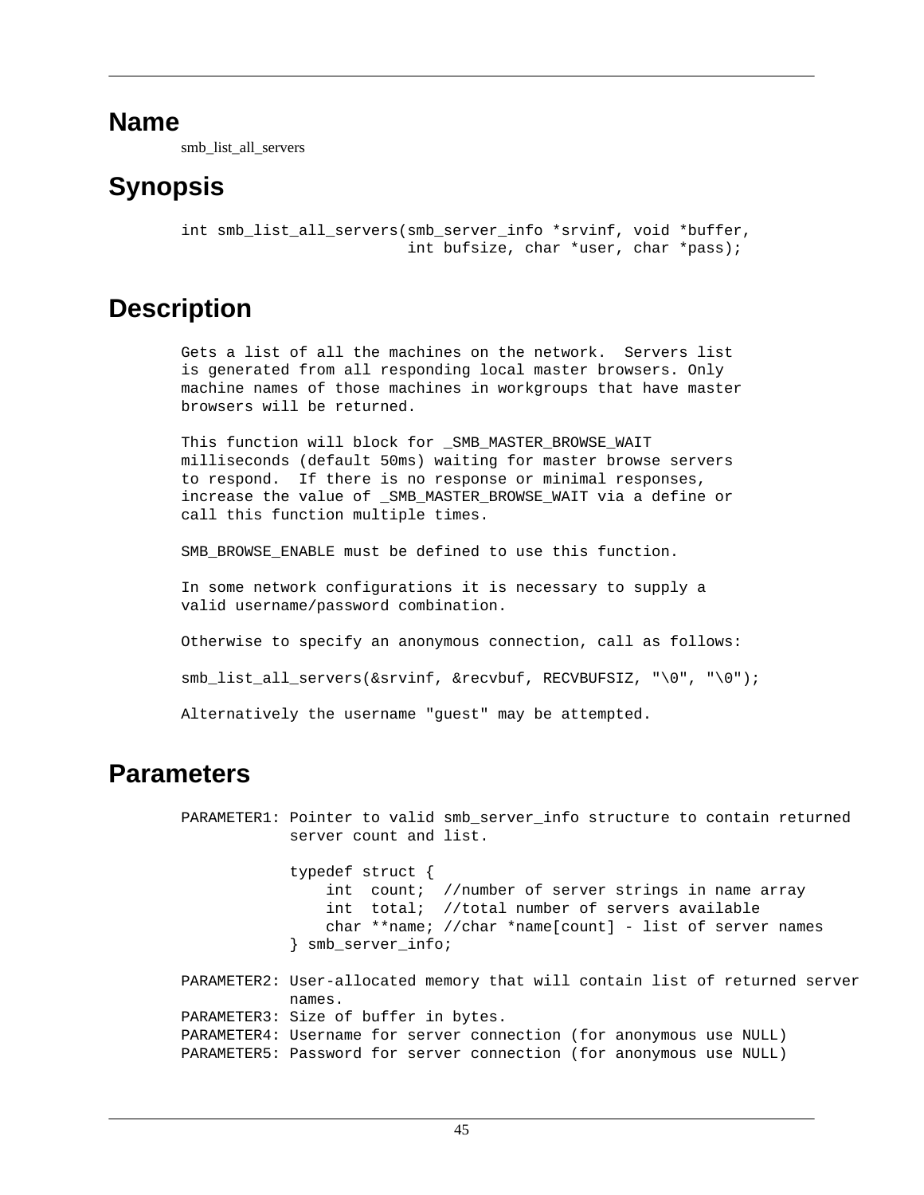# Name

smb_list_all_servers

# Synopsis

```
int smb_list_all_servers(smb_server_info *srvinf, void *buffer,
                         int bufsize, char *user, char *pass);
```

# Description

```
Gets a list of all the machines on the network.  Servers list
is generated from all responding local master browsers. Only
machine names of those machines in workgroups that have master
browsers will be returned.

This function will block for _SMB_MASTER_BROWSE_WAIT
milliseconds (default 50ms) waiting for master browse servers
to respond.  If there is no response or minimal responses,
increase the value of _SMB_MASTER_BROWSE_WAIT via a define or
call this function multiple times.

SMB_BROWSE_ENABLE must be defined to use this function.

In some network configurations it is necessary to supply a
valid username/password combination.

Otherwise to specify an anonymous connection, call as follows:

smb_list_all_servers(&srvinf, &recvbuf, RECVBUFSIZ, "\0", "\0");

Alternatively the username "guest" may be attempted.
```

# Parameters

```
PARAMETER1: Pointer to valid smb_server_info structure to contain returned
            server count and list.

            typedef struct {
                int  count;  //number of server strings in name array
                int  total;  //total number of servers available
                char **name; //char *name[count] - list of server names
            } smb_server_info;

PARAMETER2: User-allocated memory that will contain list of returned server
            names.
PARAMETER3: Size of buffer in bytes.
PARAMETER4: Username for server connection (for anonymous use NULL)
PARAMETER5: Password for server connection (for anonymous use NULL)
```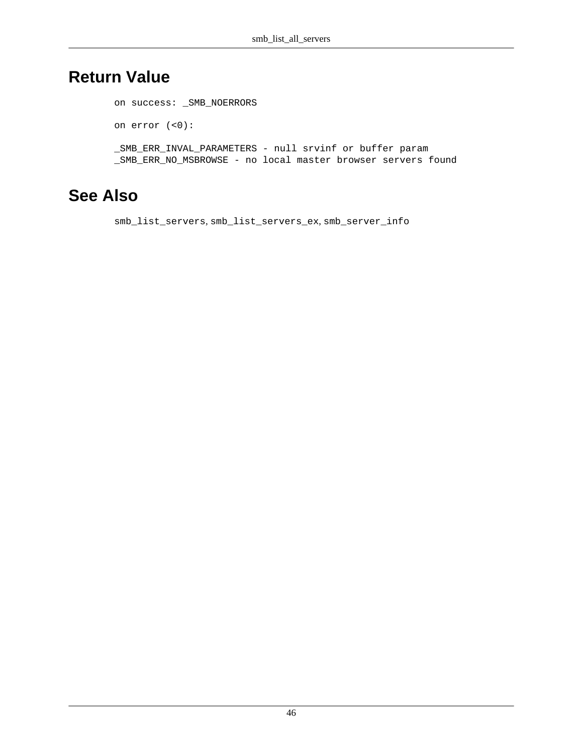## Return Value

```
on success: _SMB_NOERRORS

on error (<0):

_SMB_ERR_INVAL_PARAMETERS - null srvinf or buffer param
_SMB_ERR_NO_MSBROWSE - no local master browser servers found
```

## See Also

`smb_list_servers`, `smb_list_servers_ex`, `smb_server_info`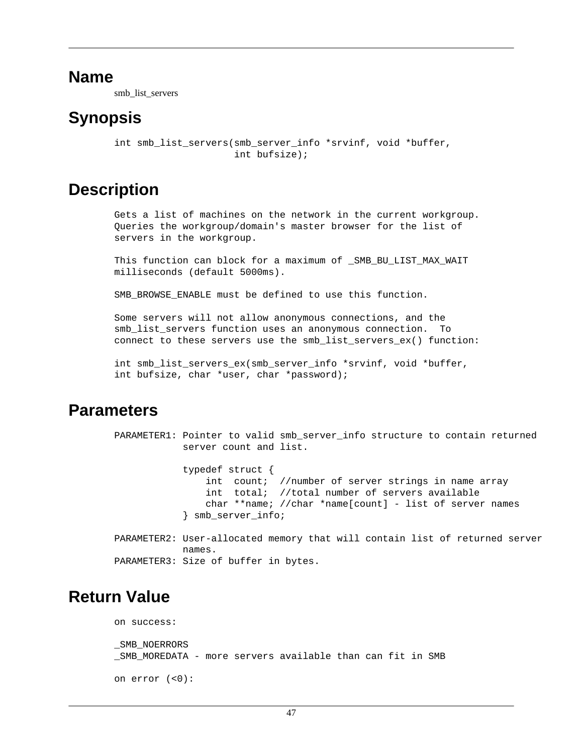## Name

smb_list_servers

## Synopsis

```
int smb_list_servers(smb_server_info *srvinf, void *buffer,
                     int bufsize);
```

## Description

```
Gets a list of machines on the network in the current workgroup.
Queries the workgroup/domain's master browser for the list of
servers in the workgroup.

This function can block for a maximum of _SMB_BU_LIST_MAX_WAIT
milliseconds (default 5000ms).

SMB_BROWSE_ENABLE must be defined to use this function.

Some servers will not allow anonymous connections, and the
smb_list_servers function uses an anonymous connection.  To
connect to these servers use the smb_list_servers_ex() function:

int smb_list_servers_ex(smb_server_info *srvinf, void *buffer,
int bufsize, char *user, char *password);
```

## Parameters

```
PARAMETER1: Pointer to valid smb_server_info structure to contain returned
            server count and list.

            typedef struct {
                int  count;  //number of server strings in name array
                int  total;  //total number of servers available
                char **name; //char *name[count] - list of server names
            } smb_server_info;

PARAMETER2: User-allocated memory that will contain list of returned server
            names.
PARAMETER3: Size of buffer in bytes.
```

## Return Value

```
on success:

_SMB_NOERRORS
_SMB_MOREDATA - more servers available than can fit in SMB

on error (<0):
```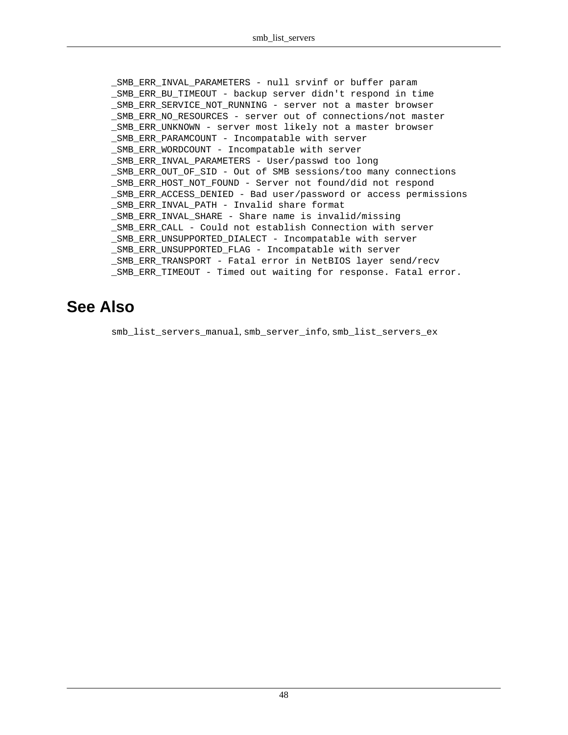```
_SMB_ERR_INVAL_PARAMETERS - null srvinf or buffer param
_SMB_ERR_BU_TIMEOUT - backup server didn't respond in time
_SMB_ERR_SERVICE_NOT_RUNNING - server not a master browser
_SMB_ERR_NO_RESOURCES - server out of connections/not master
_SMB_ERR_UNKNOWN - server most likely not a master browser
_SMB_ERR_PARAMCOUNT - Incompatable with server
_SMB_ERR_WORDCOUNT - Incompatable with server
_SMB_ERR_INVAL_PARAMETERS - User/passwd too long
_SMB_ERR_OUT_OF_SID - Out of SMB sessions/too many connections
_SMB_ERR_HOST_NOT_FOUND - Server not found/did not respond
_SMB_ERR_ACCESS_DENIED - Bad user/password or access permissions
_SMB_ERR_INVAL_PATH - Invalid share format
_SMB_ERR_INVAL_SHARE - Share name is invalid/missing
_SMB_ERR_CALL - Could not establish Connection with server
_SMB_ERR_UNSUPPORTED_DIALECT - Incompatable with server
_SMB_ERR_UNSUPPORTED_FLAG - Incompatable with server
_SMB_ERR_TRANSPORT - Fatal error in NetBIOS layer send/recv
_SMB_ERR_TIMEOUT - Timed out waiting for response. Fatal error.
```

## See Also

`smb_list_servers_manual`, `smb_server_info`, `smb_list_servers_ex`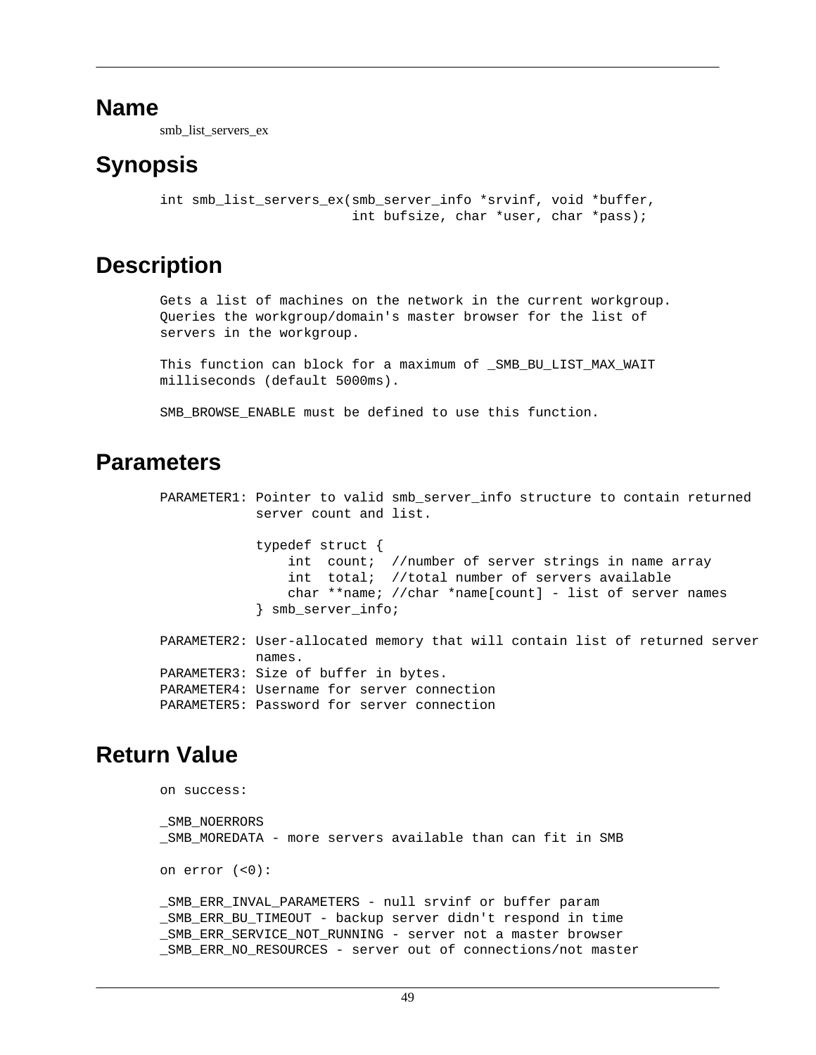## Name

smb_list_servers_ex

## Synopsis

```
int smb_list_servers_ex(smb_server_info *srvinf, void *buffer,
                        int bufsize, char *user, char *pass);
```

## Description

```
Gets a list of machines on the network in the current workgroup.
Queries the workgroup/domain's master browser for the list of
servers in the workgroup.

This function can block for a maximum of _SMB_BU_LIST_MAX_WAIT
milliseconds (default 5000ms).

SMB_BROWSE_ENABLE must be defined to use this function.
```

## Parameters

```
PARAMETER1: Pointer to valid smb_server_info structure to contain returned
            server count and list.

            typedef struct {
                int  count;  //number of server strings in name array
                int  total;  //total number of servers available
                char **name; //char *name[count] - list of server names
            } smb_server_info;

PARAMETER2: User-allocated memory that will contain list of returned server
            names.
PARAMETER3: Size of buffer in bytes.
PARAMETER4: Username for server connection
PARAMETER5: Password for server connection
```

## Return Value

```
on success:

_SMB_NOERRORS
_SMB_MOREDATA - more servers available than can fit in SMB

on error (<0):

_SMB_ERR_INVAL_PARAMETERS - null srvinf or buffer param
_SMB_ERR_BU_TIMEOUT - backup server didn't respond in time
_SMB_ERR_SERVICE_NOT_RUNNING - server not a master browser
_SMB_ERR_NO_RESOURCES - server out of connections/not master
```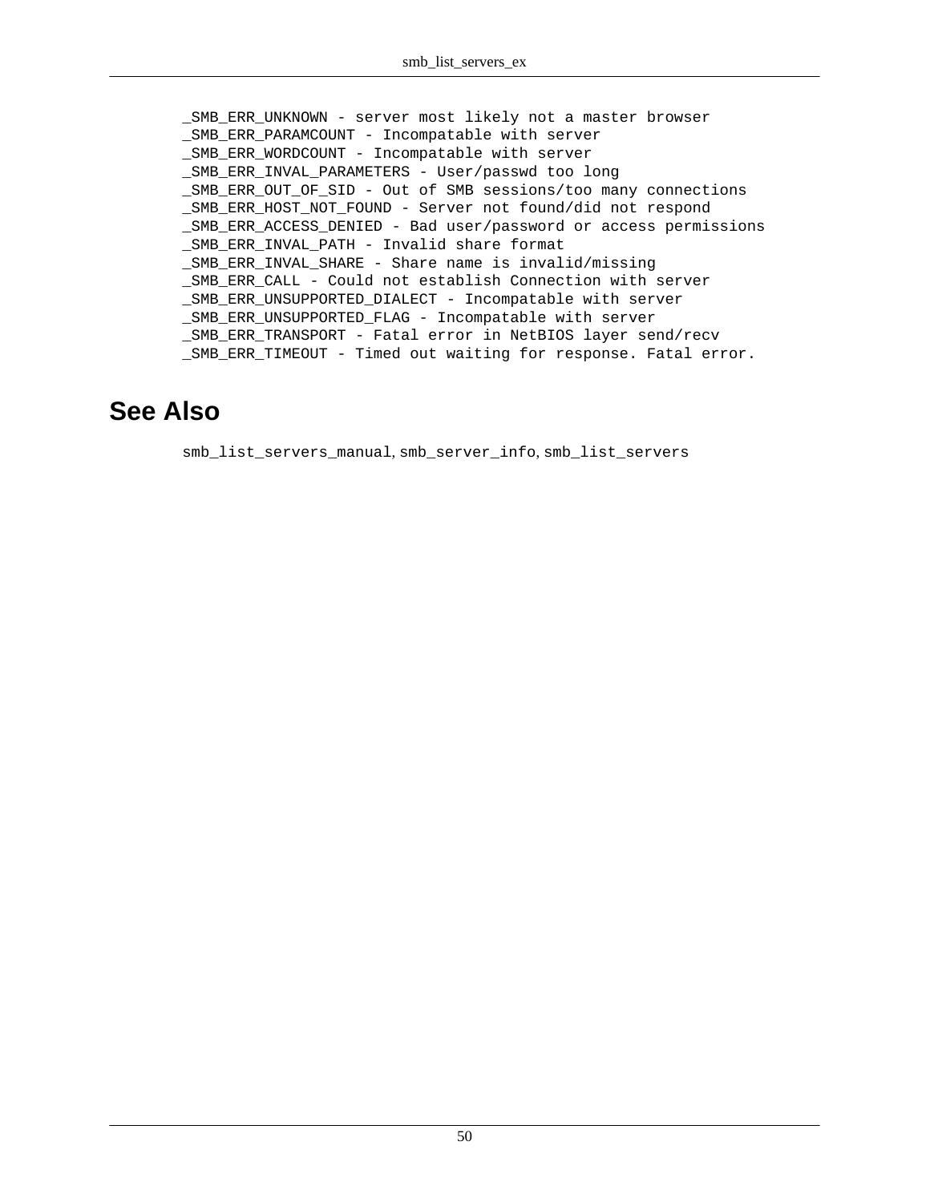```
_SMB_ERR_UNKNOWN - server most likely not a master browser
_SMB_ERR_PARAMCOUNT - Incompatable with server
_SMB_ERR_WORDCOUNT - Incompatable with server
_SMB_ERR_INVAL_PARAMETERS - User/passwd too long
_SMB_ERR_OUT_OF_SID - Out of SMB sessions/too many connections
_SMB_ERR_HOST_NOT_FOUND - Server not found/did not respond
_SMB_ERR_ACCESS_DENIED - Bad user/password or access permissions
_SMB_ERR_INVAL_PATH - Invalid share format
_SMB_ERR_INVAL_SHARE - Share name is invalid/missing
_SMB_ERR_CALL - Could not establish Connection with server
_SMB_ERR_UNSUPPORTED_DIALECT - Incompatable with server
_SMB_ERR_UNSUPPORTED_FLAG - Incompatable with server
_SMB_ERR_TRANSPORT - Fatal error in NetBIOS layer send/recv
_SMB_ERR_TIMEOUT - Timed out waiting for response. Fatal error.
```

## See Also

`smb_list_servers_manual`, `smb_server_info`, `smb_list_servers`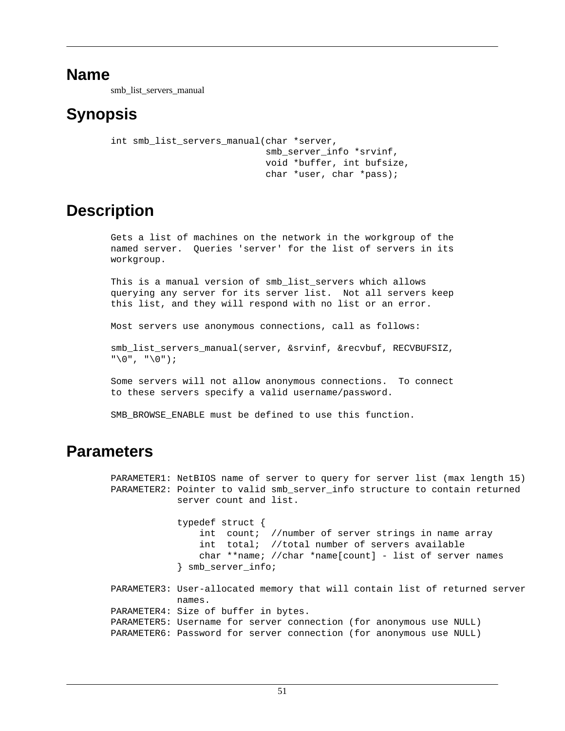## Name

smb_list_servers_manual

## Synopsis

```
int smb_list_servers_manual(char *server,
                            smb_server_info *srvinf,
                            void *buffer, int bufsize,
                            char *user, char *pass);
```

## Description

```
Gets a list of machines on the network in the workgroup of the
named server.  Queries 'server' for the list of servers in its
workgroup.

This is a manual version of smb_list_servers which allows
querying any server for its server list.  Not all servers keep
this list, and they will respond with no list or an error.

Most servers use anonymous connections, call as follows:

smb_list_servers_manual(server, &srvinf, &recvbuf, RECVBUFSIZ,
"\0", "\0");

Some servers will not allow anonymous connections.  To connect
to these servers specify a valid username/password.

SMB_BROWSE_ENABLE must be defined to use this function.
```

## Parameters

```
PARAMETER1: NetBIOS name of server to query for server list (max length 15)
PARAMETER2: Pointer to valid smb_server_info structure to contain returned
            server count and list.

            typedef struct {
                int  count;  //number of server strings in name array
                int  total;  //total number of servers available
                char **name; //char *name[count] - list of server names
            } smb_server_info;

PARAMETER3: User-allocated memory that will contain list of returned server
            names.
PARAMETER4: Size of buffer in bytes.
PARAMETER5: Username for server connection (for anonymous use NULL)
PARAMETER6: Password for server connection (for anonymous use NULL)
```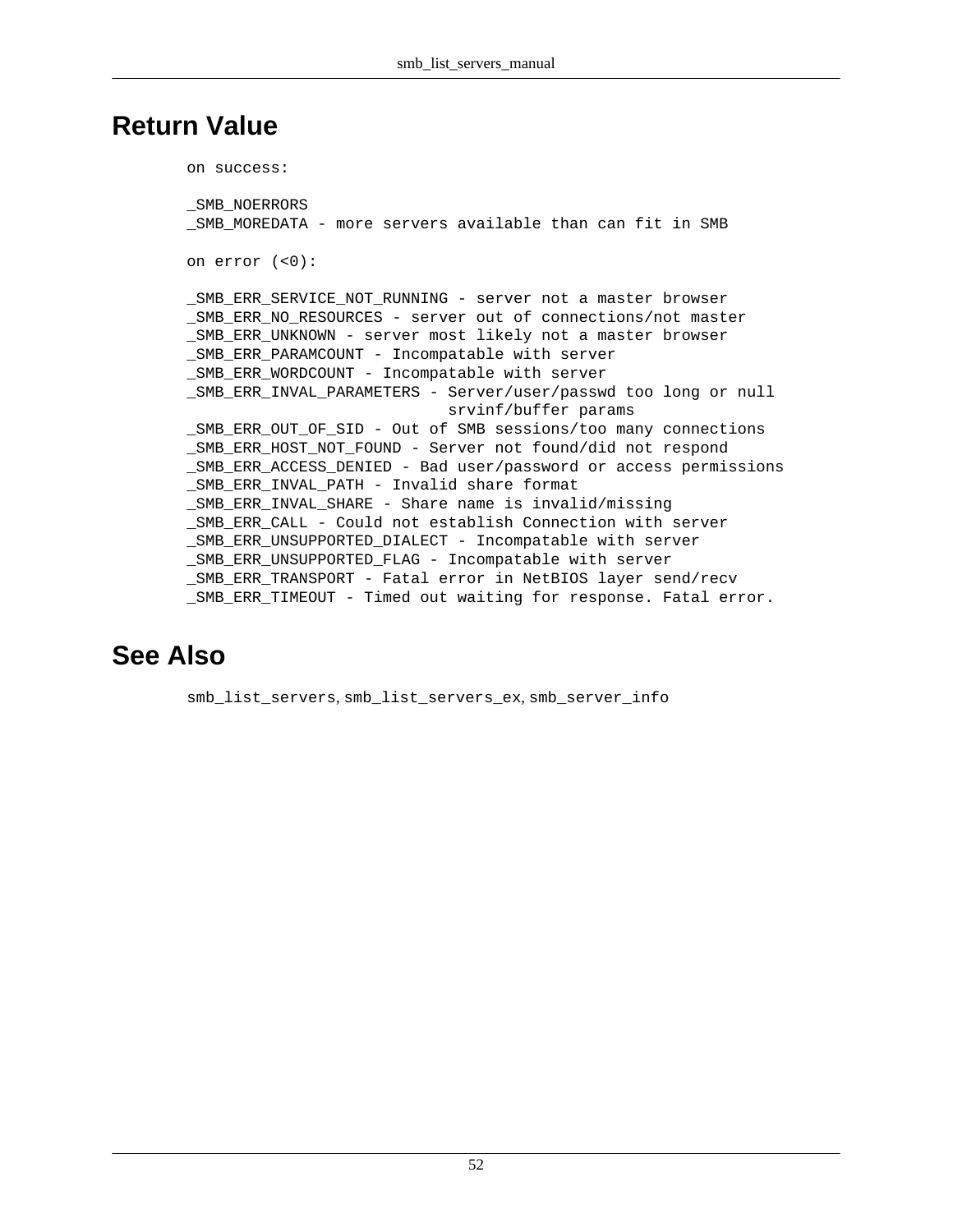## Return Value

```
on success:

_SMB_NOERRORS
_SMB_MOREDATA - more servers available than can fit in SMB

on error (<0):

_SMB_ERR_SERVICE_NOT_RUNNING - server not a master browser
_SMB_ERR_NO_RESOURCES - server out of connections/not master
_SMB_ERR_UNKNOWN - server most likely not a master browser
_SMB_ERR_PARAMCOUNT - Incompatable with server
_SMB_ERR_WORDCOUNT - Incompatable with server
_SMB_ERR_INVAL_PARAMETERS - Server/user/passwd too long or null
                            srvinf/buffer params
_SMB_ERR_OUT_OF_SID - Out of SMB sessions/too many connections
_SMB_ERR_HOST_NOT_FOUND - Server not found/did not respond
_SMB_ERR_ACCESS_DENIED - Bad user/password or access permissions
_SMB_ERR_INVAL_PATH - Invalid share format
_SMB_ERR_INVAL_SHARE - Share name is invalid/missing
_SMB_ERR_CALL - Could not establish Connection with server
_SMB_ERR_UNSUPPORTED_DIALECT - Incompatable with server
_SMB_ERR_UNSUPPORTED_FLAG - Incompatable with server
_SMB_ERR_TRANSPORT - Fatal error in NetBIOS layer send/recv
_SMB_ERR_TIMEOUT - Timed out waiting for response. Fatal error.
```

## See Also

smb_list_servers, smb_list_servers_ex, smb_server_info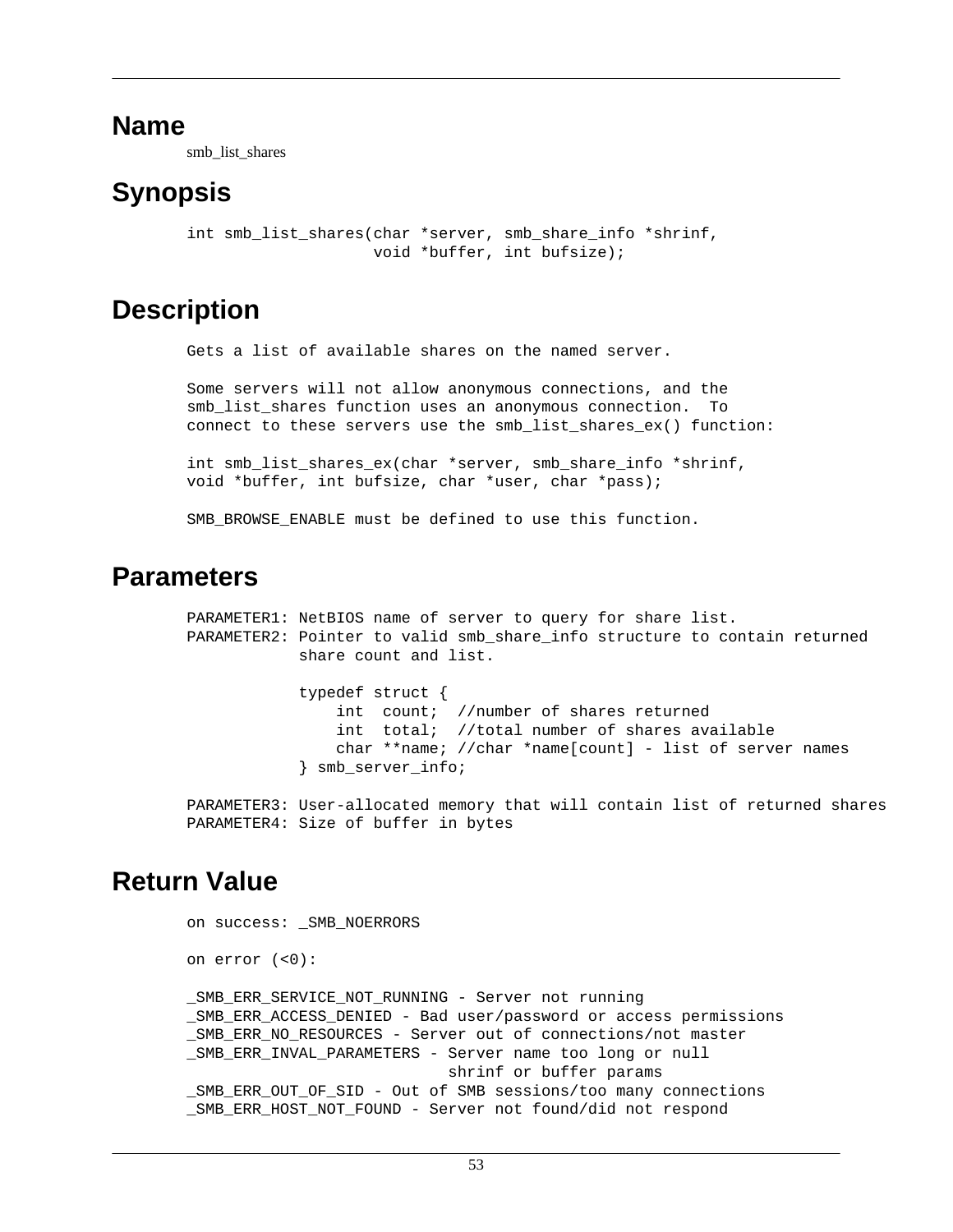## Name

smb_list_shares

## Synopsis

```
int smb_list_shares(char *server, smb_share_info *shrinf,
                    void *buffer, int bufsize);
```

## Description

```
Gets a list of available shares on the named server.

Some servers will not allow anonymous connections, and the
smb_list_shares function uses an anonymous connection.  To
connect to these servers use the smb_list_shares_ex() function:

int smb_list_shares_ex(char *server, smb_share_info *shrinf,
void *buffer, int bufsize, char *user, char *pass);

SMB_BROWSE_ENABLE must be defined to use this function.
```

## Parameters

```
PARAMETER1: NetBIOS name of server to query for share list.
PARAMETER2: Pointer to valid smb_share_info structure to contain returned
            share count and list.

            typedef struct {
                int  count;  //number of shares returned
                int  total;  //total number of shares available
                char **name; //char *name[count] - list of server names
            } smb_server_info;

PARAMETER3: User-allocated memory that will contain list of returned shares
PARAMETER4: Size of buffer in bytes
```

## Return Value

```
on success: _SMB_NOERRORS

on error (<0):

_SMB_ERR_SERVICE_NOT_RUNNING - Server not running
_SMB_ERR_ACCESS_DENIED - Bad user/password or access permissions
_SMB_ERR_NO_RESOURCES - Server out of connections/not master
_SMB_ERR_INVAL_PARAMETERS - Server name too long or null
                            shrinf or buffer params
_SMB_ERR_OUT_OF_SID - Out of SMB sessions/too many connections
_SMB_ERR_HOST_NOT_FOUND - Server not found/did not respond
```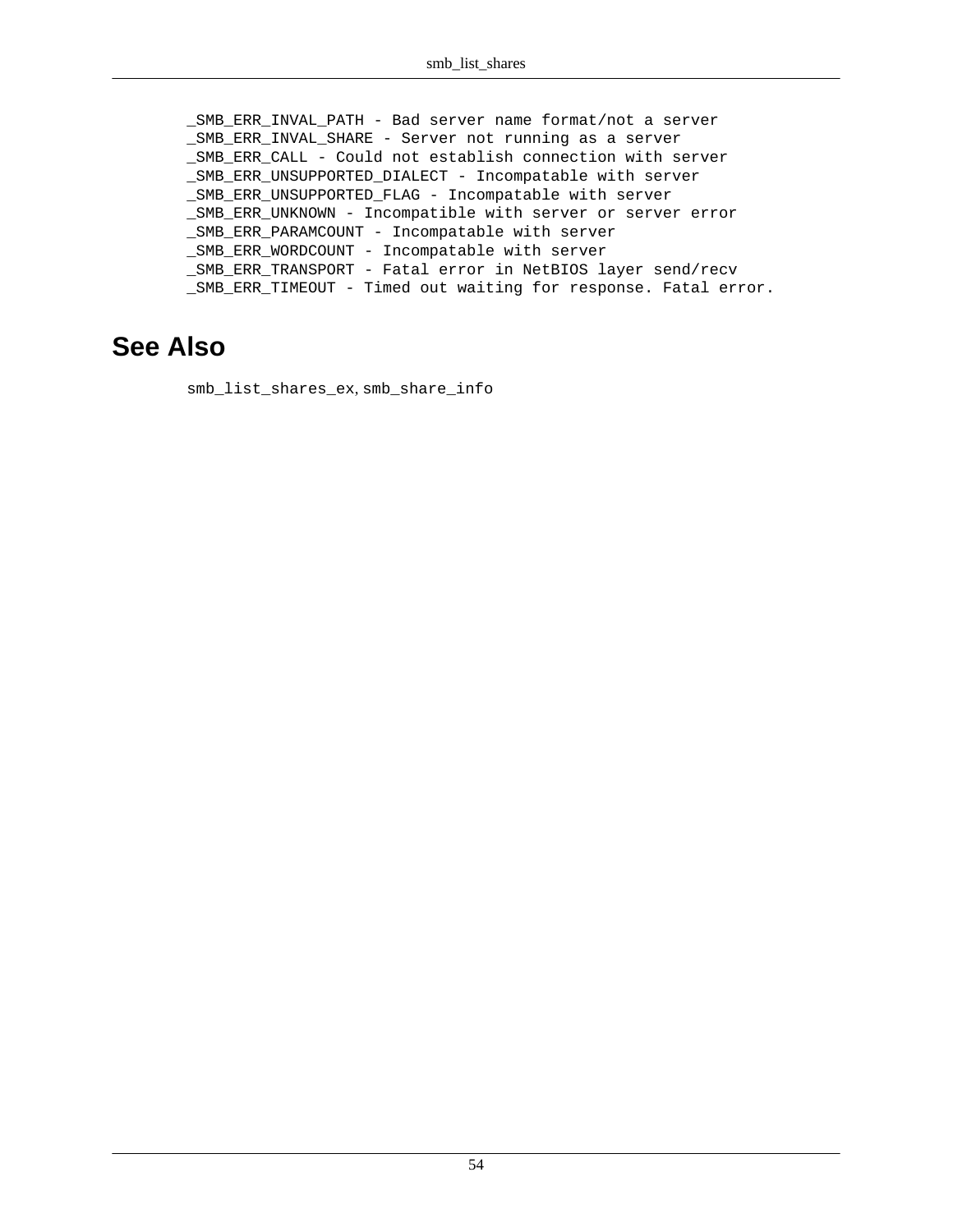```
_SMB_ERR_INVAL_PATH - Bad server name format/not a server
_SMB_ERR_INVAL_SHARE - Server not running as a server
_SMB_ERR_CALL - Could not establish connection with server
_SMB_ERR_UNSUPPORTED_DIALECT - Incompatable with server
_SMB_ERR_UNSUPPORTED_FLAG - Incompatable with server
_SMB_ERR_UNKNOWN - Incompatible with server or server error
_SMB_ERR_PARAMCOUNT - Incompatable with server
_SMB_ERR_WORDCOUNT - Incompatable with server
_SMB_ERR_TRANSPORT - Fatal error in NetBIOS layer send/recv
_SMB_ERR_TIMEOUT - Timed out waiting for response. Fatal error.
```

## See Also

`smb_list_shares_ex`, `smb_share_info`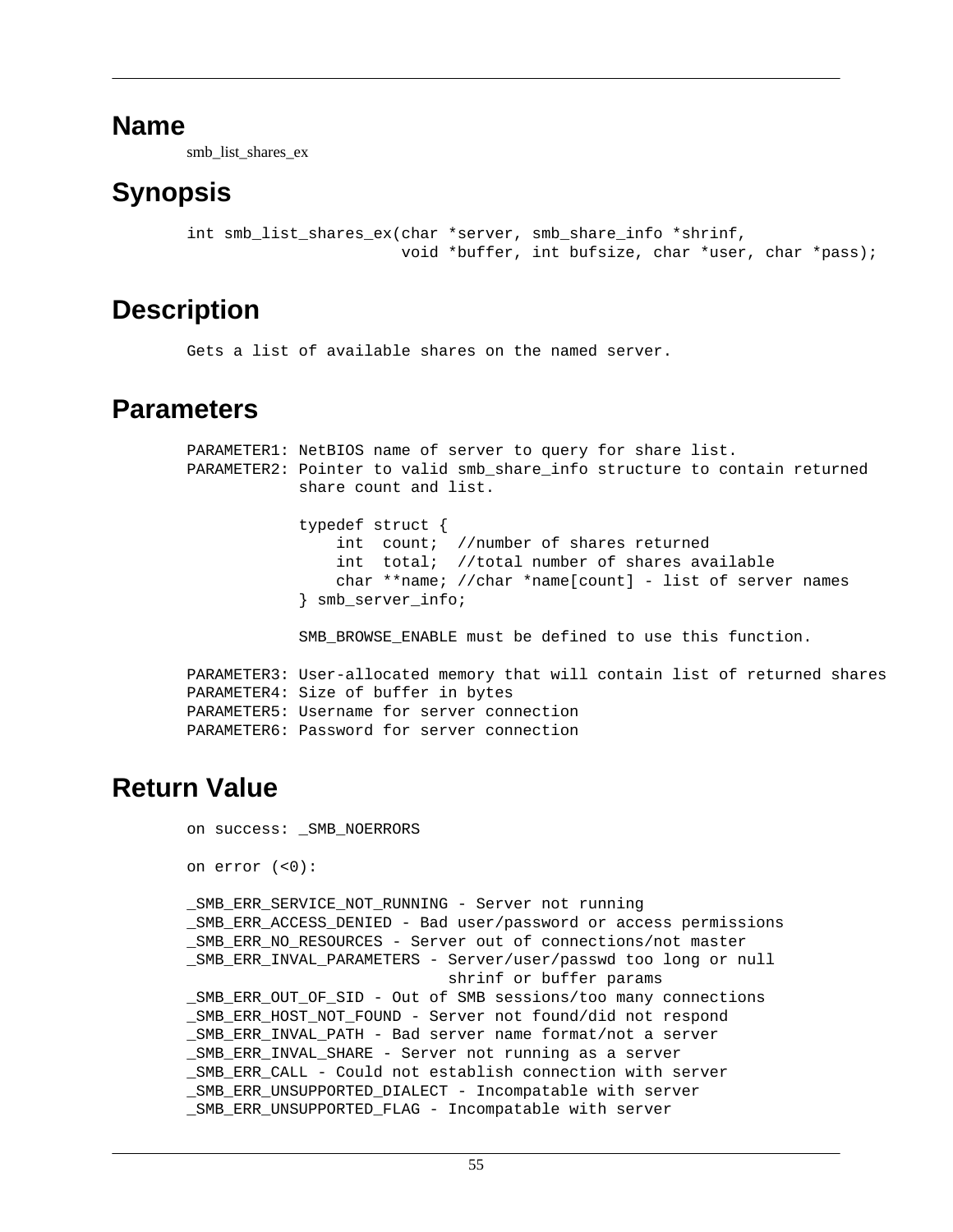## Name

smb_list_shares_ex

## Synopsis

```
int smb_list_shares_ex(char *server, smb_share_info *shrinf,
                       void *buffer, int bufsize, char *user, char *pass);
```

## Description

```
Gets a list of available shares on the named server.
```

## Parameters

```
PARAMETER1: NetBIOS name of server to query for share list.
PARAMETER2: Pointer to valid smb_share_info structure to contain returned
            share count and list.

            typedef struct {
                int  count;  //number of shares returned
                int  total;  //total number of shares available
                char **name; //char *name[count] - list of server names
            } smb_server_info;

            SMB_BROWSE_ENABLE must be defined to use this function.

PARAMETER3: User-allocated memory that will contain list of returned shares
PARAMETER4: Size of buffer in bytes
PARAMETER5: Username for server connection
PARAMETER6: Password for server connection
```

## Return Value

```
on success: _SMB_NOERRORS

on error (<0):

_SMB_ERR_SERVICE_NOT_RUNNING - Server not running
_SMB_ERR_ACCESS_DENIED - Bad user/password or access permissions
_SMB_ERR_NO_RESOURCES - Server out of connections/not master
_SMB_ERR_INVAL_PARAMETERS - Server/user/passwd too long or null
                            shrinf or buffer params
_SMB_ERR_OUT_OF_SID - Out of SMB sessions/too many connections
_SMB_ERR_HOST_NOT_FOUND - Server not found/did not respond
_SMB_ERR_INVAL_PATH - Bad server name format/not a server
_SMB_ERR_INVAL_SHARE - Server not running as a server
_SMB_ERR_CALL - Could not establish connection with server
_SMB_ERR_UNSUPPORTED_DIALECT - Incompatable with server
_SMB_ERR_UNSUPPORTED_FLAG - Incompatable with server
```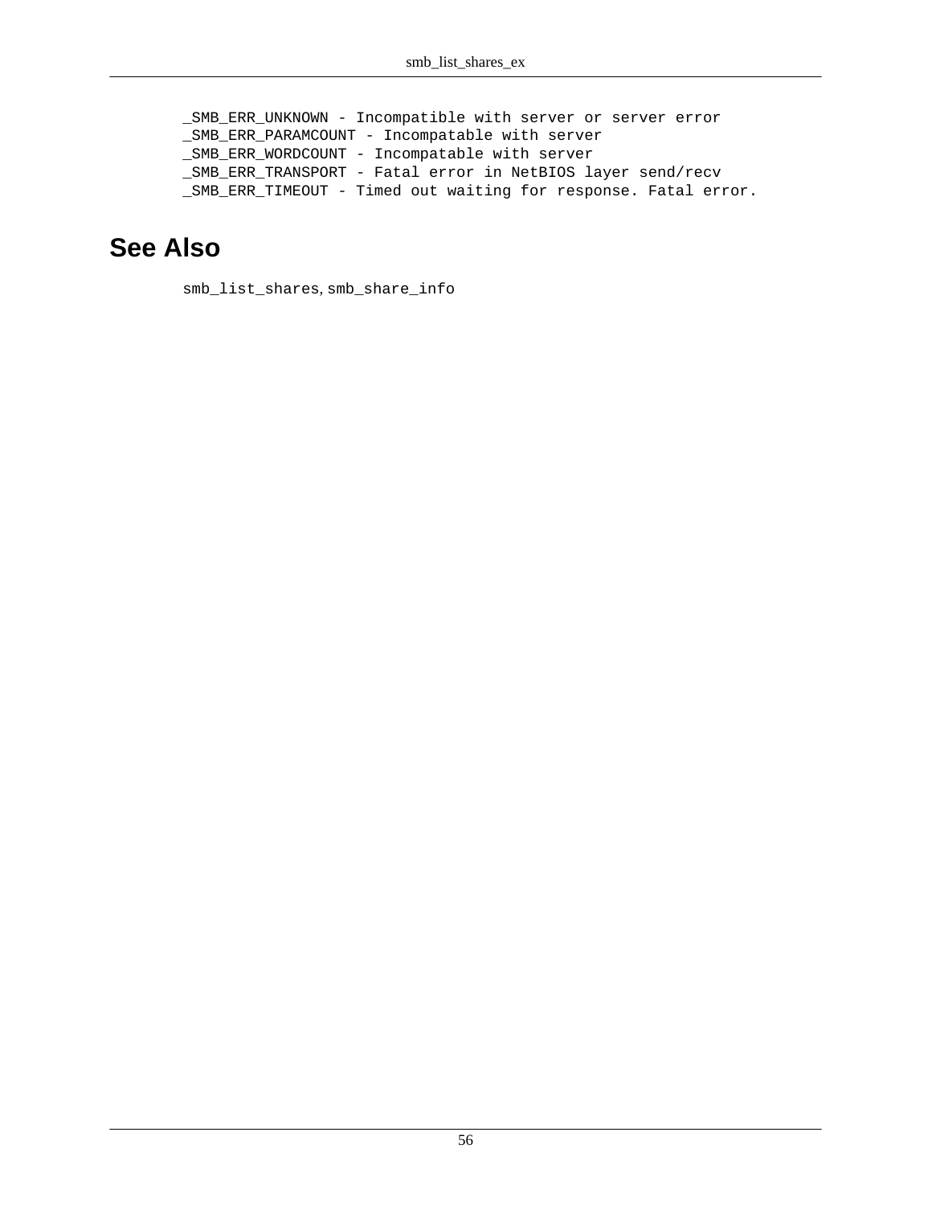```
_SMB_ERR_UNKNOWN - Incompatible with server or server error
_SMB_ERR_PARAMCOUNT - Incompatable with server
_SMB_ERR_WORDCOUNT - Incompatable with server
_SMB_ERR_TRANSPORT - Fatal error in NetBIOS layer send/recv
_SMB_ERR_TIMEOUT - Timed out waiting for response. Fatal error.
```

## See Also

`smb_list_shares`, `smb_share_info`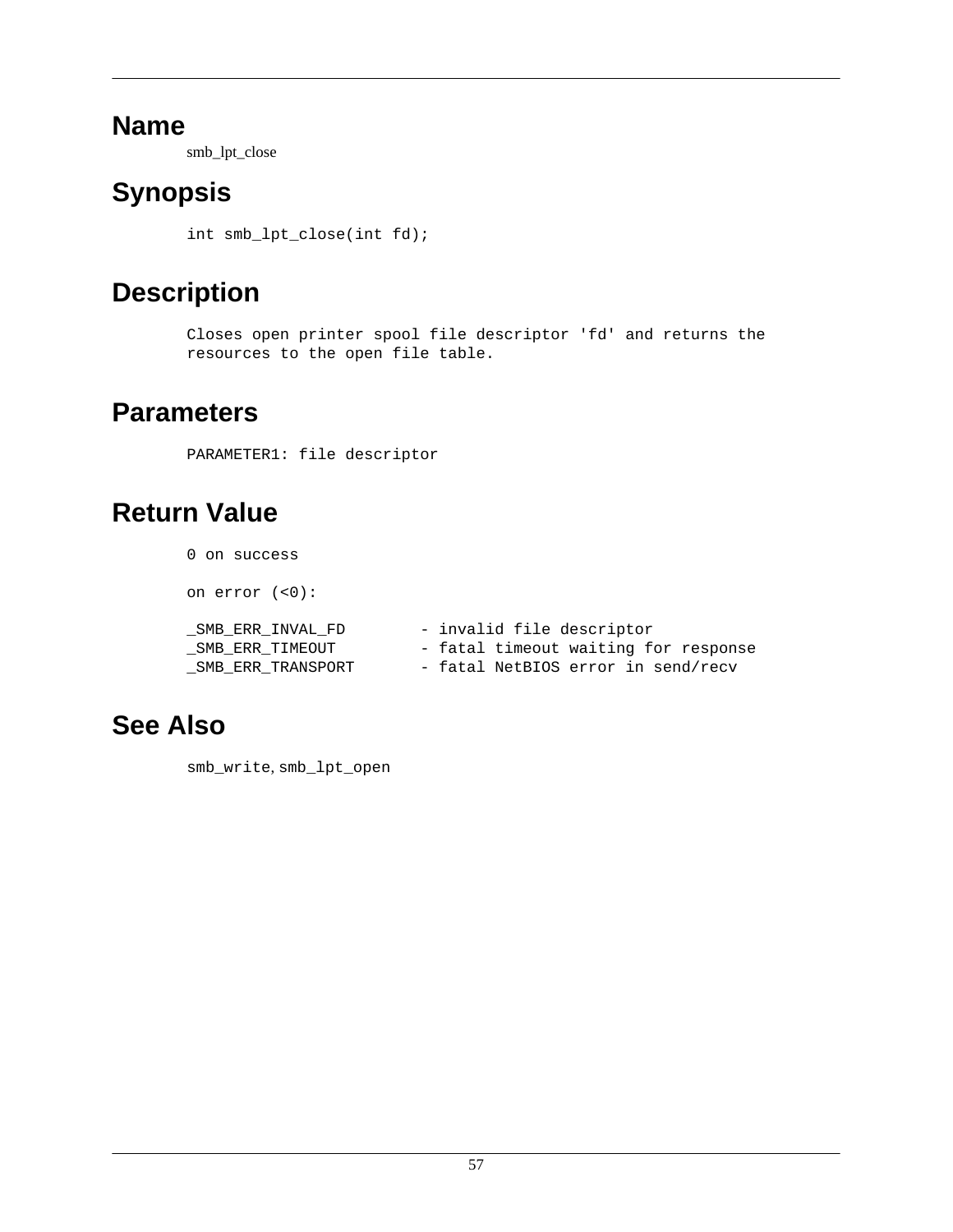# Name

smb_lpt_close

# Synopsis

```
int smb_lpt_close(int fd);
```

# Description

```
Closes open printer spool file descriptor 'fd' and returns the
resources to the open file table.
```

# Parameters

```
PARAMETER1: file descriptor
```

# Return Value

```
0 on success

on error (<0):

_SMB_ERR_INVAL_FD        - invalid file descriptor
_SMB_ERR_TIMEOUT         - fatal timeout waiting for response
_SMB_ERR_TRANSPORT       - fatal NetBIOS error in send/recv
```

# See Also

`smb_write`, `smb_lpt_open`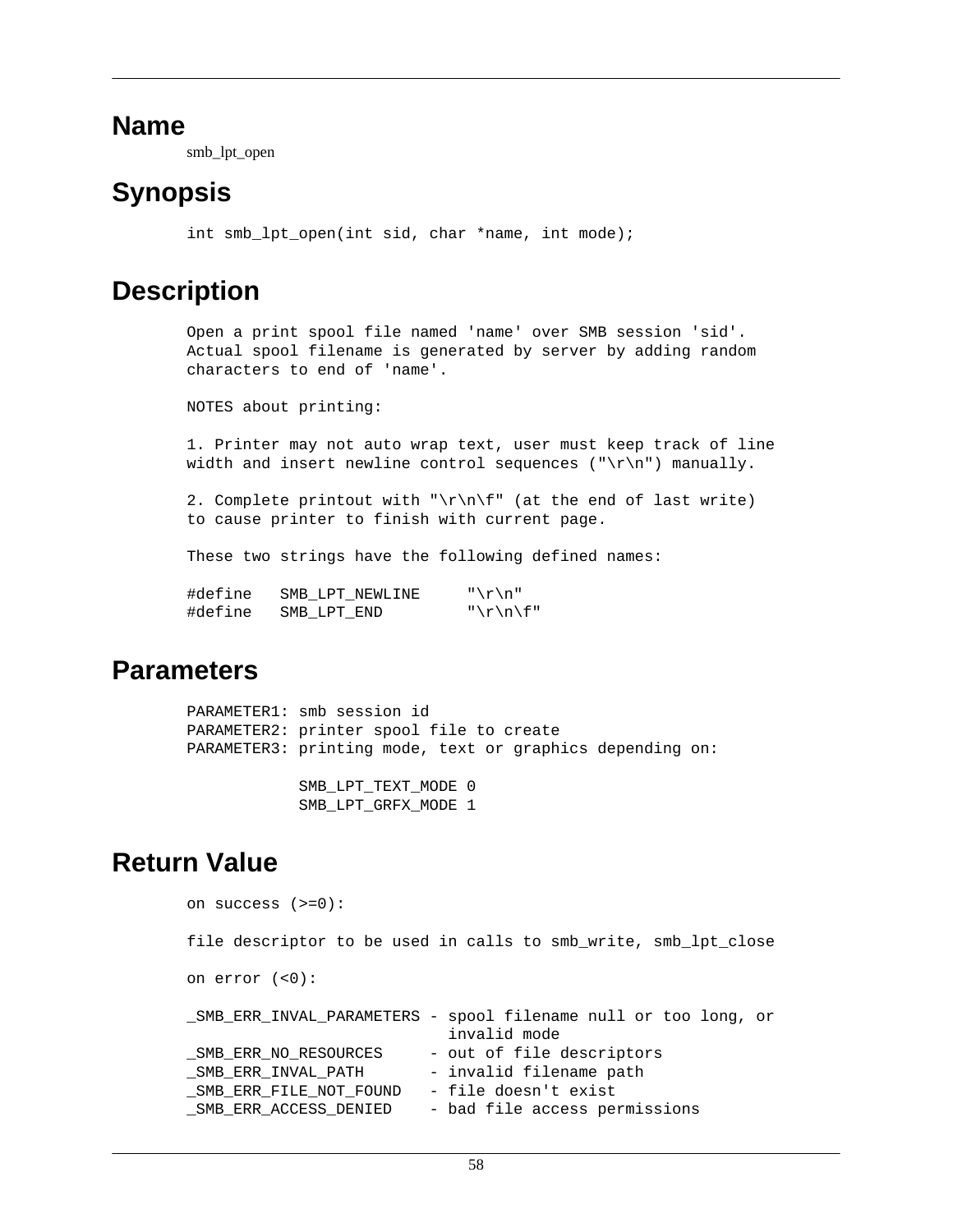## Name

smb_lpt_open

## Synopsis

```
int smb_lpt_open(int sid, char *name, int mode);
```

## Description

```
Open a print spool file named 'name' over SMB session 'sid'.
Actual spool filename is generated by server by adding random
characters to end of 'name'.

NOTES about printing:

1. Printer may not auto wrap text, user must keep track of line
width and insert newline control sequences ("\r\n") manually.

2. Complete printout with "\r\n\f" (at the end of last write)
to cause printer to finish with current page.

These two strings have the following defined names:

#define   SMB_LPT_NEWLINE     "\r\n"
#define   SMB_LPT_END         "\r\n\f"
```

## Parameters

```
PARAMETER1: smb session id
PARAMETER2: printer spool file to create
PARAMETER3: printing mode, text or graphics depending on:

            SMB_LPT_TEXT_MODE 0
            SMB_LPT_GRFX_MODE 1
```

## Return Value

```
on success (>=0):

file descriptor to be used in calls to smb_write, smb_lpt_close

on error (<0):

_SMB_ERR_INVAL_PARAMETERS - spool filename null or too long, or
                            invalid mode
_SMB_ERR_NO_RESOURCES     - out of file descriptors
_SMB_ERR_INVAL_PATH       - invalid filename path
_SMB_ERR_FILE_NOT_FOUND   - file doesn't exist
_SMB_ERR_ACCESS_DENIED    - bad file access permissions
```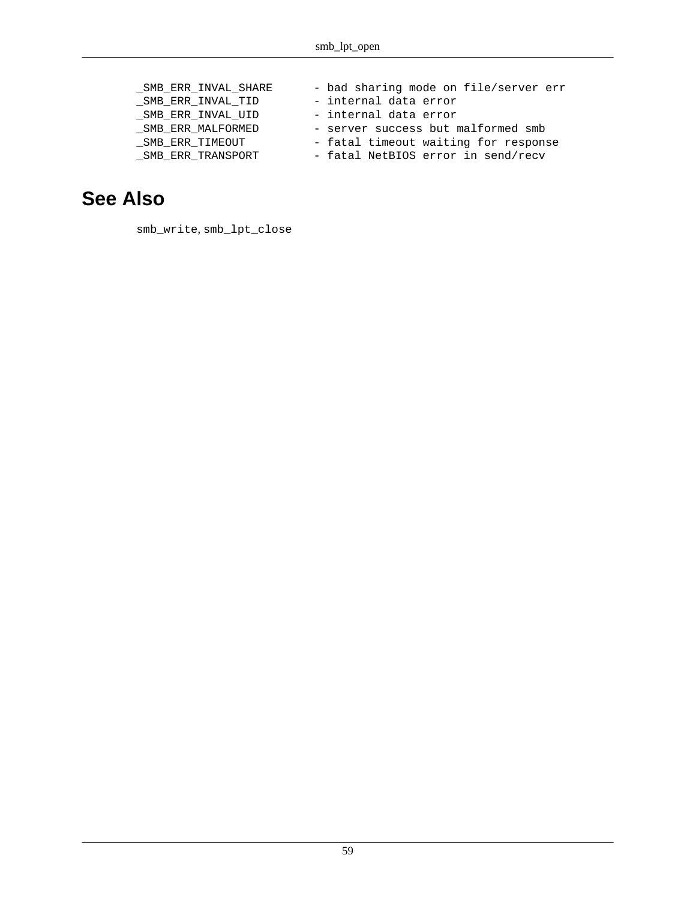```
_SMB_ERR_INVAL_SHARE      - bad sharing mode on file/server err
_SMB_ERR_INVAL_TID        - internal data error
_SMB_ERR_INVAL_UID        - internal data error
_SMB_ERR_MALFORMED        - server success but malformed smb
_SMB_ERR_TIMEOUT          - fatal timeout waiting for response
_SMB_ERR_TRANSPORT        - fatal NetBIOS error in send/recv
```

## See Also

`smb_write`, `smb_lpt_close`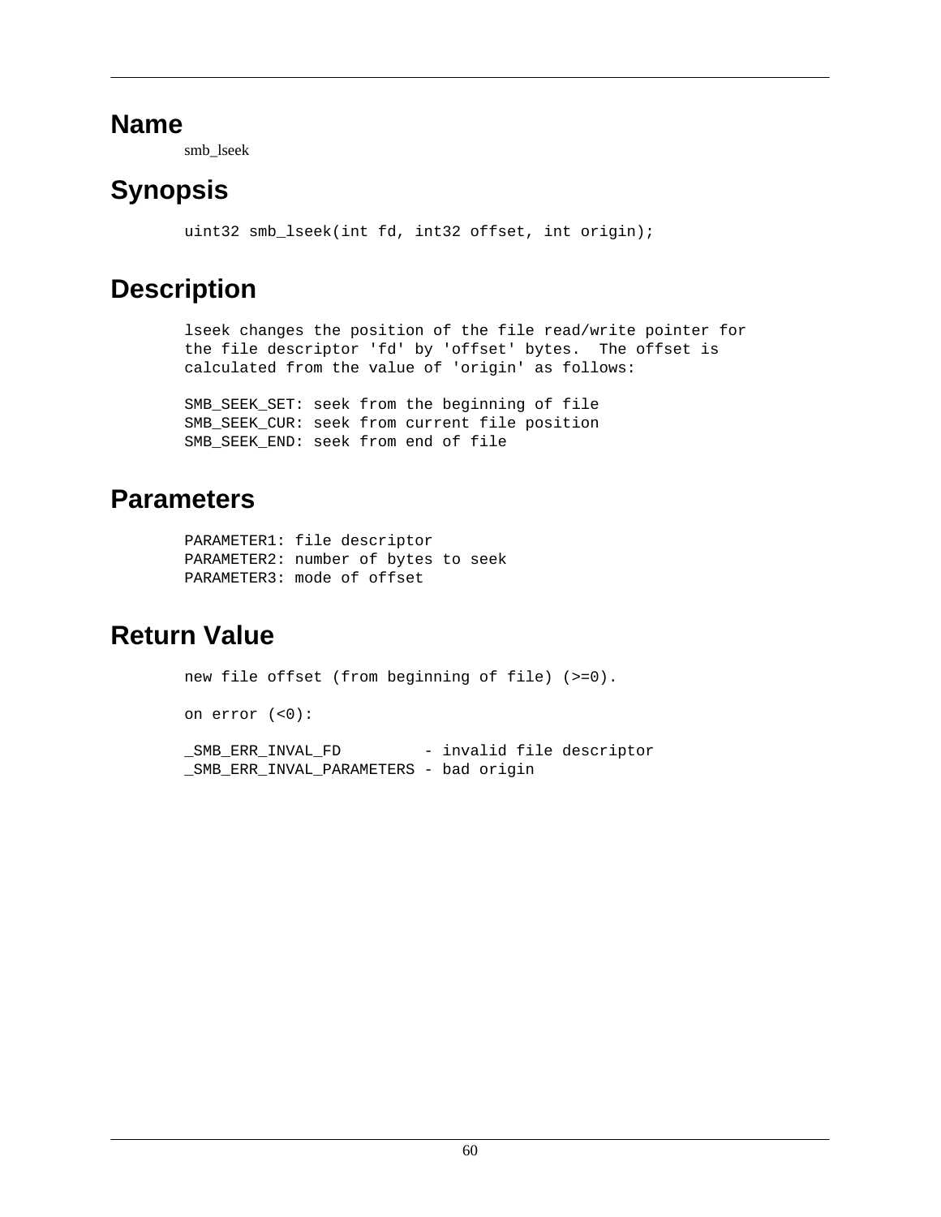# Name

smb_lseek

# Synopsis

```
uint32 smb_lseek(int fd, int32 offset, int origin);
```

# Description

```
lseek changes the position of the file read/write pointer for
the file descriptor 'fd' by 'offset' bytes.  The offset is
calculated from the value of 'origin' as follows:

SMB_SEEK_SET: seek from the beginning of file
SMB_SEEK_CUR: seek from current file position
SMB_SEEK_END: seek from end of file
```

# Parameters

```
PARAMETER1: file descriptor
PARAMETER2: number of bytes to seek
PARAMETER3: mode of offset
```

# Return Value

```
new file offset (from beginning of file) (>=0).

on error (<0):

_SMB_ERR_INVAL_FD         - invalid file descriptor
_SMB_ERR_INVAL_PARAMETERS - bad origin
```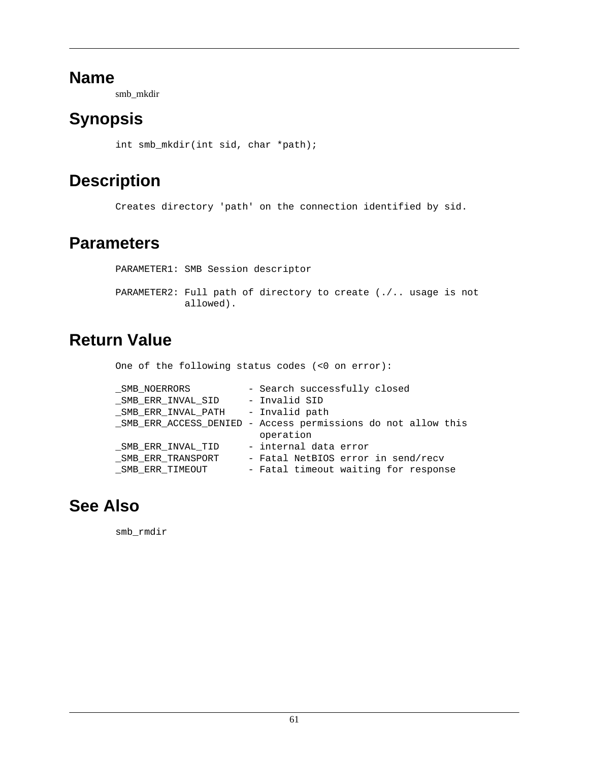## Name

smb_mkdir

## Synopsis

```
int smb_mkdir(int sid, char *path);
```

## Description

```
Creates directory 'path' on the connection identified by sid.
```

## Parameters

```
PARAMETER1: SMB Session descriptor

PARAMETER2: Full path of directory to create (./.. usage is not
            allowed).
```

## Return Value

```
One of the following status codes (<0 on error):

_SMB_NOERRORS          - Search successfully closed
_SMB_ERR_INVAL_SID     - Invalid SID
_SMB_ERR_INVAL_PATH    - Invalid path
_SMB_ERR_ACCESS_DENIED - Access permissions do not allow this
                         operation
_SMB_ERR_INVAL_TID     - internal data error
_SMB_ERR_TRANSPORT     - Fatal NetBIOS error in send/recv
_SMB_ERR_TIMEOUT       - Fatal timeout waiting for response
```

## See Also

```
smb_rmdir
```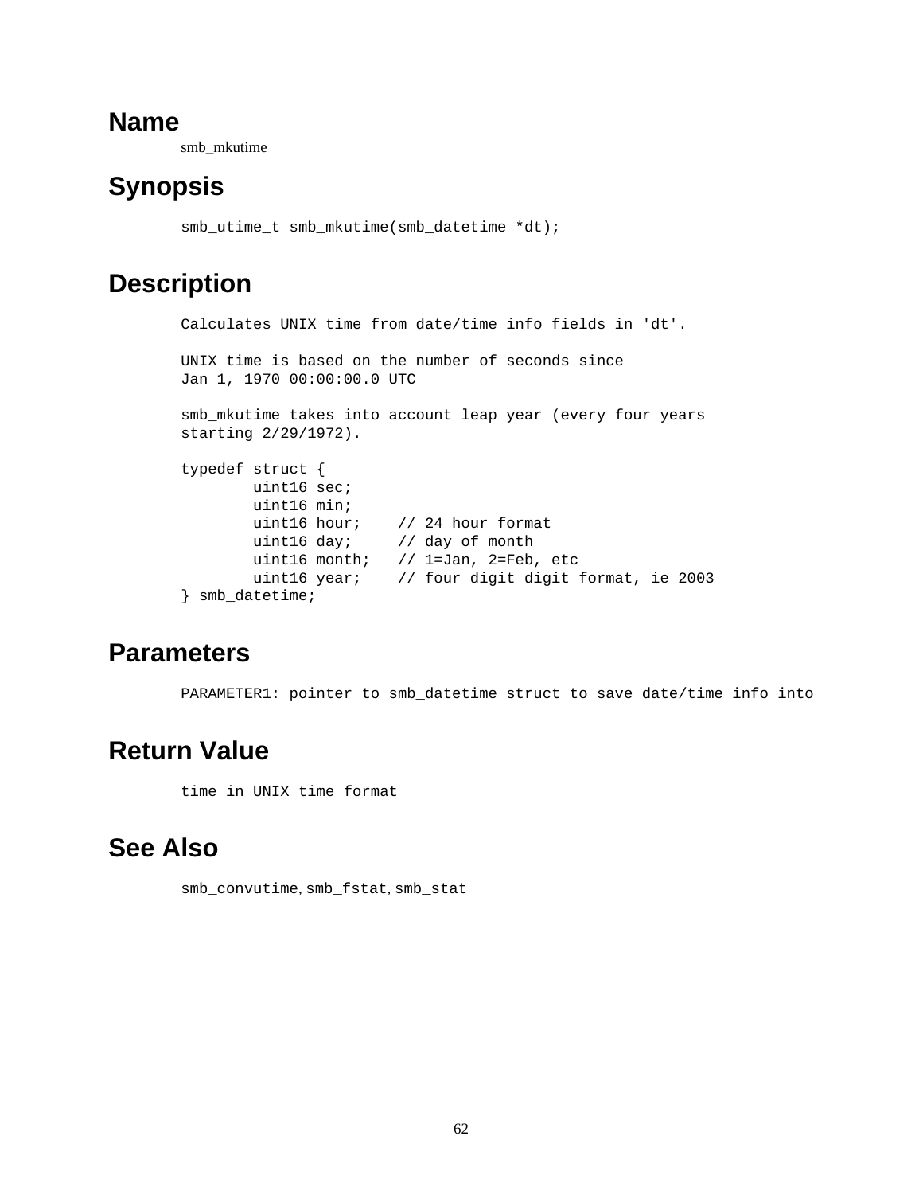## Name

smb_mkutime

## Synopsis

```
smb_utime_t smb_mkutime(smb_datetime *dt);
```

## Description

```
Calculates UNIX time from date/time info fields in 'dt'.

UNIX time is based on the number of seconds since
Jan 1, 1970 00:00:00.0 UTC

smb_mkutime takes into account leap year (every four years
starting 2/29/1972).

typedef struct {
        uint16 sec;
        uint16 min;
        uint16 hour;    // 24 hour format
        uint16 day;     // day of month
        uint16 month;   // 1=Jan, 2=Feb, etc
        uint16 year;    // four digit digit format, ie 2003
} smb_datetime;
```

## Parameters

```
PARAMETER1: pointer to smb_datetime struct to save date/time info into
```

## Return Value

```
time in UNIX time format
```

## See Also

`smb_convutime`, `smb_fstat`, `smb_stat`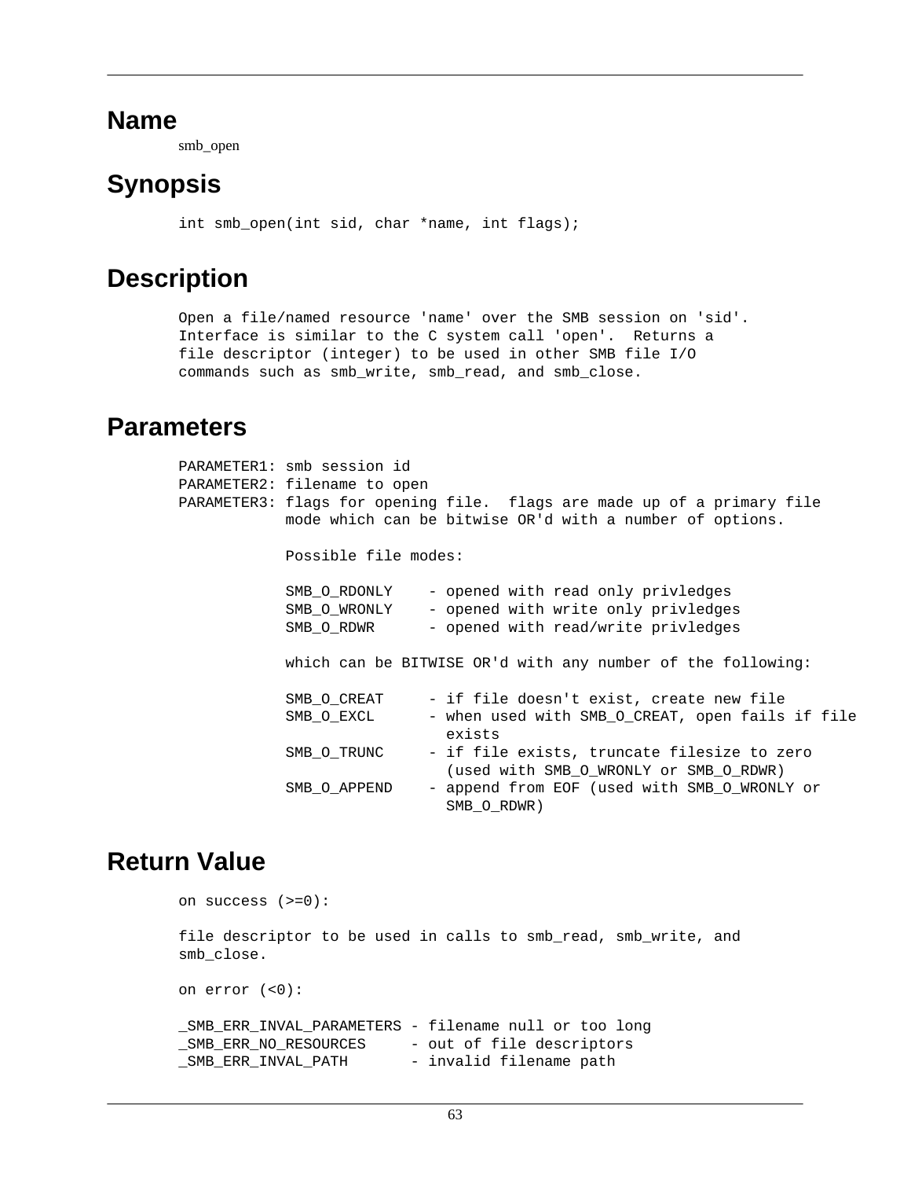# Name

smb_open

# Synopsis

```
int smb_open(int sid, char *name, int flags);
```

# Description

```
Open a file/named resource 'name' over the SMB session on 'sid'.
Interface is similar to the C system call 'open'.  Returns a
file descriptor (integer) to be used in other SMB file I/O
commands such as smb_write, smb_read, and smb_close.
```

# Parameters

```
PARAMETER1: smb session id
PARAMETER2: filename to open
PARAMETER3: flags for opening file.  flags are made up of a primary file
            mode which can be bitwise OR'd with a number of options.

            Possible file modes:

            SMB_O_RDONLY    - opened with read only privledges
            SMB_O_WRONLY    - opened with write only privledges
            SMB_O_RDWR      - opened with read/write privledges

            which can be BITWISE OR'd with any number of the following:

            SMB_O_CREAT     - if file doesn't exist, create new file
            SMB_O_EXCL      - when used with SMB_O_CREAT, open fails if file
                              exists
            SMB_O_TRUNC     - if file exists, truncate filesize to zero
                              (used with SMB_O_WRONLY or SMB_O_RDWR)
            SMB_O_APPEND    - append from EOF (used with SMB_O_WRONLY or
                              SMB_O_RDWR)
```

# Return Value

```
on success (>=0):

file descriptor to be used in calls to smb_read, smb_write, and
smb_close.

on error (<0):

_SMB_ERR_INVAL_PARAMETERS - filename null or too long
_SMB_ERR_NO_RESOURCES     - out of file descriptors
_SMB_ERR_INVAL_PATH       - invalid filename path
```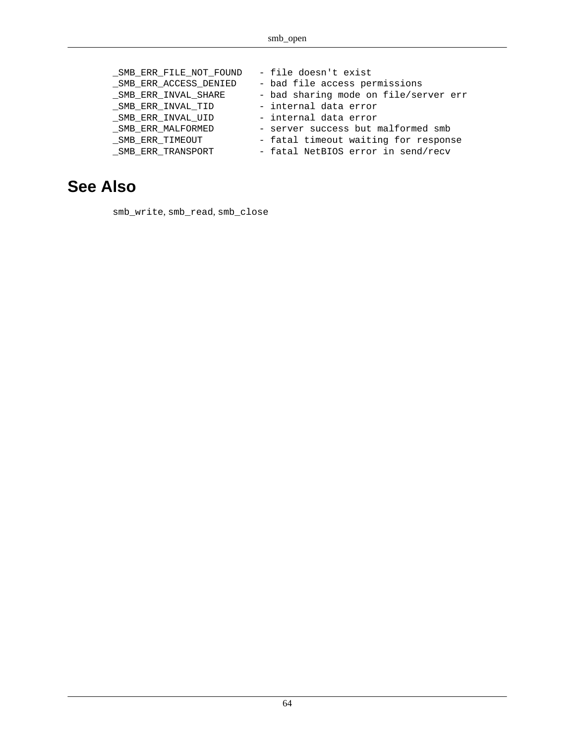```
_SMB_ERR_FILE_NOT_FOUND   - file doesn't exist
_SMB_ERR_ACCESS_DENIED    - bad file access permissions
_SMB_ERR_INVAL_SHARE      - bad sharing mode on file/server err
_SMB_ERR_INVAL_TID        - internal data error
_SMB_ERR_INVAL_UID        - internal data error
_SMB_ERR_MALFORMED        - server success but malformed smb
_SMB_ERR_TIMEOUT          - fatal timeout waiting for response
_SMB_ERR_TRANSPORT        - fatal NetBIOS error in send/recv
```

## See Also

`smb_write`, `smb_read`, `smb_close`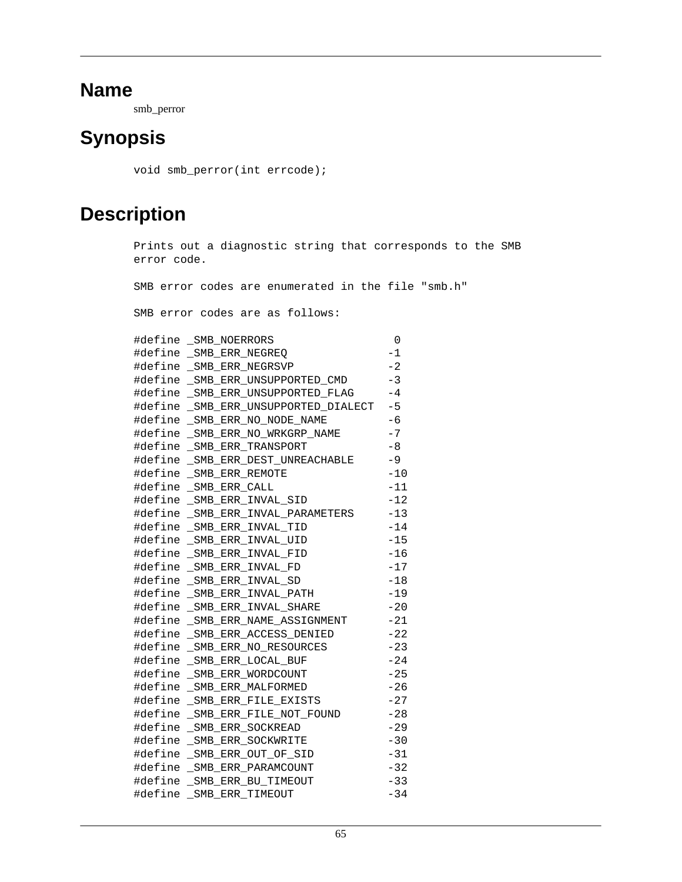## Name

smb_perror

## Synopsis

```
void smb_perror(int errcode);
```

## Description

```
Prints out a diagnostic string that corresponds to the SMB
error code.

SMB error codes are enumerated in the file "smb.h"

SMB error codes are as follows:

#define _SMB_NOERRORS                   0
#define _SMB_ERR_NEGREQ                -1
#define _SMB_ERR_NEGRSVP               -2
#define _SMB_ERR_UNSUPPORTED_CMD       -3
#define _SMB_ERR_UNSUPPORTED_FLAG      -4
#define _SMB_ERR_UNSUPPORTED_DIALECT   -5
#define _SMB_ERR_NO_NODE_NAME          -6
#define _SMB_ERR_NO_WRKGRP_NAME        -7
#define _SMB_ERR_TRANSPORT             -8
#define _SMB_ERR_DEST_UNREACHABLE      -9
#define _SMB_ERR_REMOTE                -10
#define _SMB_ERR_CALL                  -11
#define _SMB_ERR_INVAL_SID             -12
#define _SMB_ERR_INVAL_PARAMETERS      -13
#define _SMB_ERR_INVAL_TID             -14
#define _SMB_ERR_INVAL_UID             -15
#define _SMB_ERR_INVAL_FID             -16
#define _SMB_ERR_INVAL_FD              -17
#define _SMB_ERR_INVAL_SD              -18
#define _SMB_ERR_INVAL_PATH            -19
#define _SMB_ERR_INVAL_SHARE           -20
#define _SMB_ERR_NAME_ASSIGNMENT       -21
#define _SMB_ERR_ACCESS_DENIED         -22
#define _SMB_ERR_NO_RESOURCES          -23
#define _SMB_ERR_LOCAL_BUF             -24
#define _SMB_ERR_WORDCOUNT             -25
#define _SMB_ERR_MALFORMED             -26
#define _SMB_ERR_FILE_EXISTS           -27
#define _SMB_ERR_FILE_NOT_FOUND        -28
#define _SMB_ERR_SOCKREAD              -29
#define _SMB_ERR_SOCKWRITE             -30
#define _SMB_ERR_OUT_OF_SID            -31
#define _SMB_ERR_PARAMCOUNT            -32
#define _SMB_ERR_BU_TIMEOUT            -33
#define _SMB_ERR_TIMEOUT               -34
```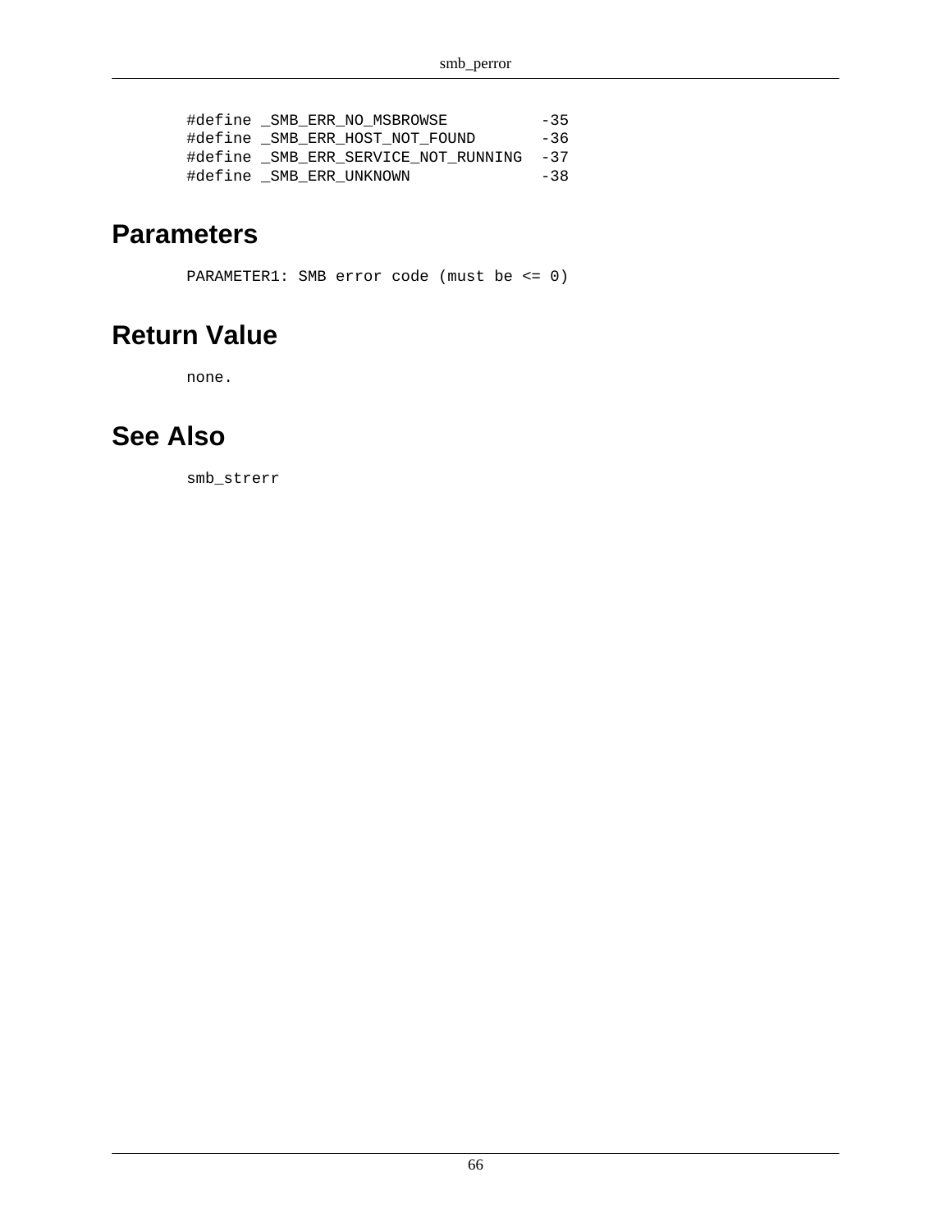```
#define _SMB_ERR_NO_MSBROWSE          -35
#define _SMB_ERR_HOST_NOT_FOUND       -36
#define _SMB_ERR_SERVICE_NOT_RUNNING  -37
#define _SMB_ERR_UNKNOWN              -38
```

## Parameters

```
PARAMETER1: SMB error code (must be <= 0)
```

## Return Value

```
none.
```

## See Also

```
smb_strerr
```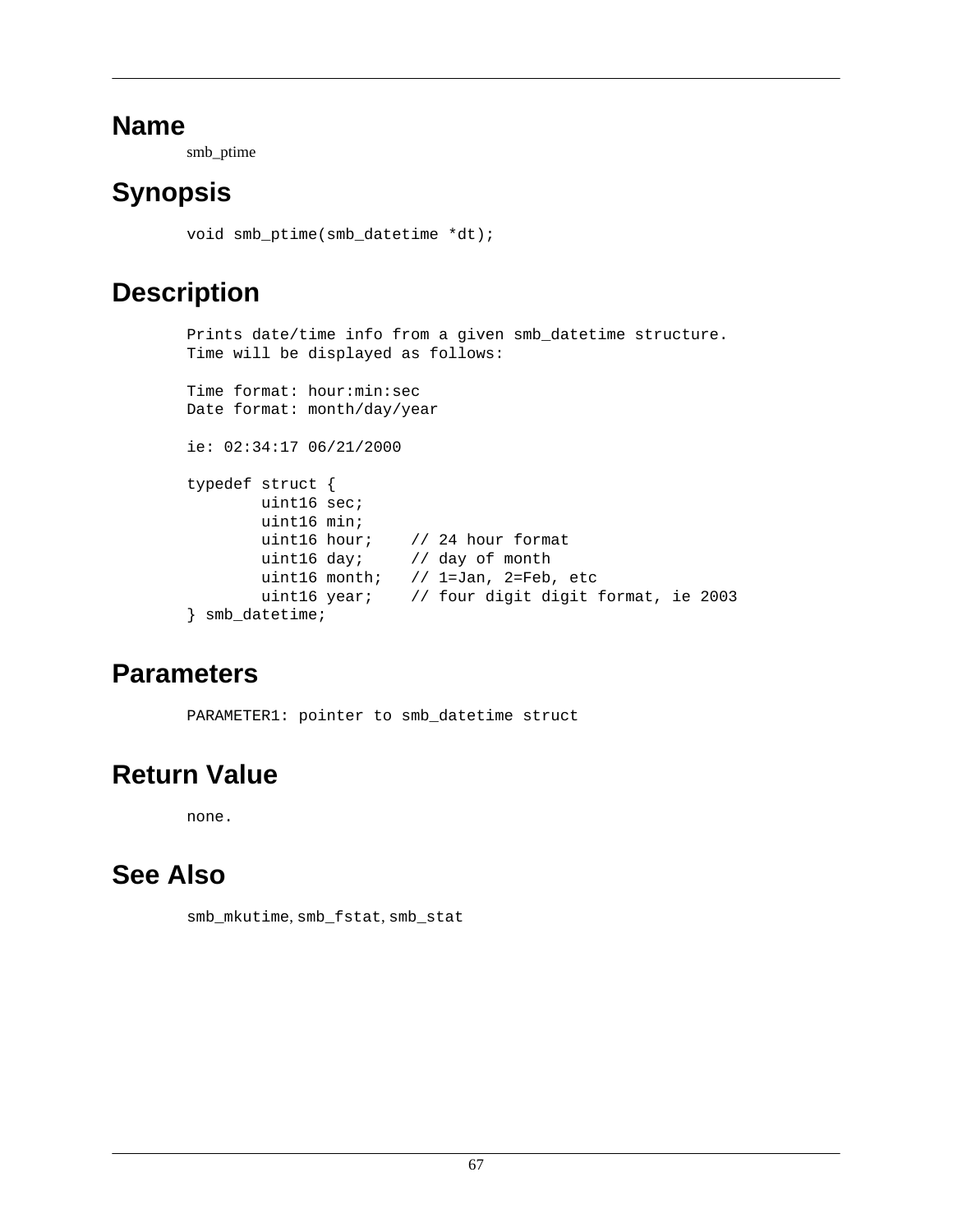## Name

smb_ptime

## Synopsis

```
void smb_ptime(smb_datetime *dt);
```

## Description

```
Prints date/time info from a given smb_datetime structure.
Time will be displayed as follows:

Time format: hour:min:sec
Date format: month/day/year

ie: 02:34:17 06/21/2000

typedef struct {
        uint16 sec;
        uint16 min;
        uint16 hour;    // 24 hour format
        uint16 day;     // day of month
        uint16 month;   // 1=Jan, 2=Feb, etc
        uint16 year;    // four digit digit format, ie 2003
} smb_datetime;
```

## Parameters

```
PARAMETER1: pointer to smb_datetime struct
```

## Return Value

```
none.
```

## See Also

`smb_mkutime`, `smb_fstat`, `smb_stat`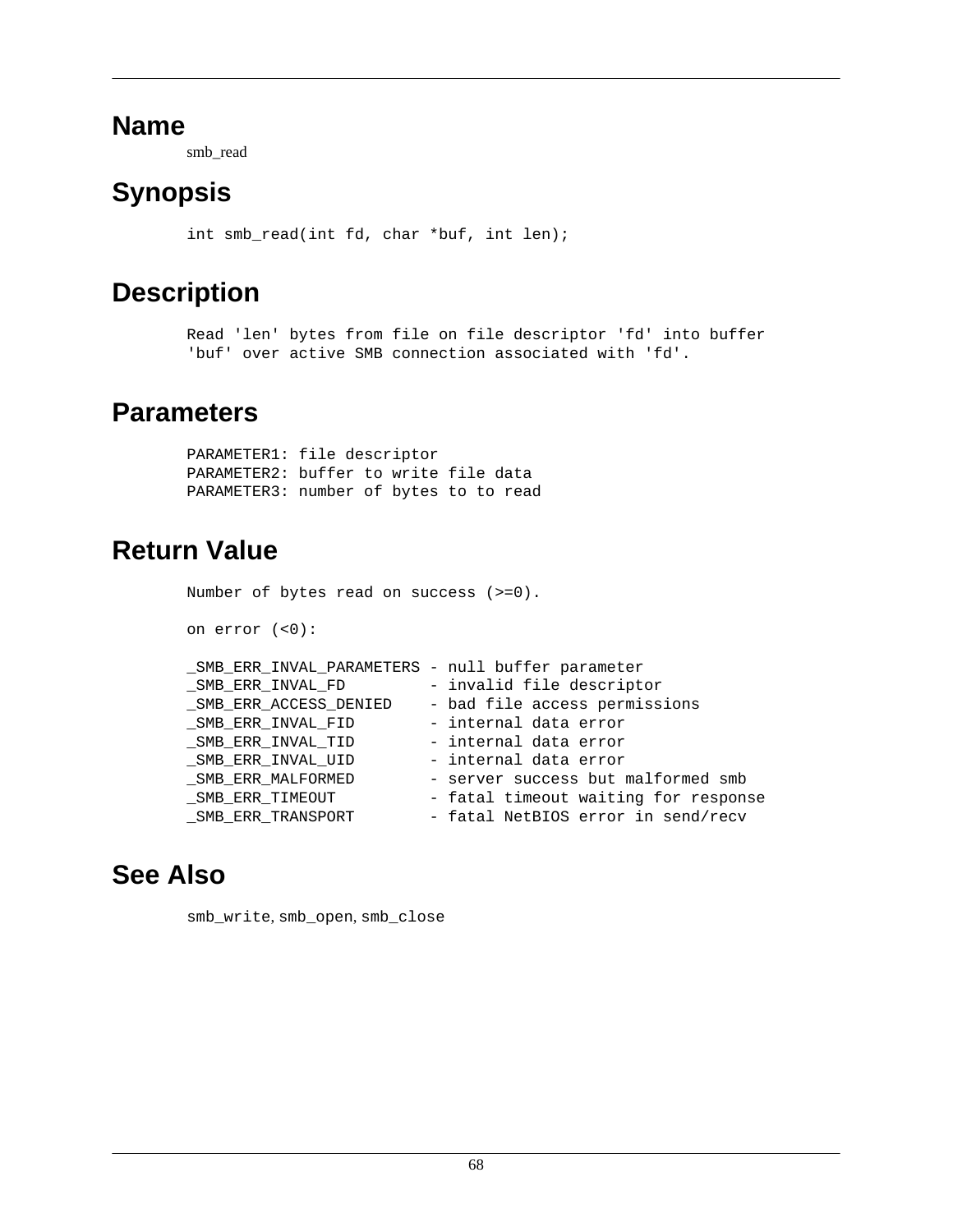## Name

smb_read

## Synopsis

```
int smb_read(int fd, char *buf, int len);
```

## Description

```
Read 'len' bytes from file on file descriptor 'fd' into buffer
'buf' over active SMB connection associated with 'fd'.
```

## Parameters

```
PARAMETER1: file descriptor
PARAMETER2: buffer to write file data
PARAMETER3: number of bytes to to read
```

## Return Value

```
Number of bytes read on success (>=0).

on error (<0):

_SMB_ERR_INVAL_PARAMETERS - null buffer parameter
_SMB_ERR_INVAL_FD         - invalid file descriptor
_SMB_ERR_ACCESS_DENIED    - bad file access permissions
_SMB_ERR_INVAL_FID        - internal data error
_SMB_ERR_INVAL_TID        - internal data error
_SMB_ERR_INVAL_UID        - internal data error
_SMB_ERR_MALFORMED        - server success but malformed smb
_SMB_ERR_TIMEOUT          - fatal timeout waiting for response
_SMB_ERR_TRANSPORT        - fatal NetBIOS error in send/recv
```

## See Also

`smb_write`, `smb_open`, `smb_close`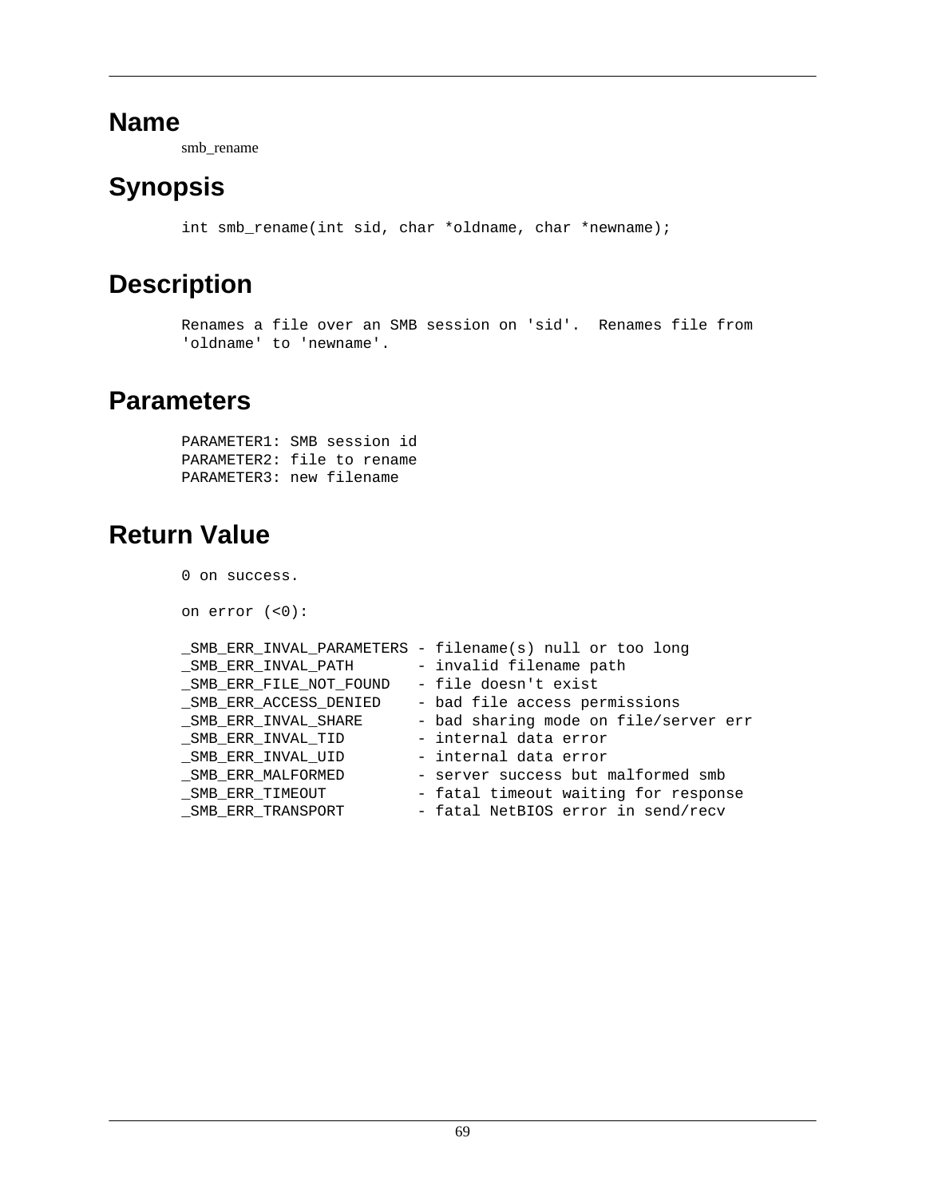## Name

smb_rename

## Synopsis

```
int smb_rename(int sid, char *oldname, char *newname);
```

## Description

```
Renames a file over an SMB session on 'sid'.  Renames file from
'oldname' to 'newname'.
```

## Parameters

```
PARAMETER1: SMB session id
PARAMETER2: file to rename
PARAMETER3: new filename
```

## Return Value

```
0 on success.

on error (<0):

_SMB_ERR_INVAL_PARAMETERS - filename(s) null or too long
_SMB_ERR_INVAL_PATH       - invalid filename path
_SMB_ERR_FILE_NOT_FOUND   - file doesn't exist
_SMB_ERR_ACCESS_DENIED    - bad file access permissions
_SMB_ERR_INVAL_SHARE      - bad sharing mode on file/server err
_SMB_ERR_INVAL_TID        - internal data error
_SMB_ERR_INVAL_UID        - internal data error
_SMB_ERR_MALFORMED        - server success but malformed smb
_SMB_ERR_TIMEOUT          - fatal timeout waiting for response
_SMB_ERR_TRANSPORT        - fatal NetBIOS error in send/recv
```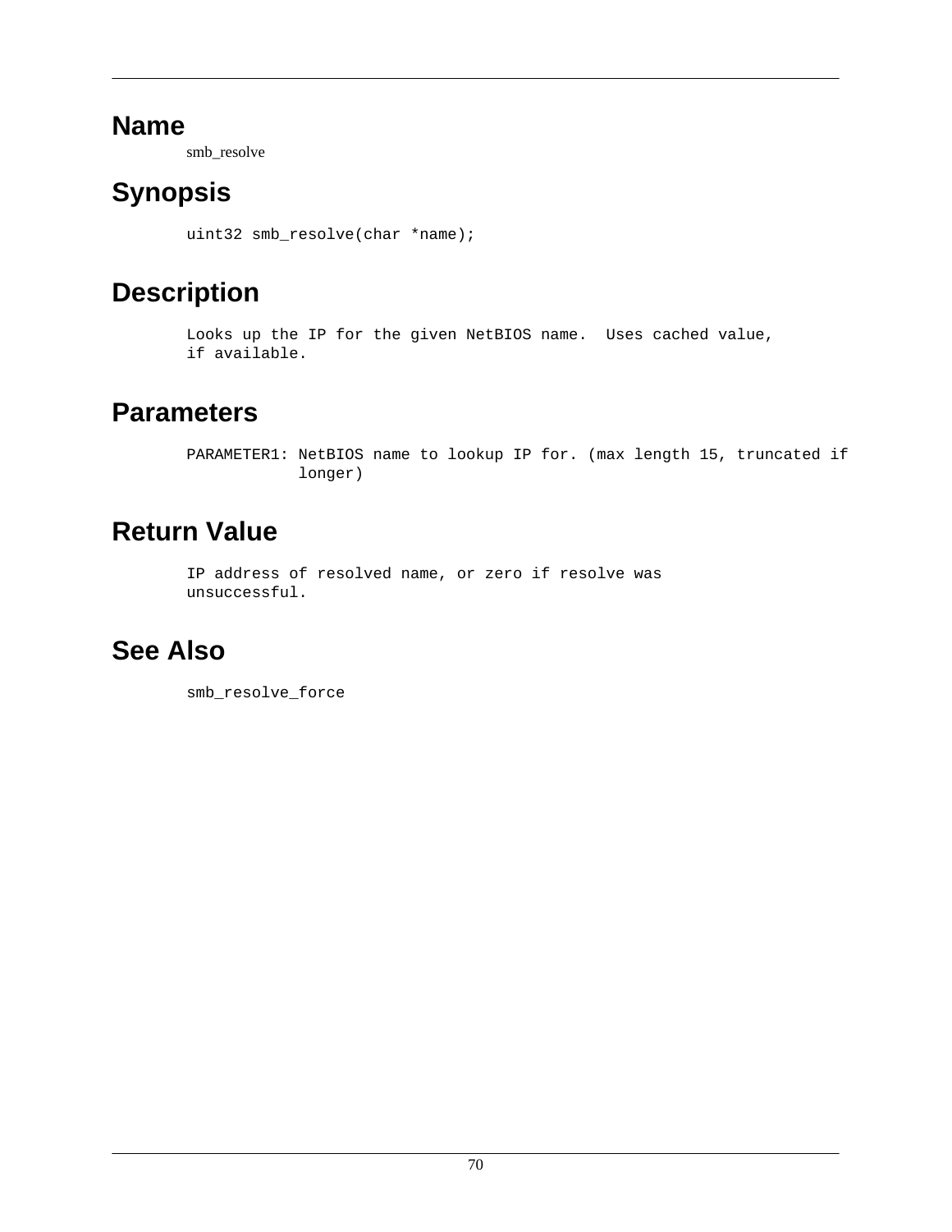# Name

smb_resolve

# Synopsis

```
uint32 smb_resolve(char *name);
```

# Description

```
Looks up the IP for the given NetBIOS name.  Uses cached value,
if available.
```

# Parameters

```
PARAMETER1: NetBIOS name to lookup IP for. (max length 15, truncated if
            longer)
```

# Return Value

```
IP address of resolved name, or zero if resolve was
unsuccessful.
```

# See Also

```
smb_resolve_force
```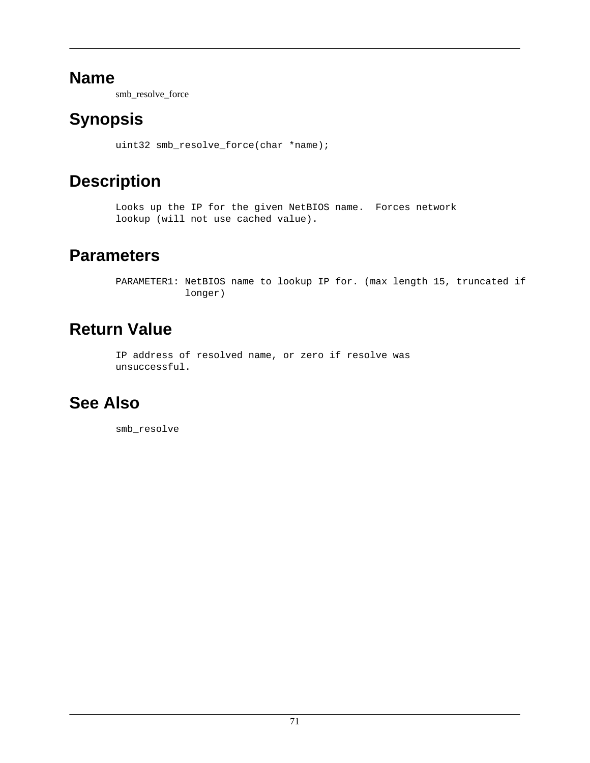# Name

smb_resolve_force

# Synopsis

```
uint32 smb_resolve_force(char *name);
```

# Description

```
Looks up the IP for the given NetBIOS name.  Forces network
lookup (will not use cached value).
```

# Parameters

```
PARAMETER1: NetBIOS name to lookup IP for. (max length 15, truncated if
            longer)
```

# Return Value

```
IP address of resolved name, or zero if resolve was
unsuccessful.
```

# See Also

```
smb_resolve
```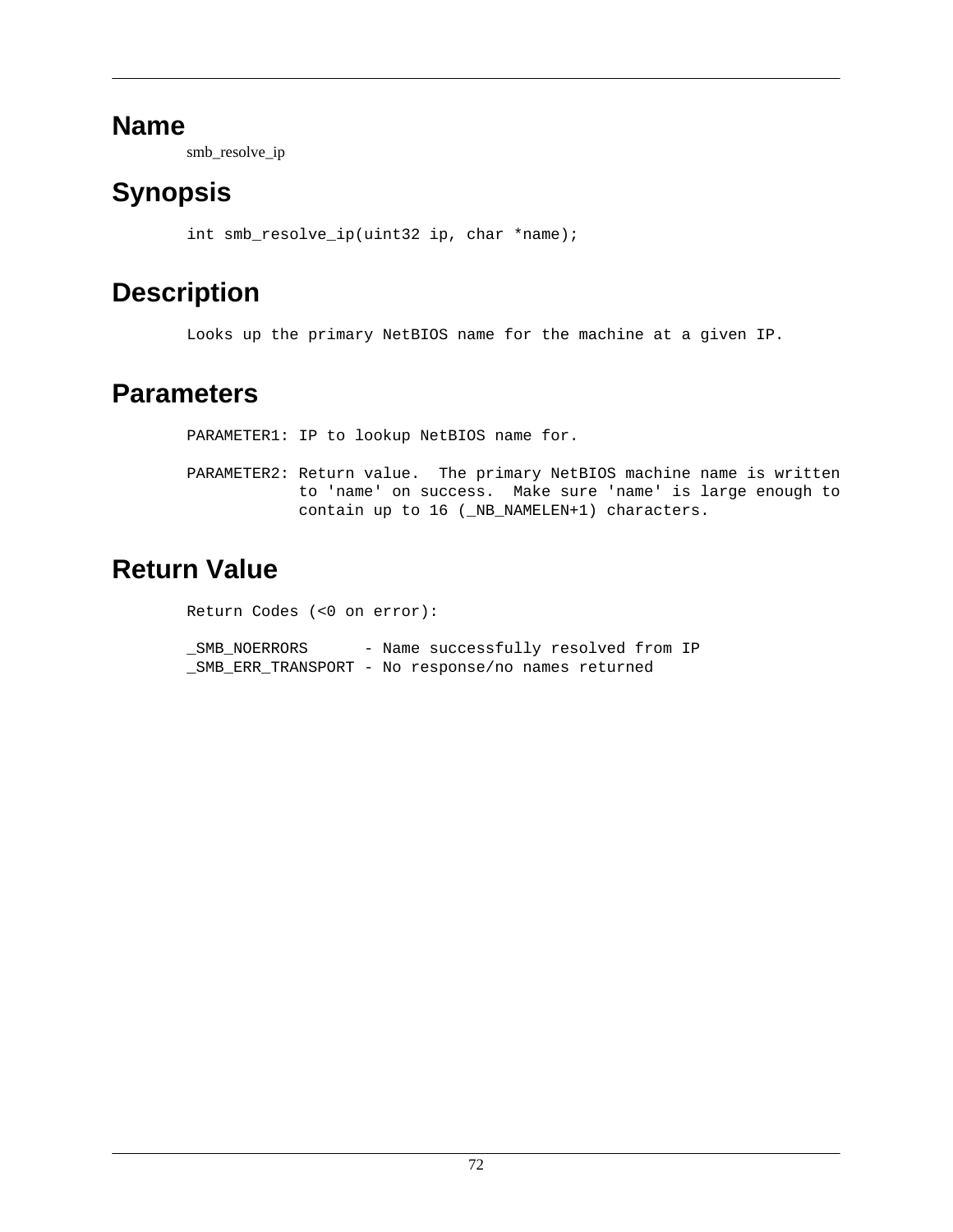## Name

smb_resolve_ip

## Synopsis

```
int smb_resolve_ip(uint32 ip, char *name);
```

## Description

```
Looks up the primary NetBIOS name for the machine at a given IP.
```

## Parameters

```
PARAMETER1: IP to lookup NetBIOS name for.

PARAMETER2: Return value.  The primary NetBIOS machine name is written
            to 'name' on success.  Make sure 'name' is large enough to
            contain up to 16 (_NB_NAMELEN+1) characters.
```

## Return Value

```
Return Codes (<0 on error):

_SMB_NOERRORS      - Name successfully resolved from IP
_SMB_ERR_TRANSPORT - No response/no names returned
```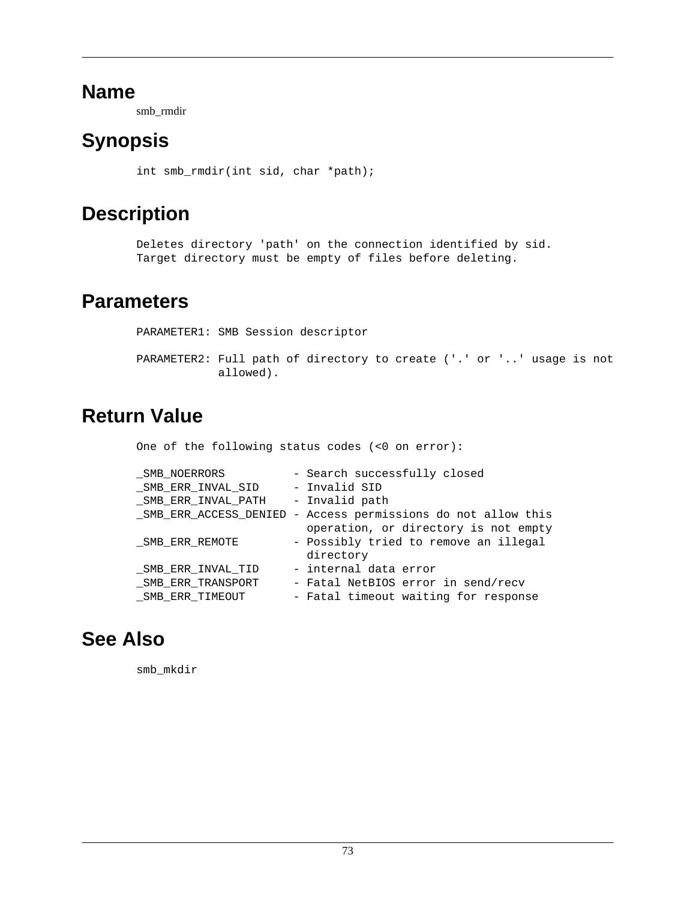## Name

smb_rmdir

## Synopsis

```
int smb_rmdir(int sid, char *path);
```

## Description

```
Deletes directory 'path' on the connection identified by sid.
Target directory must be empty of files before deleting.
```

## Parameters

```
PARAMETER1: SMB Session descriptor

PARAMETER2: Full path of directory to create ('.' or '..' usage is not
            allowed).
```

## Return Value

```
One of the following status codes (<0 on error):

_SMB_NOERRORS          - Search successfully closed
_SMB_ERR_INVAL_SID     - Invalid SID
_SMB_ERR_INVAL_PATH    - Invalid path
_SMB_ERR_ACCESS_DENIED - Access permissions do not allow this
                         operation, or directory is not empty
_SMB_ERR_REMOTE        - Possibly tried to remove an illegal
                         directory
_SMB_ERR_INVAL_TID     - internal data error
_SMB_ERR_TRANSPORT     - Fatal NetBIOS error in send/recv
_SMB_ERR_TIMEOUT       - Fatal timeout waiting for response
```

## See Also

smb_mkdir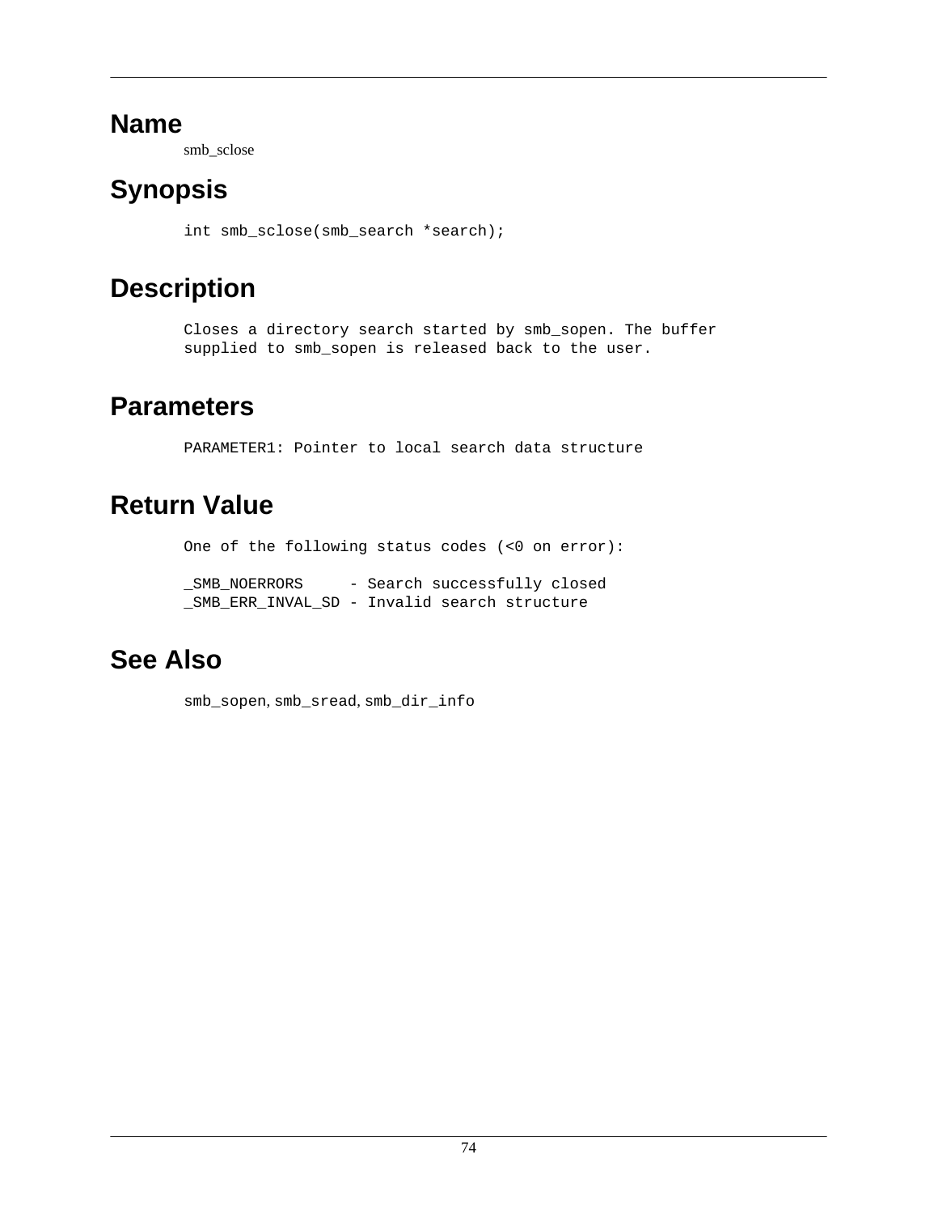## Name

smb_sclose

## Synopsis

```
int smb_sclose(smb_search *search);
```

## Description

```
Closes a directory search started by smb_sopen. The buffer
supplied to smb_sopen is released back to the user.
```

## Parameters

```
PARAMETER1: Pointer to local search data structure
```

## Return Value

```
One of the following status codes (<0 on error):

_SMB_NOERRORS     - Search successfully closed
_SMB_ERR_INVAL_SD - Invalid search structure
```

## See Also

smb_sopen, smb_sread, smb_dir_info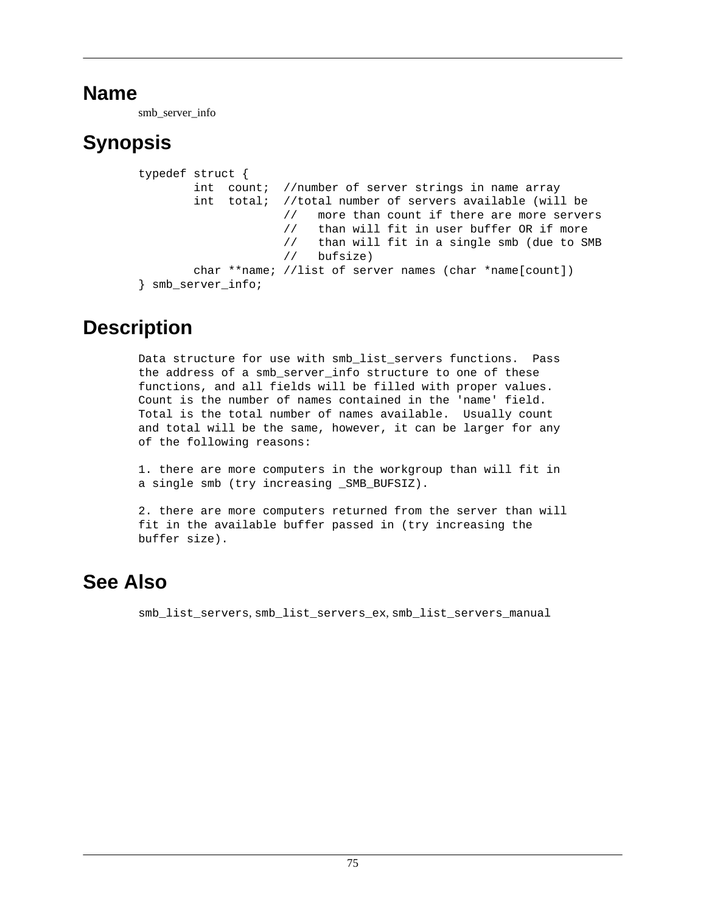## Name

smb_server_info

## Synopsis

```
typedef struct {
        int  count;  //number of server strings in name array
        int  total;  //total number of servers available (will be
                     //   more than count if there are more servers
                     //   than will fit in user buffer OR if more
                     //   than will fit in a single smb (due to SMB
                     //   bufsize)
        char **name; //list of server names (char *name[count])
} smb_server_info;
```

## Description

```
Data structure for use with smb_list_servers functions.  Pass
the address of a smb_server_info structure to one of these
functions, and all fields will be filled with proper values.
Count is the number of names contained in the 'name' field.
Total is the total number of names available.  Usually count
and total will be the same, however, it can be larger for any
of the following reasons:

1. there are more computers in the workgroup than will fit in
a single smb (try increasing _SMB_BUFSIZ).

2. there are more computers returned from the server than will
fit in the available buffer passed in (try increasing the
buffer size).
```

## See Also

`smb_list_servers`, `smb_list_servers_ex`, `smb_list_servers_manual`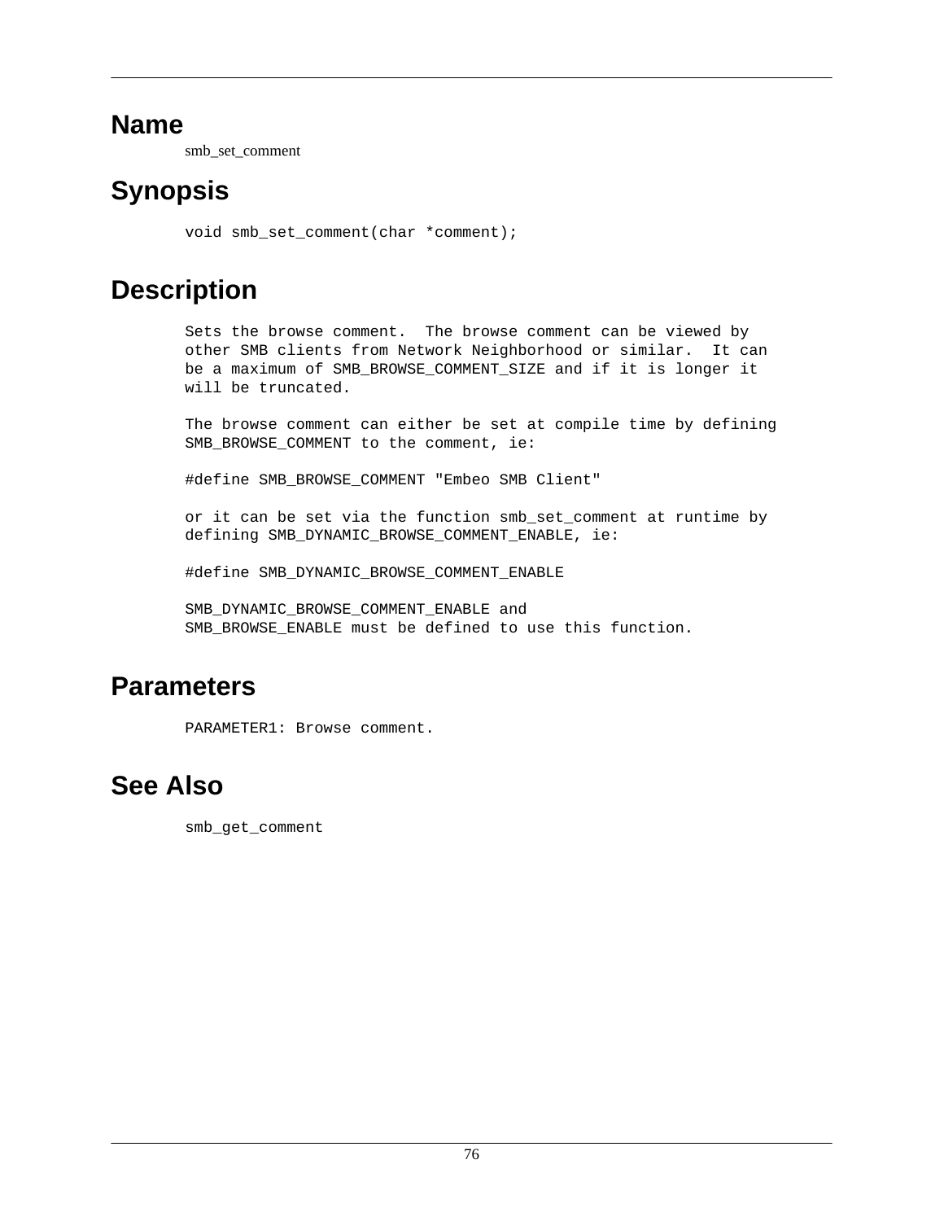## Name

smb_set_comment

## Synopsis

```
void smb_set_comment(char *comment);
```

## Description

```
Sets the browse comment.  The browse comment can be viewed by
other SMB clients from Network Neighborhood or similar.  It can
be a maximum of SMB_BROWSE_COMMENT_SIZE and if it is longer it
will be truncated.

The browse comment can either be set at compile time by defining
SMB_BROWSE_COMMENT to the comment, ie:

#define SMB_BROWSE_COMMENT "Embeo SMB Client"

or it can be set via the function smb_set_comment at runtime by
defining SMB_DYNAMIC_BROWSE_COMMENT_ENABLE, ie:

#define SMB_DYNAMIC_BROWSE_COMMENT_ENABLE

SMB_DYNAMIC_BROWSE_COMMENT_ENABLE and
SMB_BROWSE_ENABLE must be defined to use this function.
```

## Parameters

```
PARAMETER1: Browse comment.
```

## See Also

```
smb_get_comment
```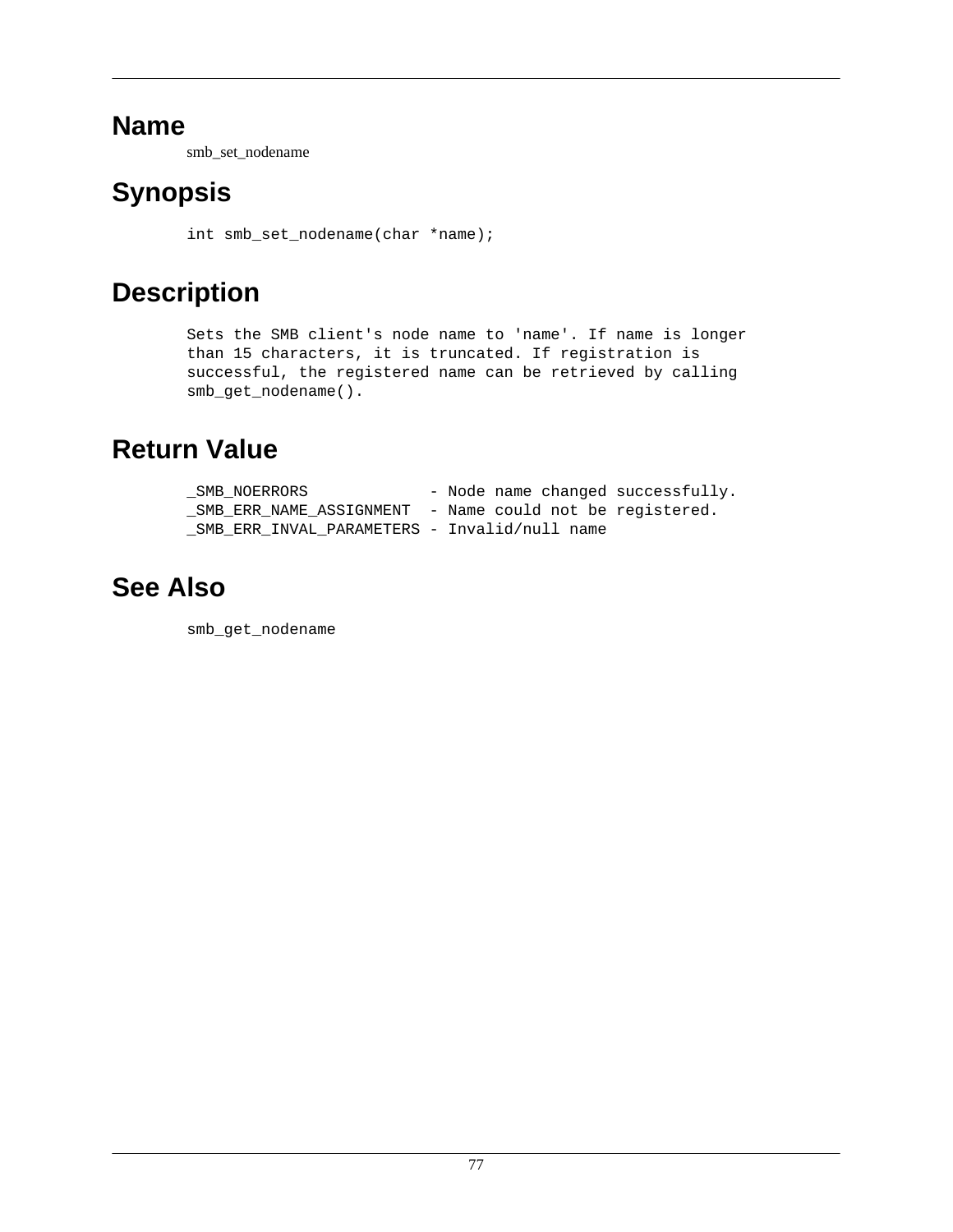# Name

smb_set_nodename

# Synopsis

```
int smb_set_nodename(char *name);
```

# Description

```
Sets the SMB client's node name to 'name'. If name is longer
than 15 characters, it is truncated. If registration is
successful, the registered name can be retrieved by calling
smb_get_nodename().
```

# Return Value

```
_SMB_NOERRORS             - Node name changed successfully.
_SMB_ERR_NAME_ASSIGNMENT  - Name could not be registered.
_SMB_ERR_INVAL_PARAMETERS - Invalid/null name
```

# See Also

```
smb_get_nodename
```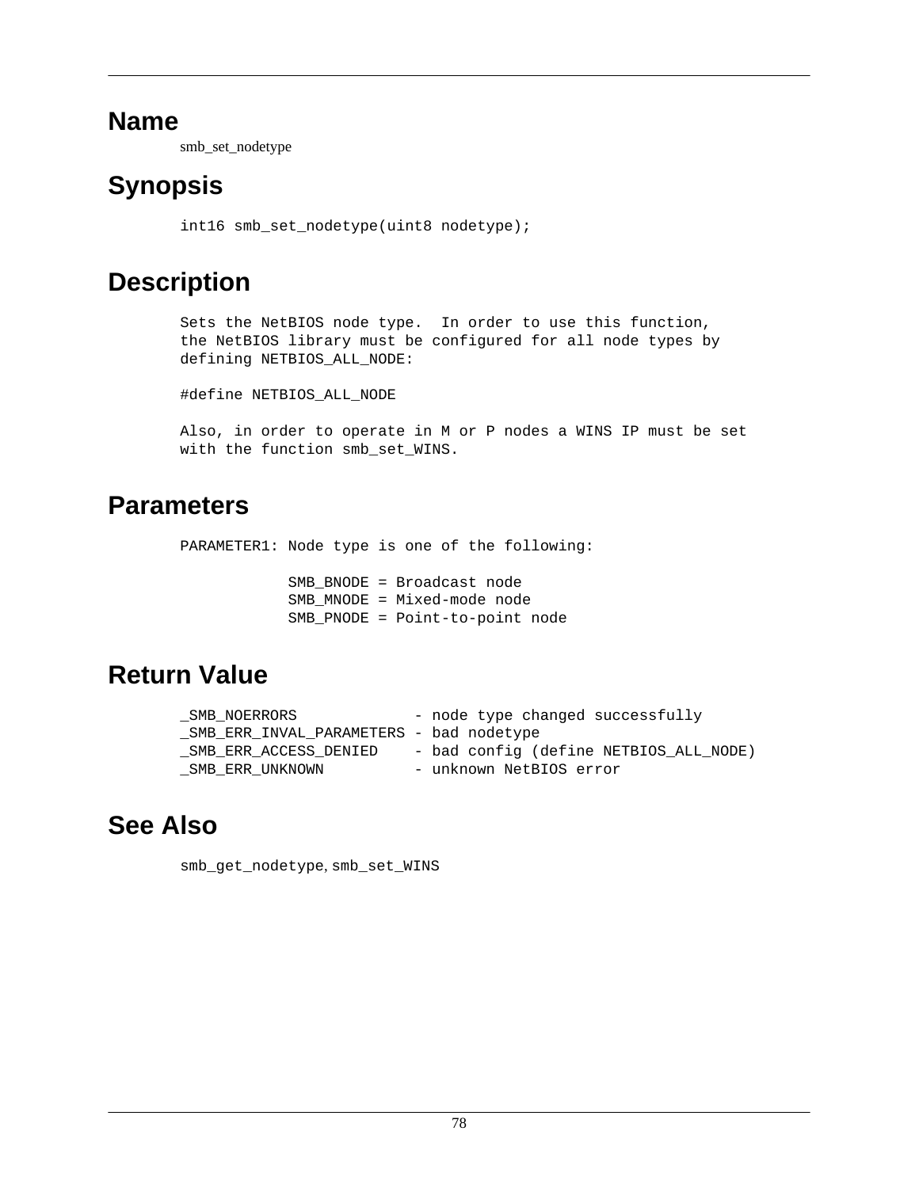## Name

smb_set_nodetype

## Synopsis

```
int16 smb_set_nodetype(uint8 nodetype);
```

## Description

```
Sets the NetBIOS node type.  In order to use this function,
the NetBIOS library must be configured for all node types by
defining NETBIOS_ALL_NODE:

#define NETBIOS_ALL_NODE

Also, in order to operate in M or P nodes a WINS IP must be set
with the function smb_set_WINS.
```

## Parameters

```
PARAMETER1: Node type is one of the following:

            SMB_BNODE = Broadcast node
            SMB_MNODE = Mixed-mode node
            SMB_PNODE = Point-to-point node
```

## Return Value

```
_SMB_NOERRORS             - node type changed successfully
_SMB_ERR_INVAL_PARAMETERS - bad nodetype
_SMB_ERR_ACCESS_DENIED    - bad config (define NETBIOS_ALL_NODE)
_SMB_ERR_UNKNOWN          - unknown NetBIOS error
```

## See Also

smb_get_nodetype, smb_set_WINS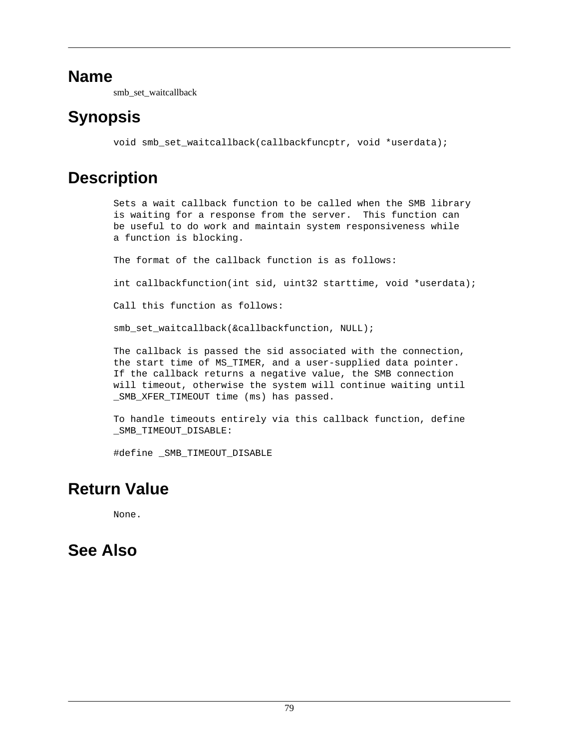## Name

smb_set_waitcallback

## Synopsis

```
void smb_set_waitcallback(callbackfuncptr, void *userdata);
```

## Description

```
Sets a wait callback function to be called when the SMB library
is waiting for a response from the server.  This function can
be useful to do work and maintain system responsiveness while
a function is blocking.

The format of the callback function is as follows:

int callbackfunction(int sid, uint32 starttime, void *userdata);

Call this function as follows:

smb_set_waitcallback(&callbackfunction, NULL);

The callback is passed the sid associated with the connection,
the start time of MS_TIMER, and a user-supplied data pointer.
If the callback returns a negative value, the SMB connection
will timeout, otherwise the system will continue waiting until
_SMB_XFER_TIMEOUT time (ms) has passed.

To handle timeouts entirely via this callback function, define
_SMB_TIMEOUT_DISABLE:

#define _SMB_TIMEOUT_DISABLE
```

## Return Value

```
None.
```

## See Also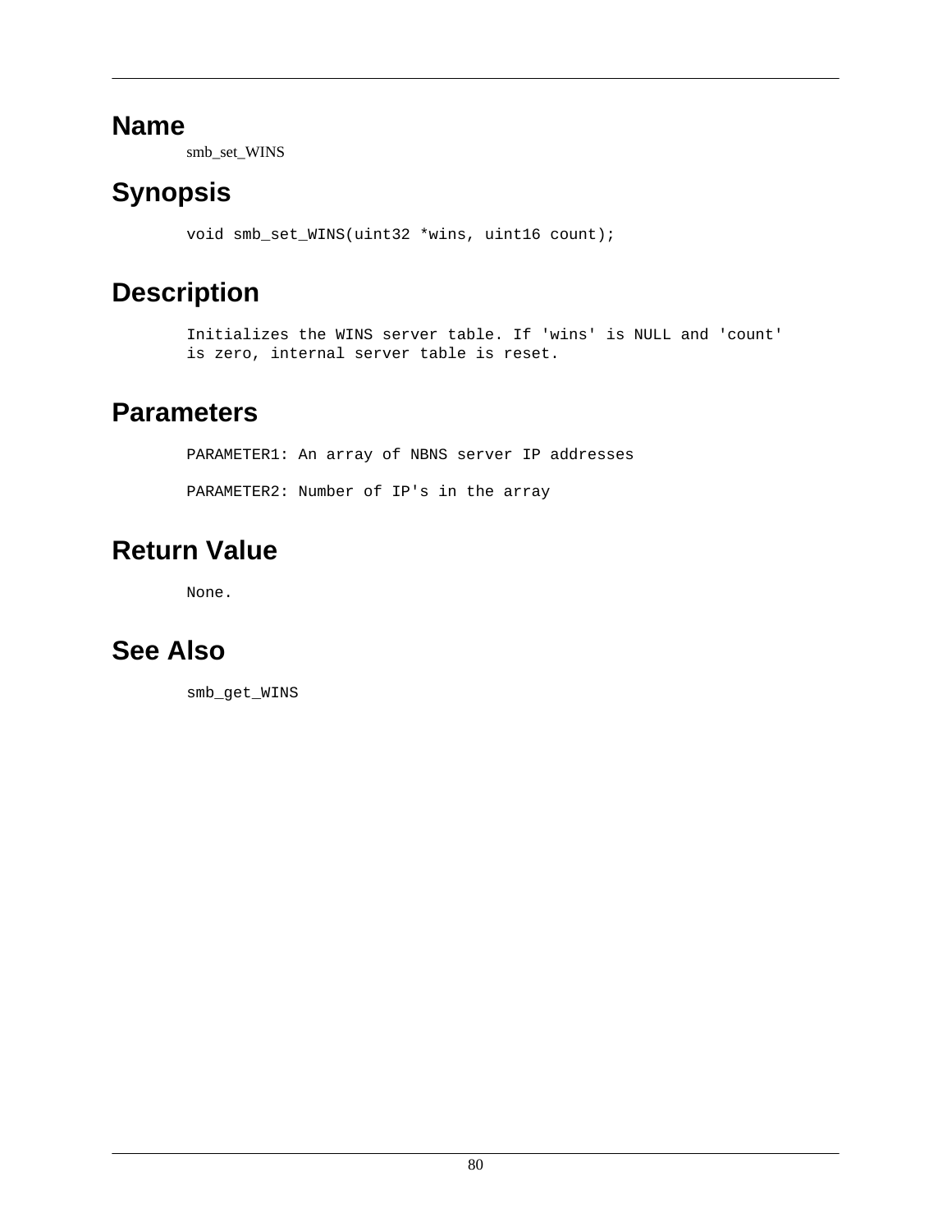# Name

smb_set_WINS

# Synopsis

```
void smb_set_WINS(uint32 *wins, uint16 count);
```

# Description

```
Initializes the WINS server table. If 'wins' is NULL and 'count'
is zero, internal server table is reset.
```

# Parameters

```
PARAMETER1: An array of NBNS server IP addresses

PARAMETER2: Number of IP's in the array
```

# Return Value

```
None.
```

# See Also

```
smb_get_WINS
```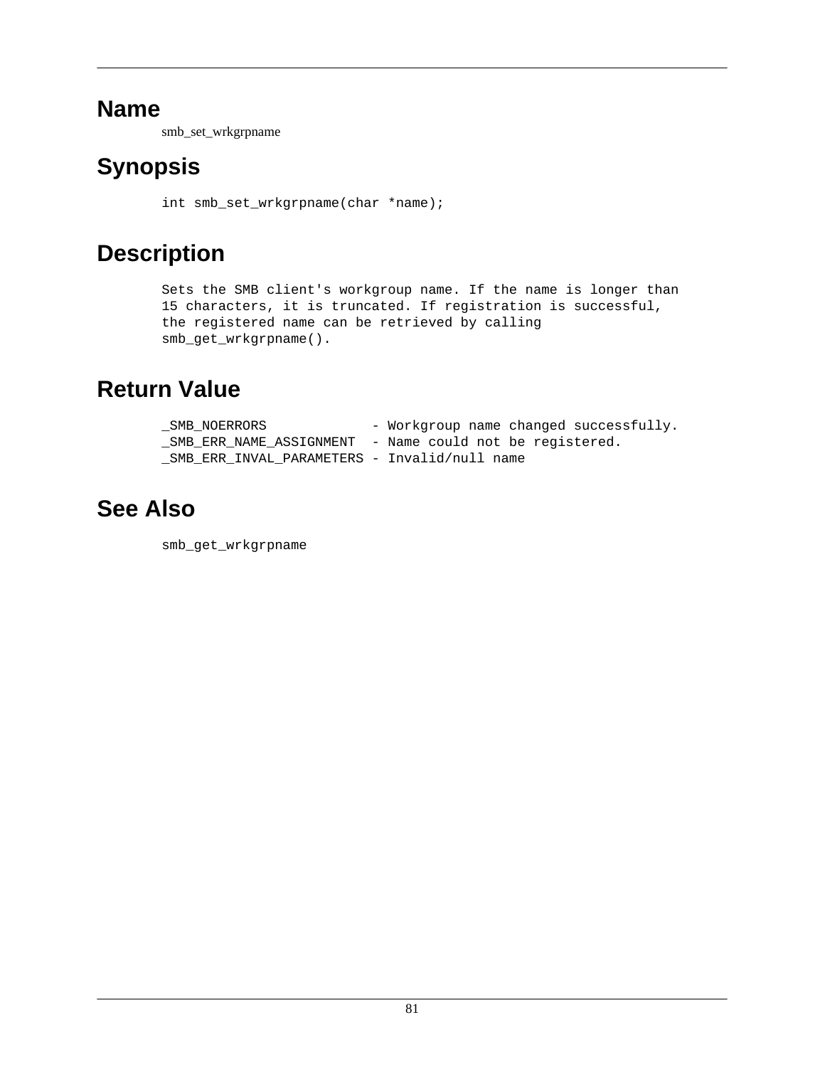## Name

smb_set_wrkgrpname

## Synopsis

```
int smb_set_wrkgrpname(char *name);
```

## Description

```
Sets the SMB client's workgroup name. If the name is longer than
15 characters, it is truncated. If registration is successful,
the registered name can be retrieved by calling
smb_get_wrkgrpname().
```

## Return Value

```
_SMB_NOERRORS            - Workgroup name changed successfully.
_SMB_ERR_NAME_ASSIGNMENT  - Name could not be registered.
_SMB_ERR_INVAL_PARAMETERS - Invalid/null name
```

## See Also

```
smb_get_wrkgrpname
```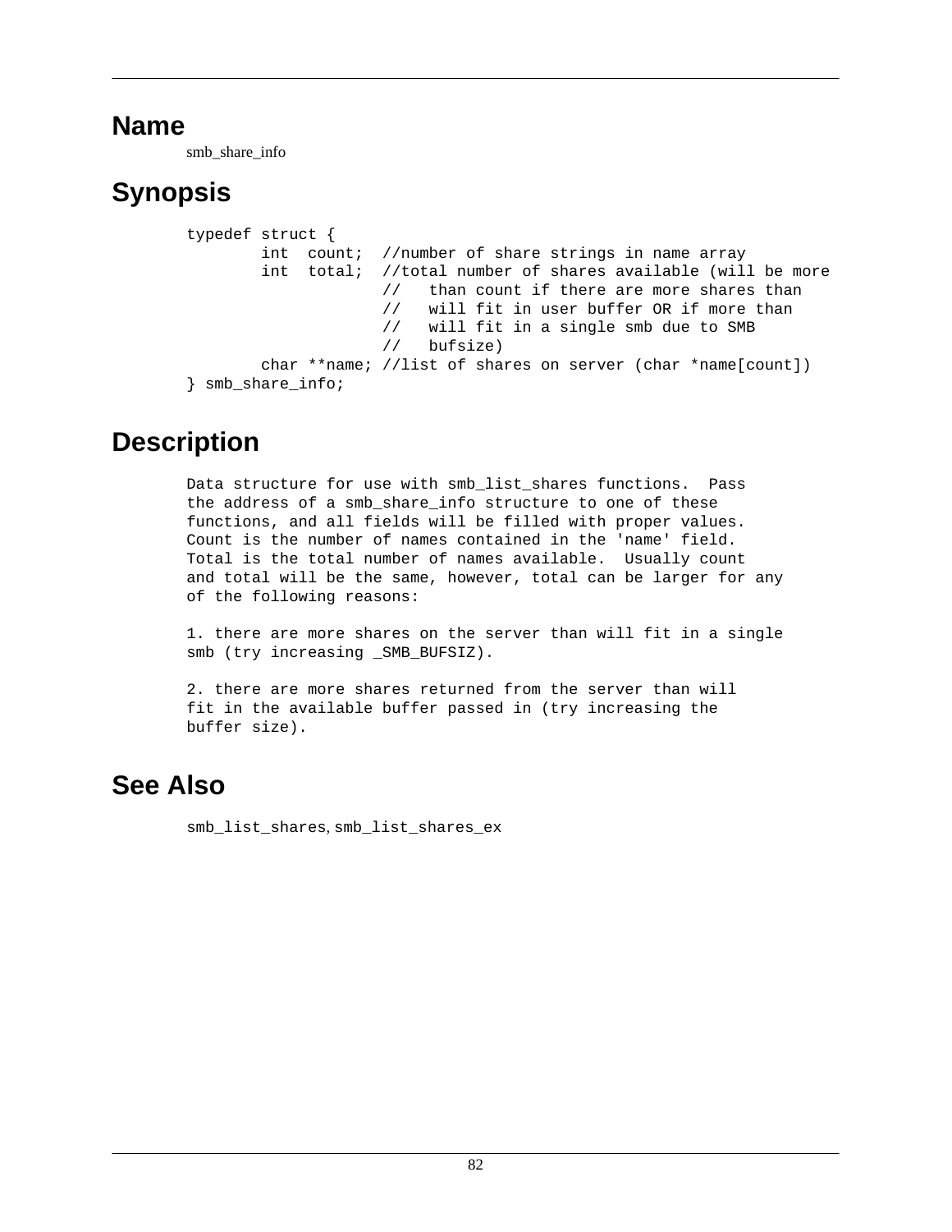# Name

smb_share_info

# Synopsis

```
typedef struct {
        int  count;  //number of share strings in name array
        int  total;  //total number of shares available (will be more
                     //   than count if there are more shares than
                     //   will fit in user buffer OR if more than
                     //   will fit in a single smb due to SMB
                     //   bufsize)
        char **name; //list of shares on server (char *name[count])
} smb_share_info;
```

# Description

```
Data structure for use with smb_list_shares functions.  Pass
the address of a smb_share_info structure to one of these
functions, and all fields will be filled with proper values.
Count is the number of names contained in the 'name' field.
Total is the total number of names available.  Usually count
and total will be the same, however, total can be larger for any
of the following reasons:

1. there are more shares on the server than will fit in a single
smb (try increasing _SMB_BUFSIZ).

2. there are more shares returned from the server than will
fit in the available buffer passed in (try increasing the
buffer size).
```

# See Also

smb_list_shares, smb_list_shares_ex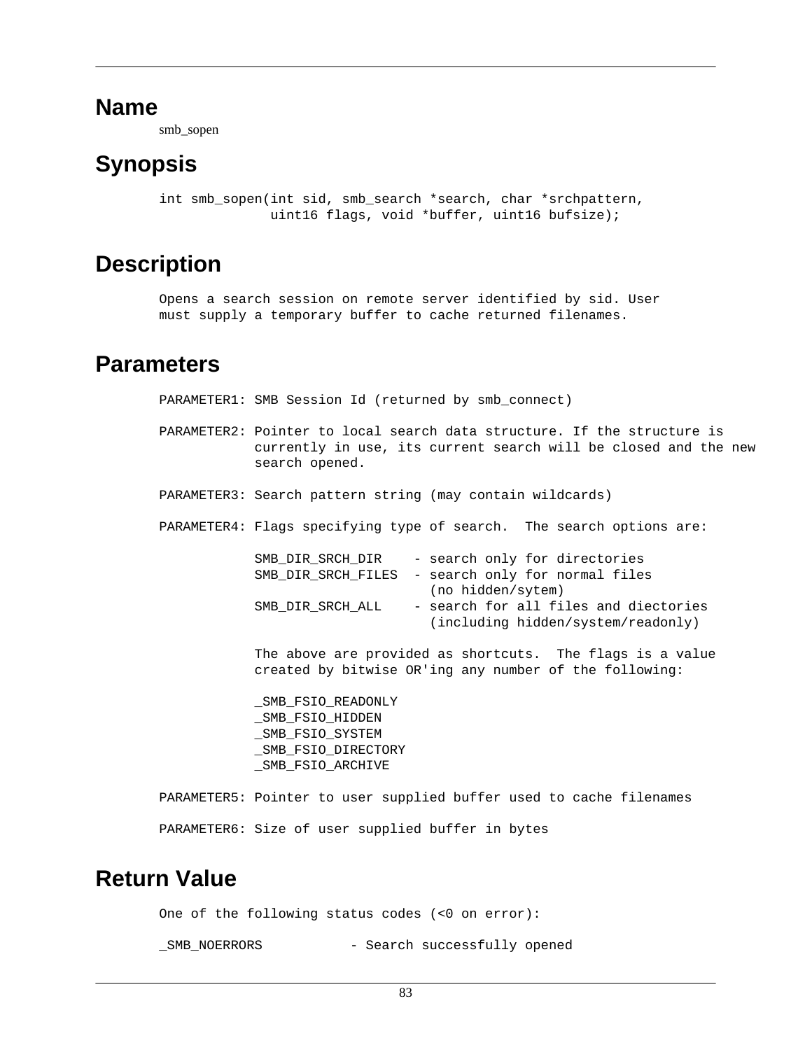## Name

smb_sopen

## Synopsis

```
int smb_sopen(int sid, smb_search *search, char *srchpattern,
              uint16 flags, void *buffer, uint16 bufsize);
```

## Description

```
Opens a search session on remote server identified by sid. User
must supply a temporary buffer to cache returned filenames.
```

## Parameters

```
PARAMETER1: SMB Session Id (returned by smb_connect)

PARAMETER2: Pointer to local search data structure. If the structure is
            currently in use, its current search will be closed and the new
            search opened.

PARAMETER3: Search pattern string (may contain wildcards)

PARAMETER4: Flags specifying type of search.  The search options are:

            SMB_DIR_SRCH_DIR    - search only for directories
            SMB_DIR_SRCH_FILES  - search only for normal files
                                  (no hidden/sytem)
            SMB_DIR_SRCH_ALL    - search for all files and diectories
                                  (including hidden/system/readonly)

            The above are provided as shortcuts.  The flags is a value
            created by bitwise OR'ing any number of the following:

            _SMB_FSIO_READONLY
            _SMB_FSIO_HIDDEN
            _SMB_FSIO_SYSTEM
            _SMB_FSIO_DIRECTORY
            _SMB_FSIO_ARCHIVE

PARAMETER5: Pointer to user supplied buffer used to cache filenames

PARAMETER6: Size of user supplied buffer in bytes
```

## Return Value

```
One of the following status codes (<0 on error):

_SMB_NOERRORS          - Search successfully opened
```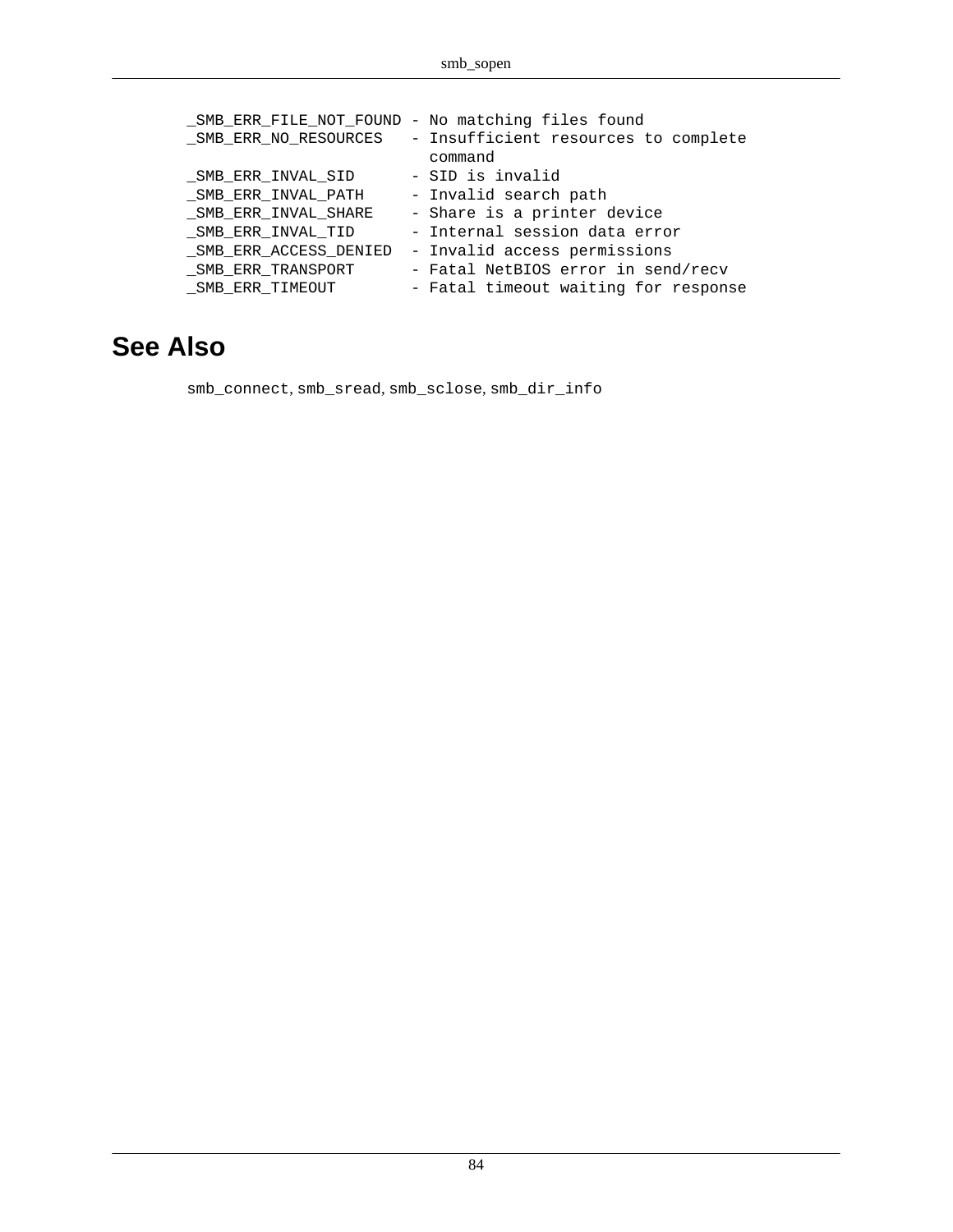```
_SMB_ERR_FILE_NOT_FOUND - No matching files found
_SMB_ERR_NO_RESOURCES   - Insufficient resources to complete
                          command
_SMB_ERR_INVAL_SID      - SID is invalid
_SMB_ERR_INVAL_PATH     - Invalid search path
_SMB_ERR_INVAL_SHARE    - Share is a printer device
_SMB_ERR_INVAL_TID      - Internal session data error
_SMB_ERR_ACCESS_DENIED  - Invalid access permissions
_SMB_ERR_TRANSPORT      - Fatal NetBIOS error in send/recv
_SMB_ERR_TIMEOUT        - Fatal timeout waiting for response
```

## See Also

`smb_connect`, `smb_sread`, `smb_sclose`, `smb_dir_info`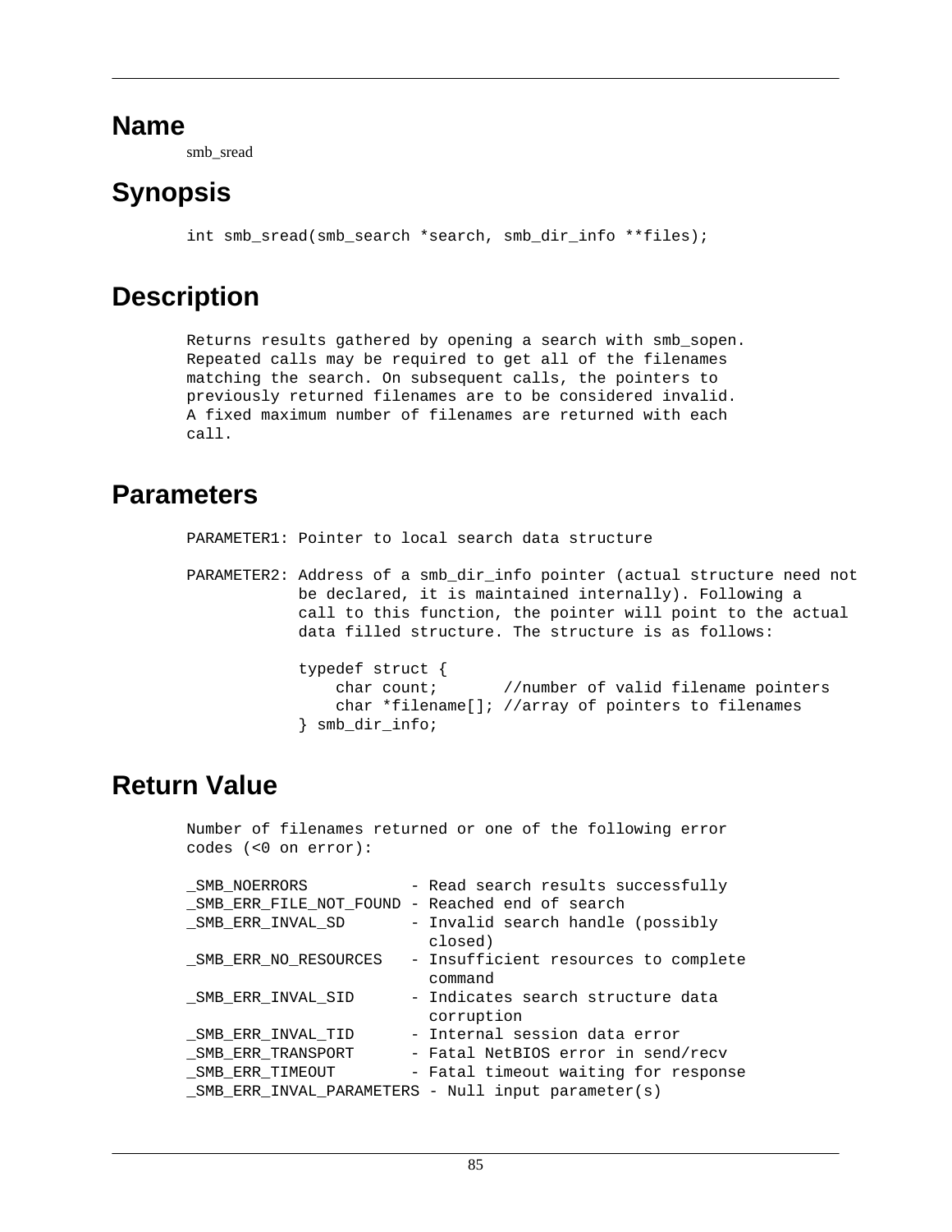## Name

smb_sread

## Synopsis

```
int smb_sread(smb_search *search, smb_dir_info **files);
```

## Description

```
Returns results gathered by opening a search with smb_sopen.
Repeated calls may be required to get all of the filenames
matching the search. On subsequent calls, the pointers to
previously returned filenames are to be considered invalid.
A fixed maximum number of filenames are returned with each
call.
```

## Parameters

```
PARAMETER1: Pointer to local search data structure

PARAMETER2: Address of a smb_dir_info pointer (actual structure need not
            be declared, it is maintained internally). Following a
            call to this function, the pointer will point to the actual
            data filled structure. The structure is as follows:

            typedef struct {
                char count;       //number of valid filename pointers
                char *filename[]; //array of pointers to filenames
            } smb_dir_info;
```

## Return Value

```
Number of filenames returned or one of the following error
codes (<0 on error):

_SMB_NOERRORS           - Read search results successfully
_SMB_ERR_FILE_NOT_FOUND - Reached end of search
_SMB_ERR_INVAL_SD       - Invalid search handle (possibly
                          closed)
_SMB_ERR_NO_RESOURCES   - Insufficient resources to complete
                          command
_SMB_ERR_INVAL_SID      - Indicates search structure data
                          corruption
_SMB_ERR_INVAL_TID      - Internal session data error
_SMB_ERR_TRANSPORT      - Fatal NetBIOS error in send/recv
_SMB_ERR_TIMEOUT        - Fatal timeout waiting for response
_SMB_ERR_INVAL_PARAMETERS - Null input parameter(s)
```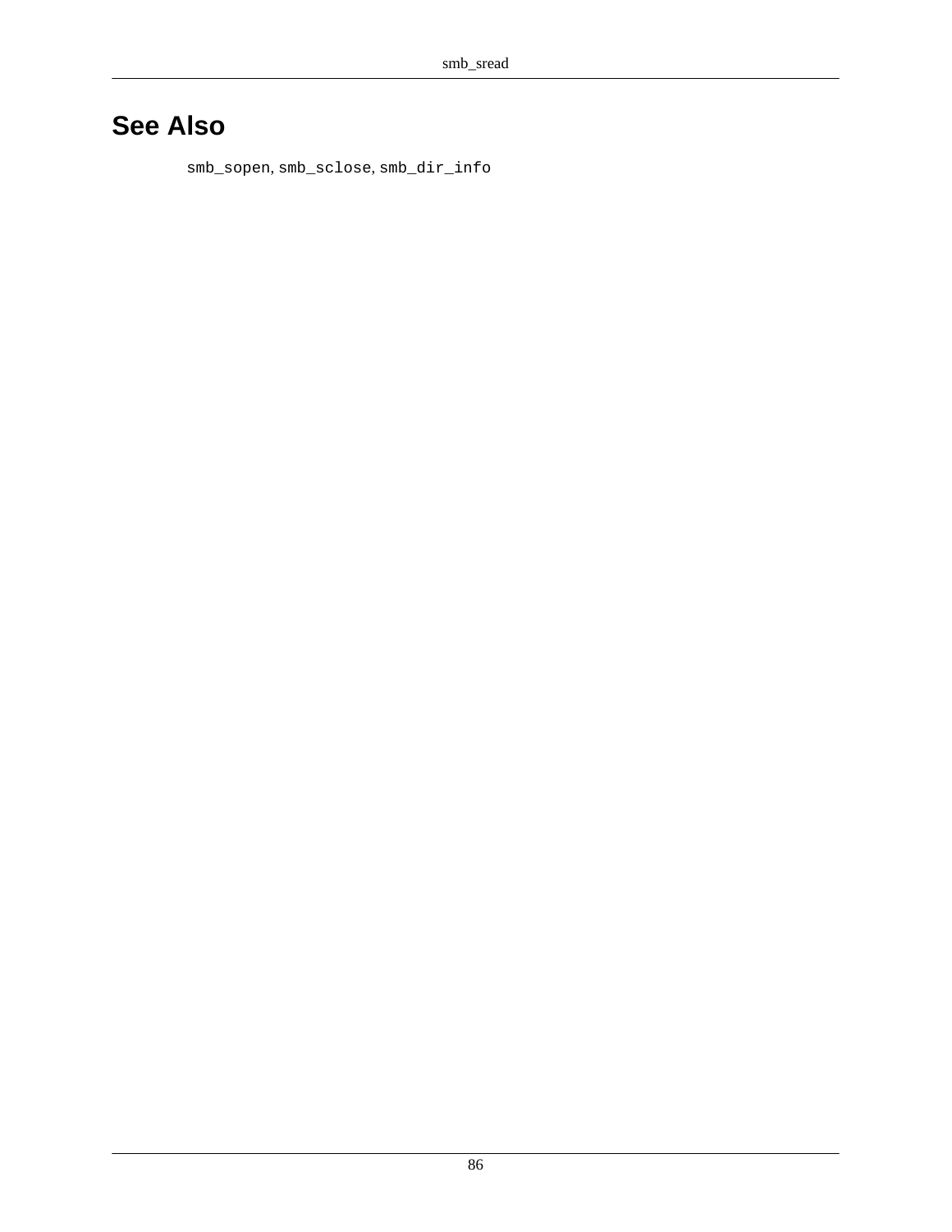## See Also

`smb_sopen`, `smb_sclose`, `smb_dir_info`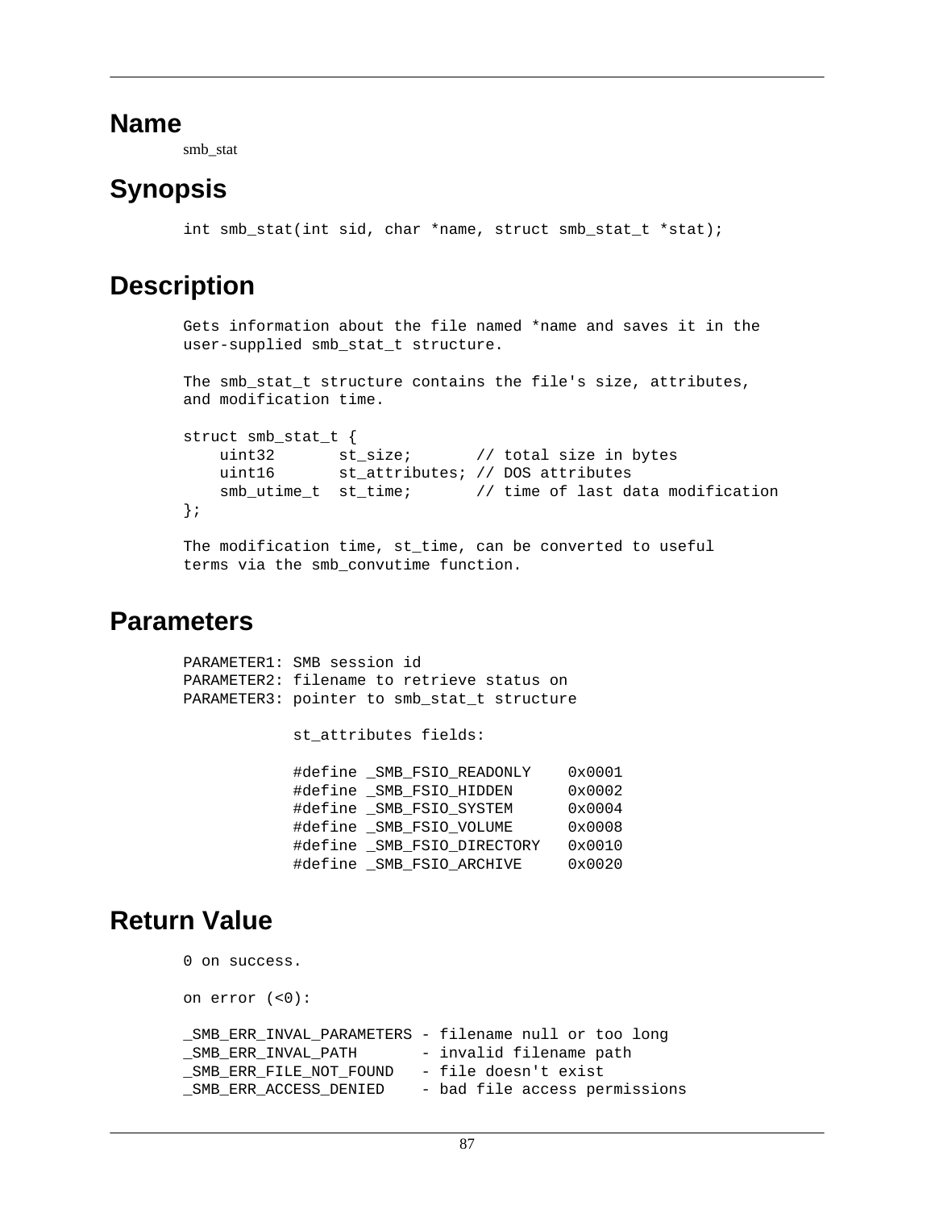## Name

smb_stat

## Synopsis

```
int smb_stat(int sid, char *name, struct smb_stat_t *stat);
```

## Description

```
Gets information about the file named *name and saves it in the
user-supplied smb_stat_t structure.

The smb_stat_t structure contains the file's size, attributes,
and modification time.

struct smb_stat_t {
    uint32       st_size;       // total size in bytes
    uint16       st_attributes; // DOS attributes
    smb_utime_t  st_time;       // time of last data modification
};

The modification time, st_time, can be converted to useful
terms via the smb_convutime function.
```

## Parameters

```
PARAMETER1: SMB session id
PARAMETER2: filename to retrieve status on
PARAMETER3: pointer to smb_stat_t structure

            st_attributes fields:

            #define _SMB_FSIO_READONLY    0x0001
            #define _SMB_FSIO_HIDDEN      0x0002
            #define _SMB_FSIO_SYSTEM      0x0004
            #define _SMB_FSIO_VOLUME      0x0008
            #define _SMB_FSIO_DIRECTORY   0x0010
            #define _SMB_FSIO_ARCHIVE     0x0020
```

## Return Value

```
0 on success.

on error (<0):

_SMB_ERR_INVAL_PARAMETERS - filename null or too long
_SMB_ERR_INVAL_PATH       - invalid filename path
_SMB_ERR_FILE_NOT_FOUND   - file doesn't exist
_SMB_ERR_ACCESS_DENIED    - bad file access permissions
```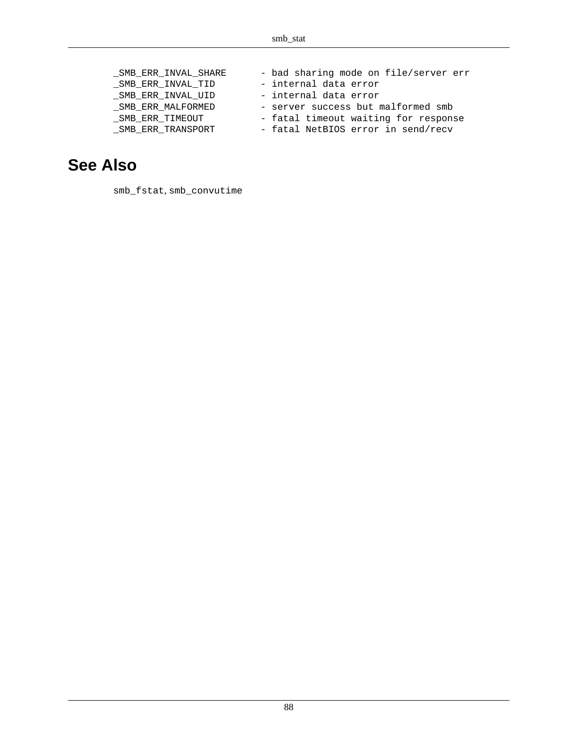```
_SMB_ERR_INVAL_SHARE      - bad sharing mode on file/server err
_SMB_ERR_INVAL_TID        - internal data error
_SMB_ERR_INVAL_UID        - internal data error
_SMB_ERR_MALFORMED        - server success but malformed smb
_SMB_ERR_TIMEOUT          - fatal timeout waiting for response
_SMB_ERR_TRANSPORT        - fatal NetBIOS error in send/recv
```

## See Also

`smb_fstat`, `smb_convutime`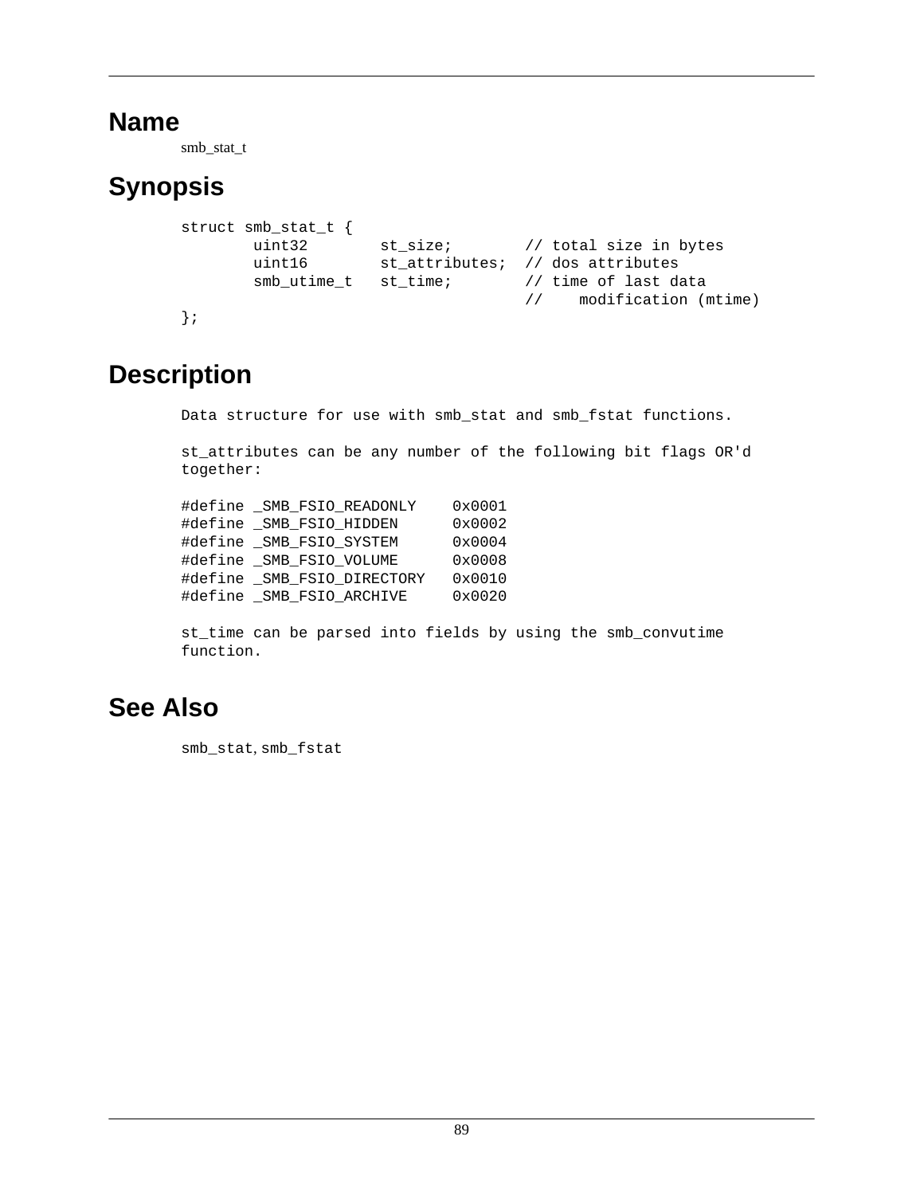# Name

smb_stat_t

# Synopsis

```
struct smb_stat_t {
        uint32        st_size;        // total size in bytes
        uint16        st_attributes;  // dos attributes
        smb_utime_t   st_time;        // time of last data
                                      //    modification (mtime)
};
```

# Description

```
Data structure for use with smb_stat and smb_fstat functions.

st_attributes can be any number of the following bit flags OR'd
together:

#define _SMB_FSIO_READONLY    0x0001
#define _SMB_FSIO_HIDDEN      0x0002
#define _SMB_FSIO_SYSTEM      0x0004
#define _SMB_FSIO_VOLUME      0x0008
#define _SMB_FSIO_DIRECTORY   0x0010
#define _SMB_FSIO_ARCHIVE     0x0020

st_time can be parsed into fields by using the smb_convutime
function.
```

# See Also

smb_stat, smb_fstat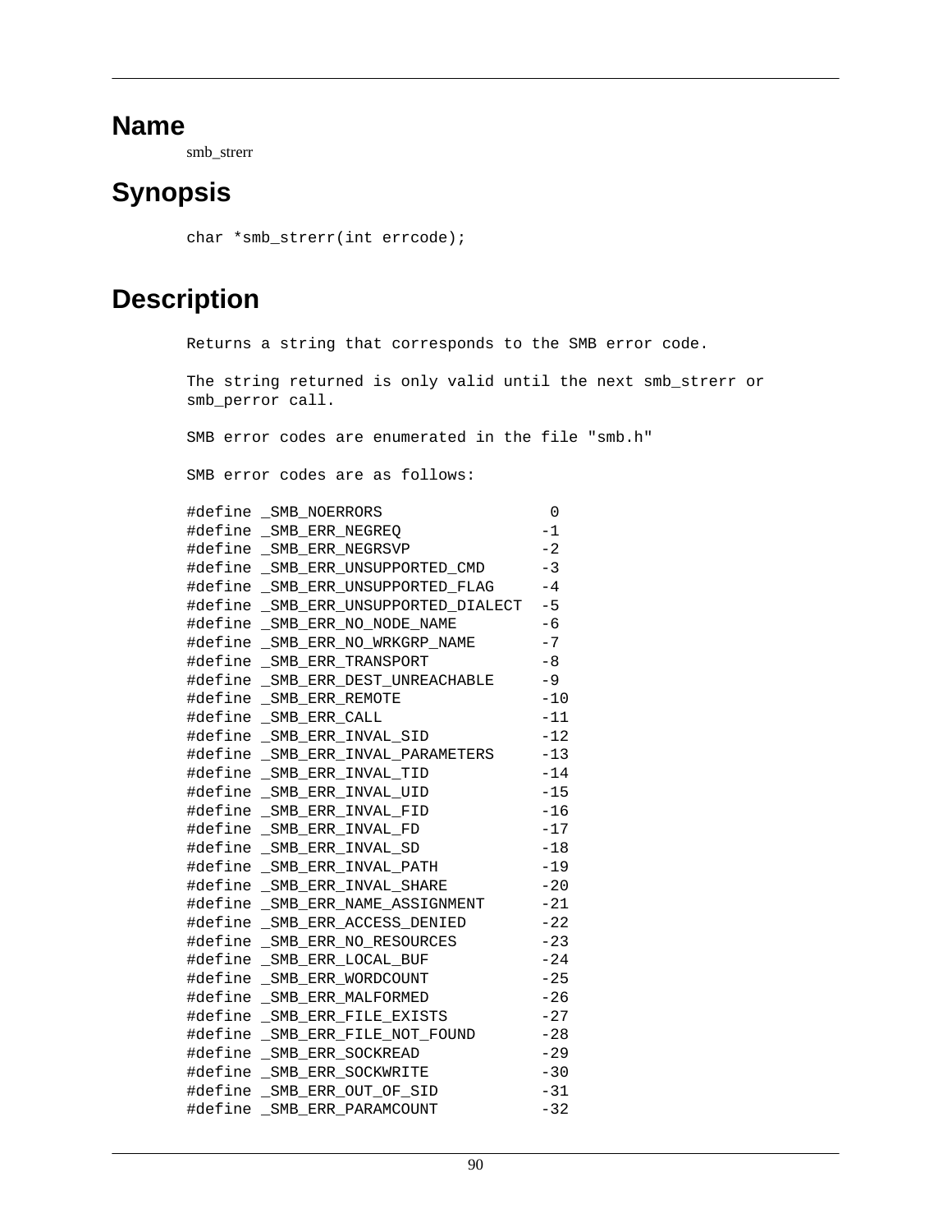## Name

smb_strerr

## Synopsis

```
char *smb_strerr(int errcode);
```

## Description

```
Returns a string that corresponds to the SMB error code.

The string returned is only valid until the next smb_strerr or
smb_perror call.

SMB error codes are enumerated in the file "smb.h"

SMB error codes are as follows:

#define _SMB_NOERRORS                   0
#define _SMB_ERR_NEGREQ                -1
#define _SMB_ERR_NEGRSVP               -2
#define _SMB_ERR_UNSUPPORTED_CMD       -3
#define _SMB_ERR_UNSUPPORTED_FLAG      -4
#define _SMB_ERR_UNSUPPORTED_DIALECT   -5
#define _SMB_ERR_NO_NODE_NAME          -6
#define _SMB_ERR_NO_WRKGRP_NAME        -7
#define _SMB_ERR_TRANSPORT             -8
#define _SMB_ERR_DEST_UNREACHABLE      -9
#define _SMB_ERR_REMOTE                -10
#define _SMB_ERR_CALL                  -11
#define _SMB_ERR_INVAL_SID             -12
#define _SMB_ERR_INVAL_PARAMETERS      -13
#define _SMB_ERR_INVAL_TID             -14
#define _SMB_ERR_INVAL_UID             -15
#define _SMB_ERR_INVAL_FID             -16
#define _SMB_ERR_INVAL_FD              -17
#define _SMB_ERR_INVAL_SD              -18
#define _SMB_ERR_INVAL_PATH            -19
#define _SMB_ERR_INVAL_SHARE           -20
#define _SMB_ERR_NAME_ASSIGNMENT       -21
#define _SMB_ERR_ACCESS_DENIED         -22
#define _SMB_ERR_NO_RESOURCES          -23
#define _SMB_ERR_LOCAL_BUF             -24
#define _SMB_ERR_WORDCOUNT             -25
#define _SMB_ERR_MALFORMED             -26
#define _SMB_ERR_FILE_EXISTS           -27
#define _SMB_ERR_FILE_NOT_FOUND        -28
#define _SMB_ERR_SOCKREAD              -29
#define _SMB_ERR_SOCKWRITE             -30
#define _SMB_ERR_OUT_OF_SID            -31
#define _SMB_ERR_PARAMCOUNT            -32
```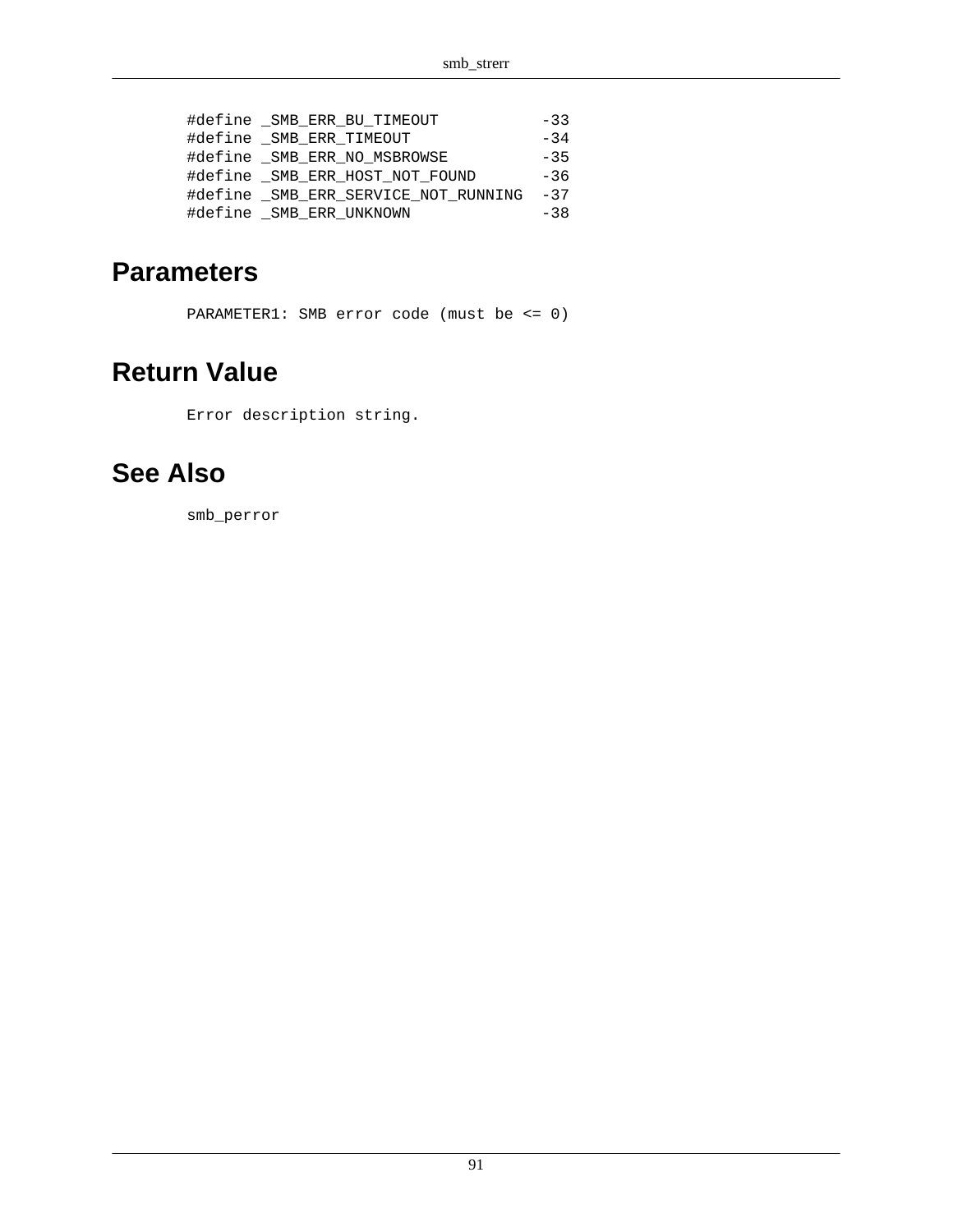```
#define _SMB_ERR_BU_TIMEOUT           -33
#define _SMB_ERR_TIMEOUT              -34
#define _SMB_ERR_NO_MSBROWSE          -35
#define _SMB_ERR_HOST_NOT_FOUND       -36
#define _SMB_ERR_SERVICE_NOT_RUNNING  -37
#define _SMB_ERR_UNKNOWN              -38
```

## Parameters

```
PARAMETER1: SMB error code (must be <= 0)
```

## Return Value

```
Error description string.
```

## See Also

```
smb_perror
```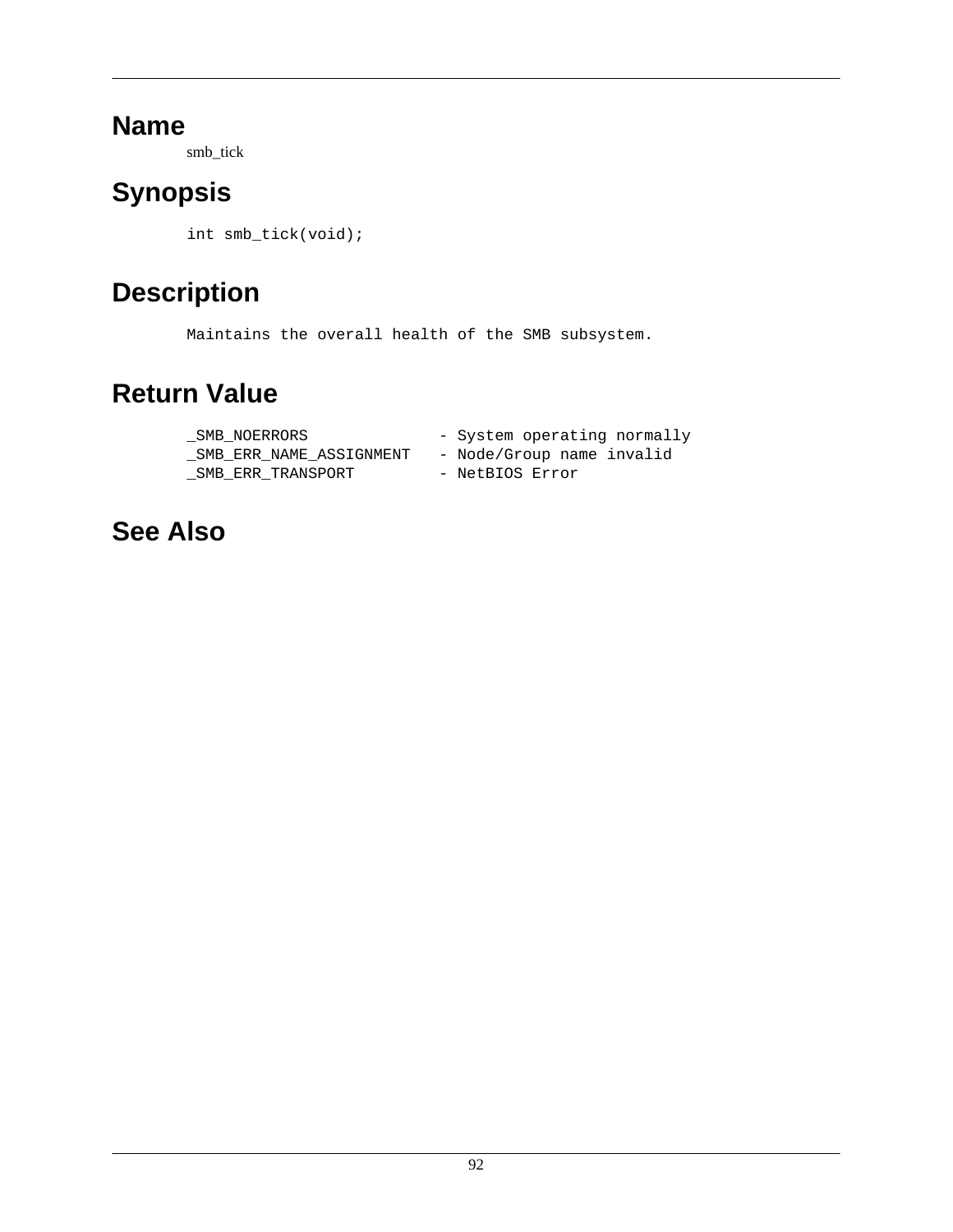## Name

smb_tick

## Synopsis

```
int smb_tick(void);
```

## Description

```
Maintains the overall health of the SMB subsystem.
```

## Return Value

```
_SMB_NOERRORS             - System operating normally
_SMB_ERR_NAME_ASSIGNMENT  - Node/Group name invalid
_SMB_ERR_TRANSPORT        - NetBIOS Error
```

## See Also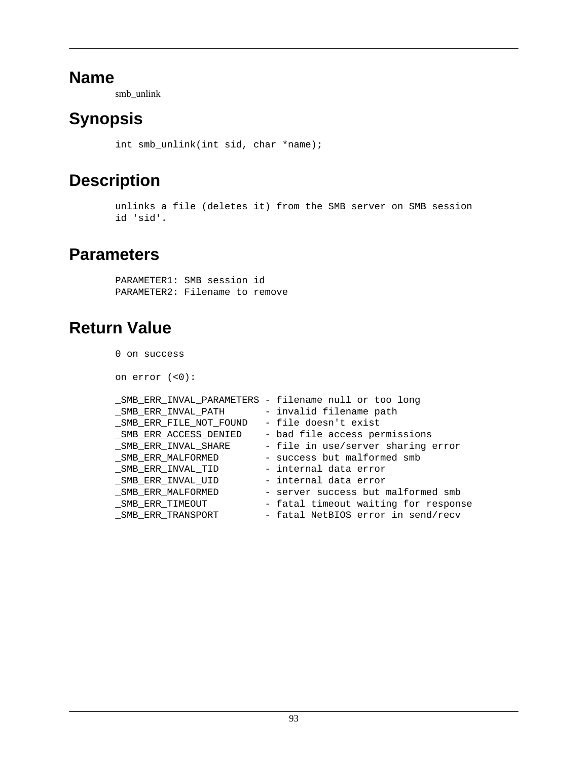## Name

smb_unlink

## Synopsis

```
int smb_unlink(int sid, char *name);
```

## Description

```
unlinks a file (deletes it) from the SMB server on SMB session
id 'sid'.
```

## Parameters

```
PARAMETER1: SMB session id
PARAMETER2: Filename to remove
```

## Return Value

```
0 on success

on error (<0):

_SMB_ERR_INVAL_PARAMETERS - filename null or too long
_SMB_ERR_INVAL_PATH       - invalid filename path
_SMB_ERR_FILE_NOT_FOUND   - file doesn't exist
_SMB_ERR_ACCESS_DENIED    - bad file access permissions
_SMB_ERR_INVAL_SHARE      - file in use/server sharing error
_SMB_ERR_MALFORMED        - success but malformed smb
_SMB_ERR_INVAL_TID        - internal data error
_SMB_ERR_INVAL_UID        - internal data error
_SMB_ERR_MALFORMED        - server success but malformed smb
_SMB_ERR_TIMEOUT          - fatal timeout waiting for response
_SMB_ERR_TRANSPORT        - fatal NetBIOS error in send/recv
```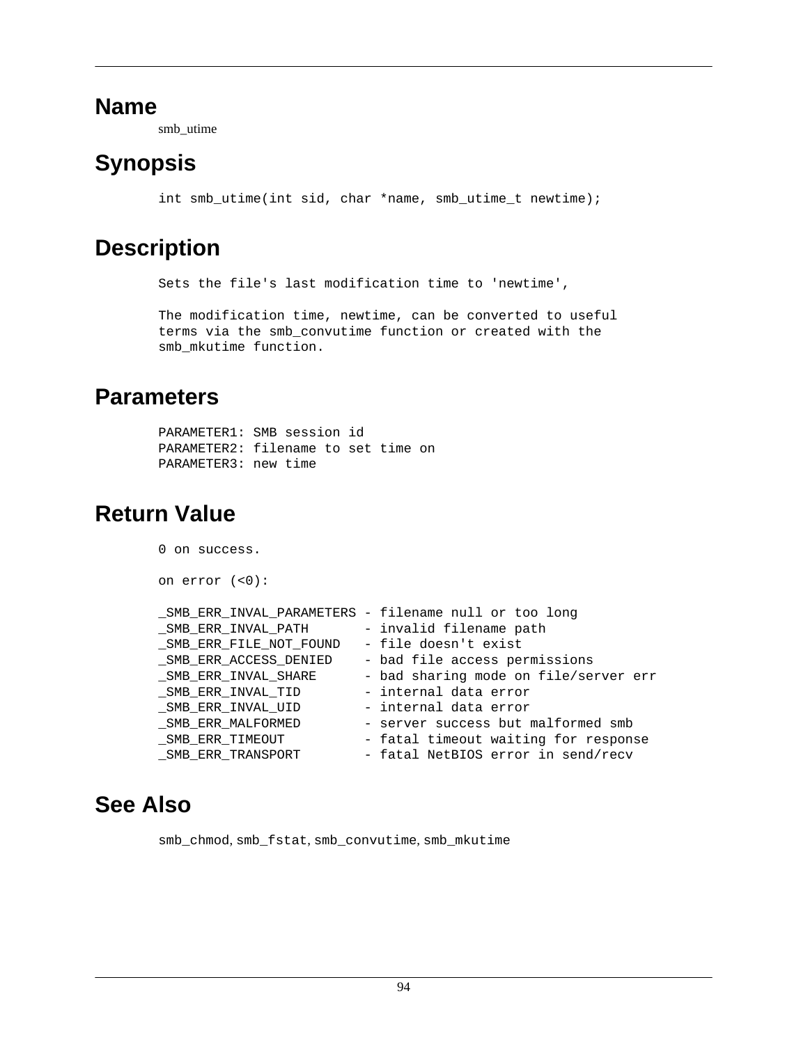# Name

smb_utime

# Synopsis

```
int smb_utime(int sid, char *name, smb_utime_t newtime);
```

# Description

```
Sets the file's last modification time to 'newtime',

The modification time, newtime, can be converted to useful
terms via the smb_convutime function or created with the
smb_mkutime function.
```

# Parameters

```
PARAMETER1: SMB session id
PARAMETER2: filename to set time on
PARAMETER3: new time
```

# Return Value

```
0 on success.

on error (<0):

_SMB_ERR_INVAL_PARAMETERS - filename null or too long
_SMB_ERR_INVAL_PATH       - invalid filename path
_SMB_ERR_FILE_NOT_FOUND   - file doesn't exist
_SMB_ERR_ACCESS_DENIED    - bad file access permissions
_SMB_ERR_INVAL_SHARE      - bad sharing mode on file/server err
_SMB_ERR_INVAL_TID        - internal data error
_SMB_ERR_INVAL_UID        - internal data error
_SMB_ERR_MALFORMED        - server success but malformed smb
_SMB_ERR_TIMEOUT          - fatal timeout waiting for response
_SMB_ERR_TRANSPORT        - fatal NetBIOS error in send/recv
```

# See Also

`smb_chmod`, `smb_fstat`, `smb_convutime`, `smb_mkutime`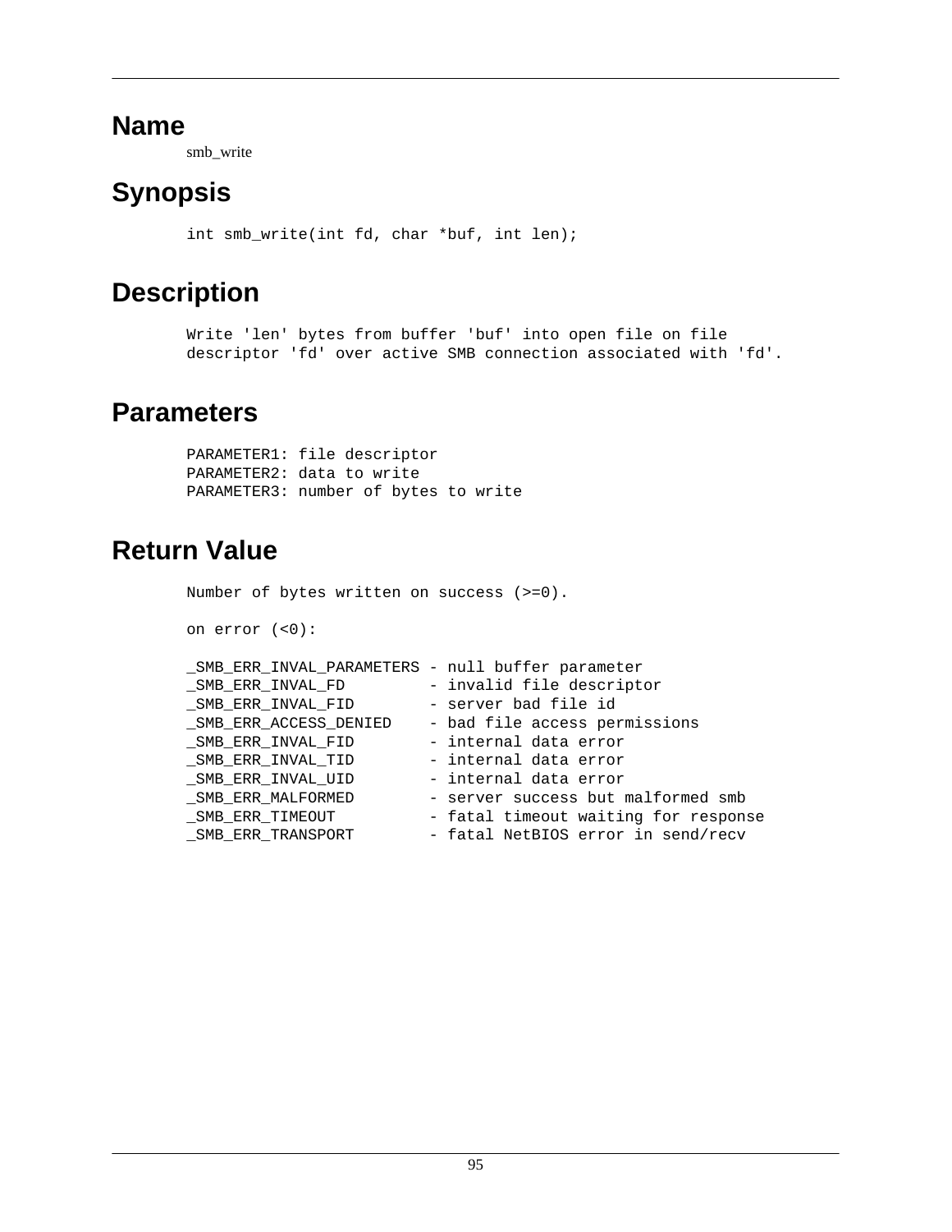## Name

smb_write

## Synopsis

```
int smb_write(int fd, char *buf, int len);
```

## Description

```
Write 'len' bytes from buffer 'buf' into open file on file
descriptor 'fd' over active SMB connection associated with 'fd'.
```

## Parameters

```
PARAMETER1: file descriptor
PARAMETER2: data to write
PARAMETER3: number of bytes to write
```

## Return Value

```
Number of bytes written on success (>=0).

on error (<0):

_SMB_ERR_INVAL_PARAMETERS - null buffer parameter
_SMB_ERR_INVAL_FD         - invalid file descriptor
_SMB_ERR_INVAL_FID        - server bad file id
_SMB_ERR_ACCESS_DENIED    - bad file access permissions
_SMB_ERR_INVAL_FID        - internal data error
_SMB_ERR_INVAL_TID        - internal data error
_SMB_ERR_INVAL_UID        - internal data error
_SMB_ERR_MALFORMED        - server success but malformed smb
_SMB_ERR_TIMEOUT          - fatal timeout waiting for response
_SMB_ERR_TRANSPORT        - fatal NetBIOS error in send/recv
```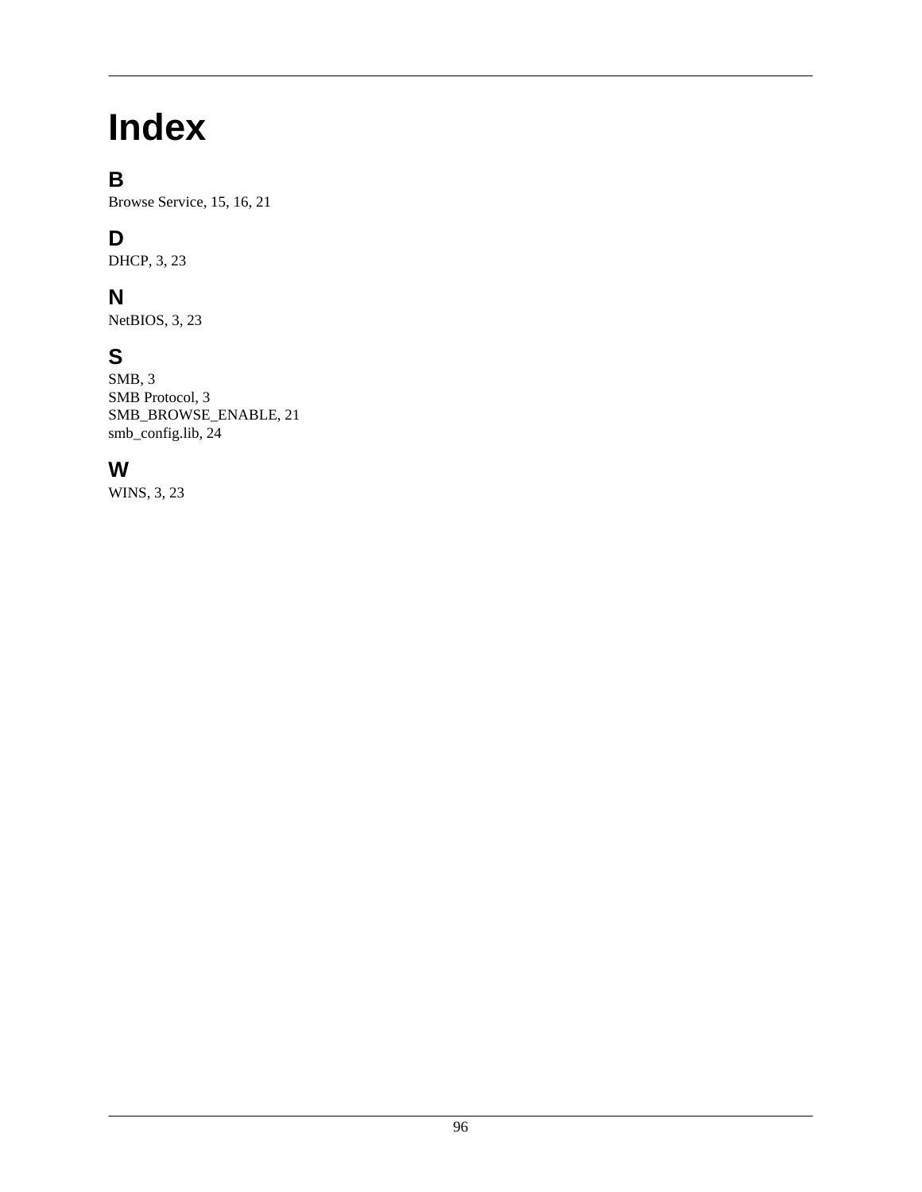# Index

## B

Browse Service, 15, 16, 21

## D

DHCP, 3, 23

## N

NetBIOS, 3, 23

## S

SMB, 3
SMB Protocol, 3
SMB_BROWSE_ENABLE, 21
smb_config.lib, 24

## W

WINS, 3, 23